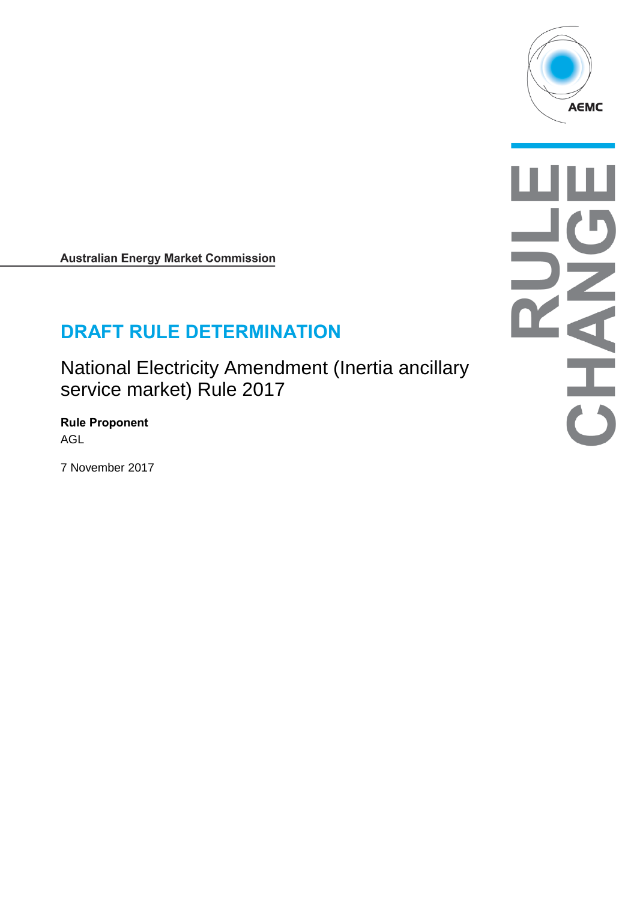AEMC

RULE CHANGE

**Australian Energy Market Commission**

# DRAFT RULE DETERMINATION

National Electricity Amendment (Inertia ancillary service market) Rule 2017

**Rule Proponent**

AGL

7 November 2017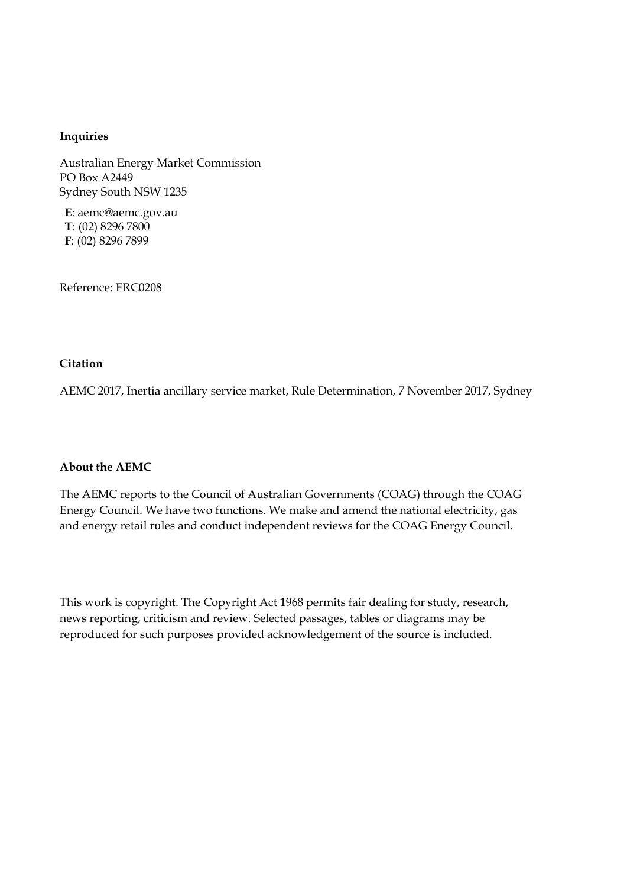**Inquiries**

Australian Energy Market Commission
PO Box A2449
Sydney South NSW 1235

**E**: aemc@aemc.gov.au
**T**: (02) 8296 7800
**F**: (02) 8296 7899

Reference: ERC0208

**Citation**

AEMC 2017, Inertia ancillary service market, Rule Determination, 7 November 2017, Sydney

**About the AEMC**

The AEMC reports to the Council of Australian Governments (COAG) through the COAG Energy Council. We have two functions. We make and amend the national electricity, gas and energy retail rules and conduct independent reviews for the COAG Energy Council.

This work is copyright. The Copyright Act 1968 permits fair dealing for study, research, news reporting, criticism and review. Selected passages, tables or diagrams may be reproduced for such purposes provided acknowledgement of the source is included.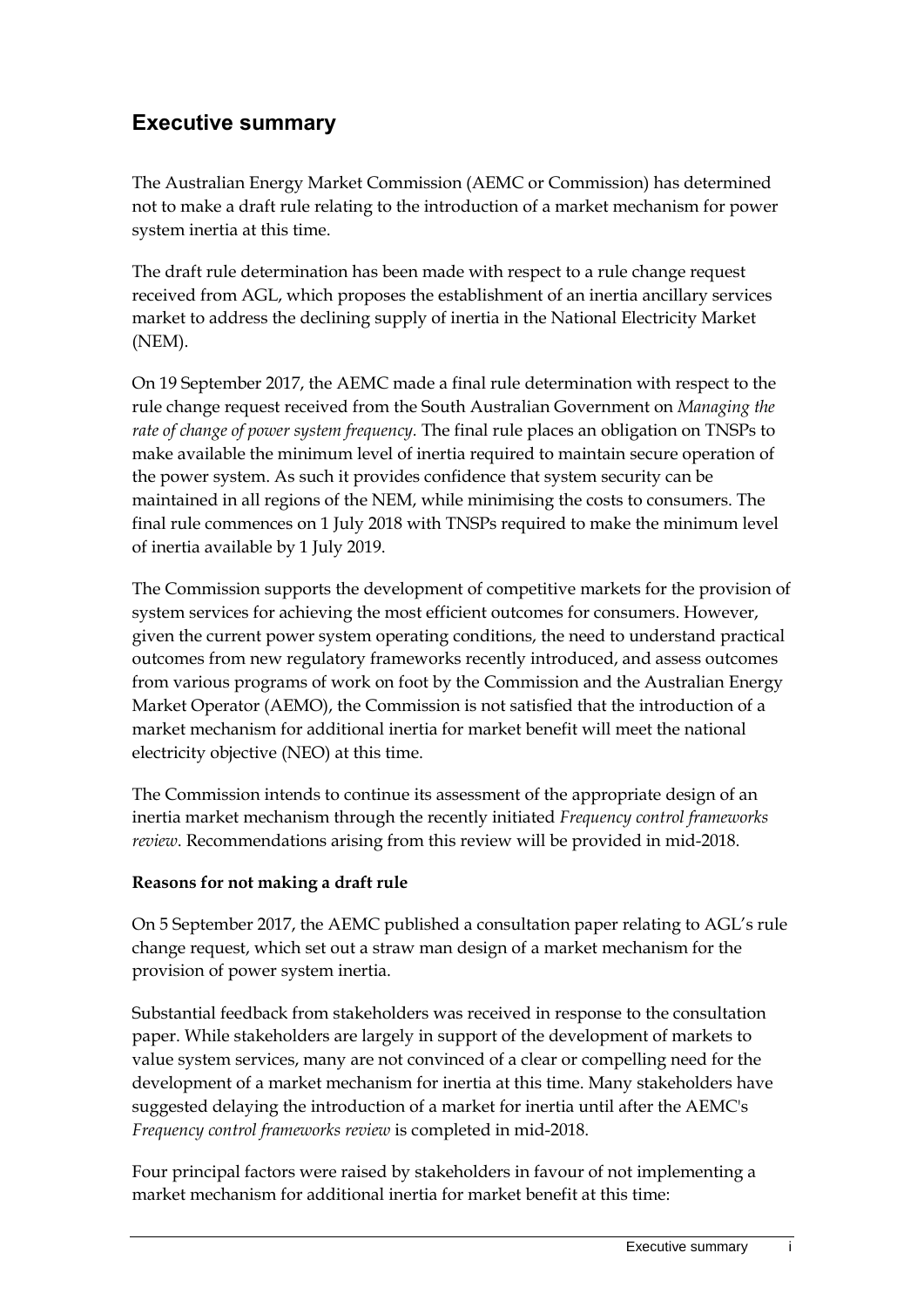## Executive summary

The Australian Energy Market Commission (AEMC or Commission) has determined not to make a draft rule relating to the introduction of a market mechanism for power system inertia at this time.

The draft rule determination has been made with respect to a rule change request received from AGL, which proposes the establishment of an inertia ancillary services market to address the declining supply of inertia in the National Electricity Market (NEM).

On 19 September 2017, the AEMC made a final rule determination with respect to the rule change request received from the South Australian Government on *Managing the rate of change of power system frequency.* The final rule places an obligation on TNSPs to make available the minimum level of inertia required to maintain secure operation of the power system. As such it provides confidence that system security can be maintained in all regions of the NEM, while minimising the costs to consumers. The final rule commences on 1 July 2018 with TNSPs required to make the minimum level of inertia available by 1 July 2019.

The Commission supports the development of competitive markets for the provision of system services for achieving the most efficient outcomes for consumers. However, given the current power system operating conditions, the need to understand practical outcomes from new regulatory frameworks recently introduced, and assess outcomes from various programs of work on foot by the Commission and the Australian Energy Market Operator (AEMO), the Commission is not satisfied that the introduction of a market mechanism for additional inertia for market benefit will meet the national electricity objective (NEO) at this time.

The Commission intends to continue its assessment of the appropriate design of an inertia market mechanism through the recently initiated *Frequency control frameworks review*. Recommendations arising from this review will be provided in mid-2018.

**Reasons for not making a draft rule**

On 5 September 2017, the AEMC published a consultation paper relating to AGL's rule change request, which set out a straw man design of a market mechanism for the provision of power system inertia.

Substantial feedback from stakeholders was received in response to the consultation paper. While stakeholders are largely in support of the development of markets to value system services, many are not convinced of a clear or compelling need for the development of a market mechanism for inertia at this time. Many stakeholders have suggested delaying the introduction of a market for inertia until after the AEMC's *Frequency control frameworks review* is completed in mid-2018.

Four principal factors were raised by stakeholders in favour of not implementing a market mechanism for additional inertia for market benefit at this time: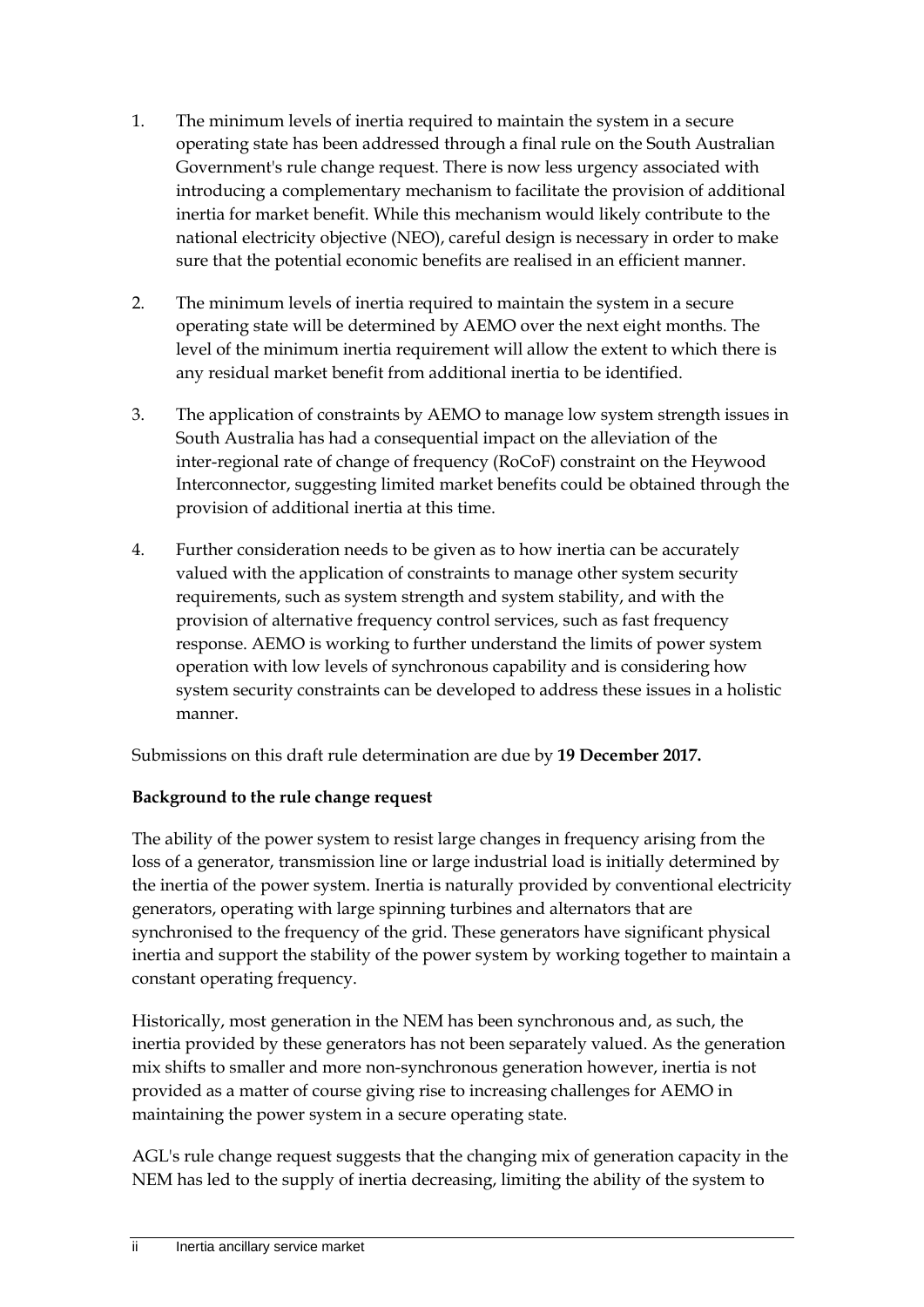1. The minimum levels of inertia required to maintain the system in a secure operating state has been addressed through a final rule on the South Australian Government's rule change request. There is now less urgency associated with introducing a complementary mechanism to facilitate the provision of additional inertia for market benefit. While this mechanism would likely contribute to the national electricity objective (NEO), careful design is necessary in order to make sure that the potential economic benefits are realised in an efficient manner.

2. The minimum levels of inertia required to maintain the system in a secure operating state will be determined by AEMO over the next eight months. The level of the minimum inertia requirement will allow the extent to which there is any residual market benefit from additional inertia to be identified.

3. The application of constraints by AEMO to manage low system strength issues in South Australia has had a consequential impact on the alleviation of the inter-regional rate of change of frequency (RoCoF) constraint on the Heywood Interconnector, suggesting limited market benefits could be obtained through the provision of additional inertia at this time.

4. Further consideration needs to be given as to how inertia can be accurately valued with the application of constraints to manage other system security requirements, such as system strength and system stability, and with the provision of alternative frequency control services, such as fast frequency response. AEMO is working to further understand the limits of power system operation with low levels of synchronous capability and is considering how system security constraints can be developed to address these issues in a holistic manner.

Submissions on this draft rule determination are due by **19 December 2017.**

**Background to the rule change request**

The ability of the power system to resist large changes in frequency arising from the loss of a generator, transmission line or large industrial load is initially determined by the inertia of the power system. Inertia is naturally provided by conventional electricity generators, operating with large spinning turbines and alternators that are synchronised to the frequency of the grid. These generators have significant physical inertia and support the stability of the power system by working together to maintain a constant operating frequency.

Historically, most generation in the NEM has been synchronous and, as such, the inertia provided by these generators has not been separately valued. As the generation mix shifts to smaller and more non-synchronous generation however, inertia is not provided as a matter of course giving rise to increasing challenges for AEMO in maintaining the power system in a secure operating state.

AGL's rule change request suggests that the changing mix of generation capacity in the NEM has led to the supply of inertia decreasing, limiting the ability of the system to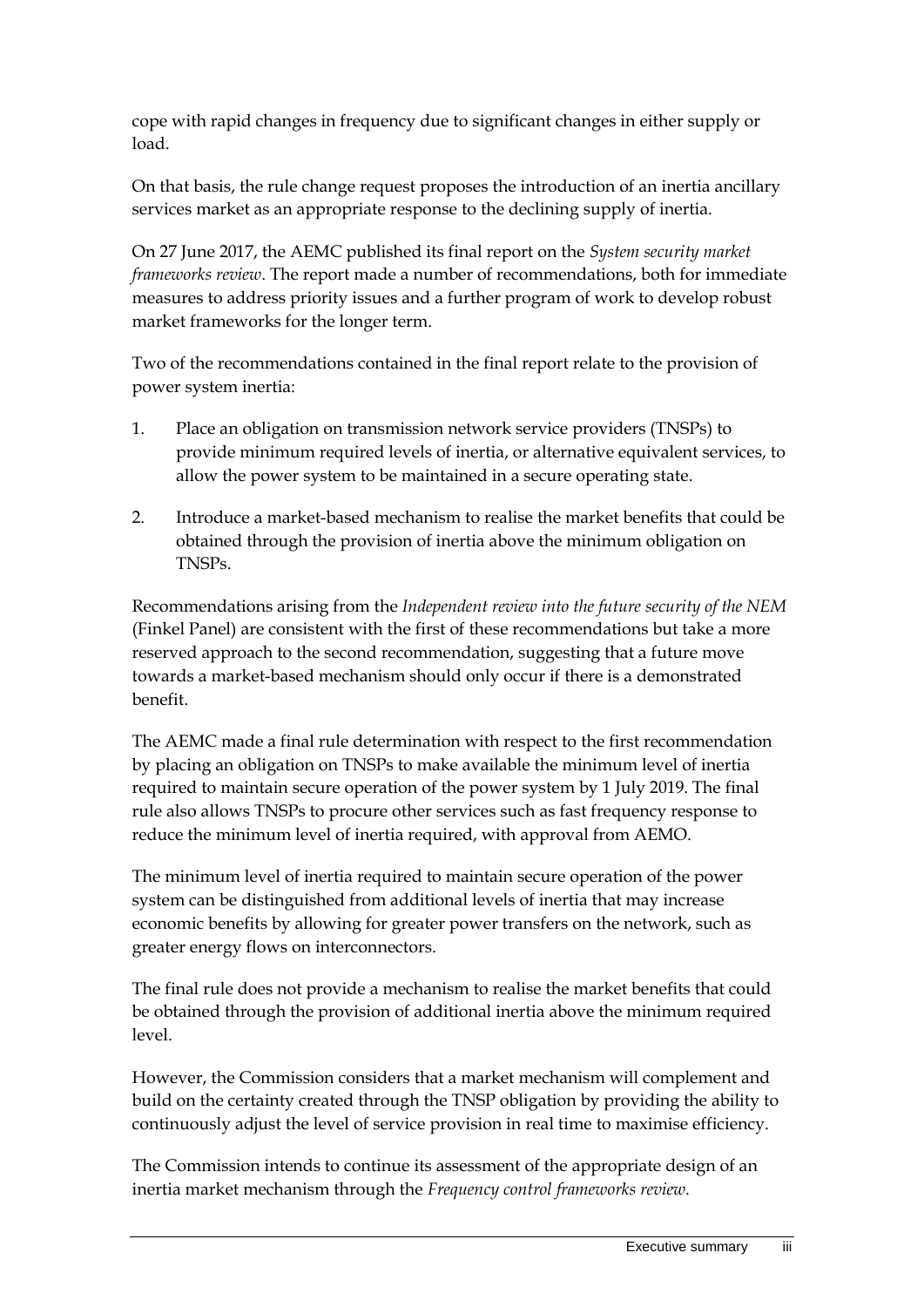cope with rapid changes in frequency due to significant changes in either supply or load.

On that basis, the rule change request proposes the introduction of an inertia ancillary services market as an appropriate response to the declining supply of inertia.

On 27 June 2017, the AEMC published its final report on the *System security market frameworks review*. The report made a number of recommendations, both for immediate measures to address priority issues and a further program of work to develop robust market frameworks for the longer term.

Two of the recommendations contained in the final report relate to the provision of power system inertia:

1. Place an obligation on transmission network service providers (TNSPs) to provide minimum required levels of inertia, or alternative equivalent services, to allow the power system to be maintained in a secure operating state.
2. Introduce a market-based mechanism to realise the market benefits that could be obtained through the provision of inertia above the minimum obligation on TNSPs.

Recommendations arising from the *Independent review into the future security of the NEM* (Finkel Panel) are consistent with the first of these recommendations but take a more reserved approach to the second recommendation, suggesting that a future move towards a market-based mechanism should only occur if there is a demonstrated benefit.

The AEMC made a final rule determination with respect to the first recommendation by placing an obligation on TNSPs to make available the minimum level of inertia required to maintain secure operation of the power system by 1 July 2019. The final rule also allows TNSPs to procure other services such as fast frequency response to reduce the minimum level of inertia required, with approval from AEMO.

The minimum level of inertia required to maintain secure operation of the power system can be distinguished from additional levels of inertia that may increase economic benefits by allowing for greater power transfers on the network, such as greater energy flows on interconnectors.

The final rule does not provide a mechanism to realise the market benefits that could be obtained through the provision of additional inertia above the minimum required level.

However, the Commission considers that a market mechanism will complement and build on the certainty created through the TNSP obligation by providing the ability to continuously adjust the level of service provision in real time to maximise efficiency.

The Commission intends to continue its assessment of the appropriate design of an inertia market mechanism through the *Frequency control frameworks review.*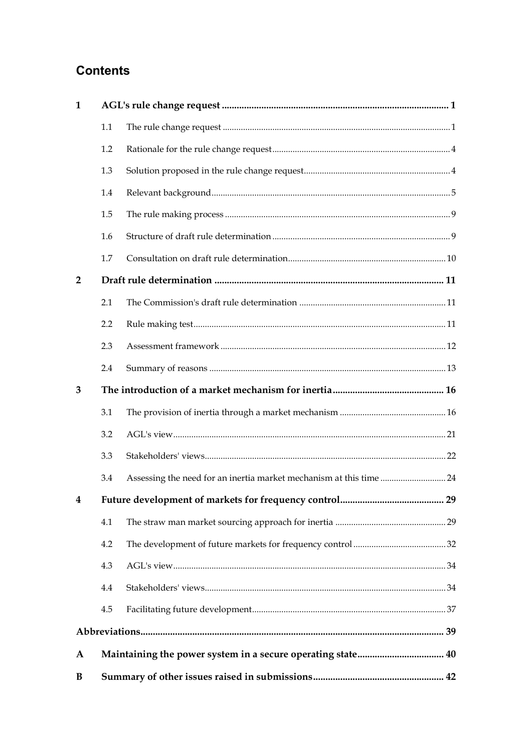## Contents

| | | |
|---|---|---|
| **1** | **AGL's rule change request** | **1** |
| 1.1 | The rule change request | 1 |
| 1.2 | Rationale for the rule change request | 4 |
| 1.3 | Solution proposed in the rule change request | 4 |
| 1.4 | Relevant background | 5 |
| 1.5 | The rule making process | 9 |
| 1.6 | Structure of draft rule determination | 9 |
| 1.7 | Consultation on draft rule determination | 10 |
| **2** | **Draft rule determination** | **11** |
| 2.1 | The Commission's draft rule determination | 11 |
| 2.2 | Rule making test | 11 |
| 2.3 | Assessment framework | 12 |
| 2.4 | Summary of reasons | 13 |
| **3** | **The introduction of a market mechanism for inertia** | **16** |
| 3.1 | The provision of inertia through a market mechanism | 16 |
| 3.2 | AGL's view | 21 |
| 3.3 | Stakeholders' views | 22 |
| 3.4 | Assessing the need for an inertia market mechanism at this time | 24 |
| **4** | **Future development of markets for frequency control** | **29** |
| 4.1 | The straw man market sourcing approach for inertia | 29 |
| 4.2 | The development of future markets for frequency control | 32 |
| 4.3 | AGL's view | 34 |
| 4.4 | Stakeholders' views | 34 |
| 4.5 | Facilitating future development | 37 |
| **Abbreviations** | | **39** |
| **A** | **Maintaining the power system in a secure operating state** | **40** |
| **B** | **Summary of other issues raised in submissions** | **42** |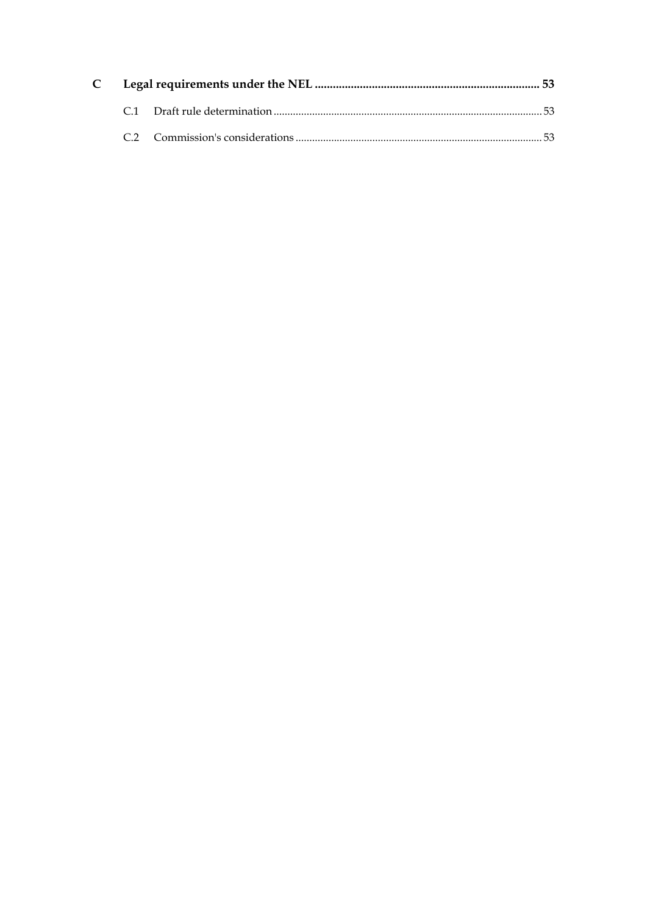**C Legal requirements under the NEL ........................................................................... 53**

C.1 Draft rule determination ................................................................................................ 53

C.2 Commission's considerations ........................................................................................ 53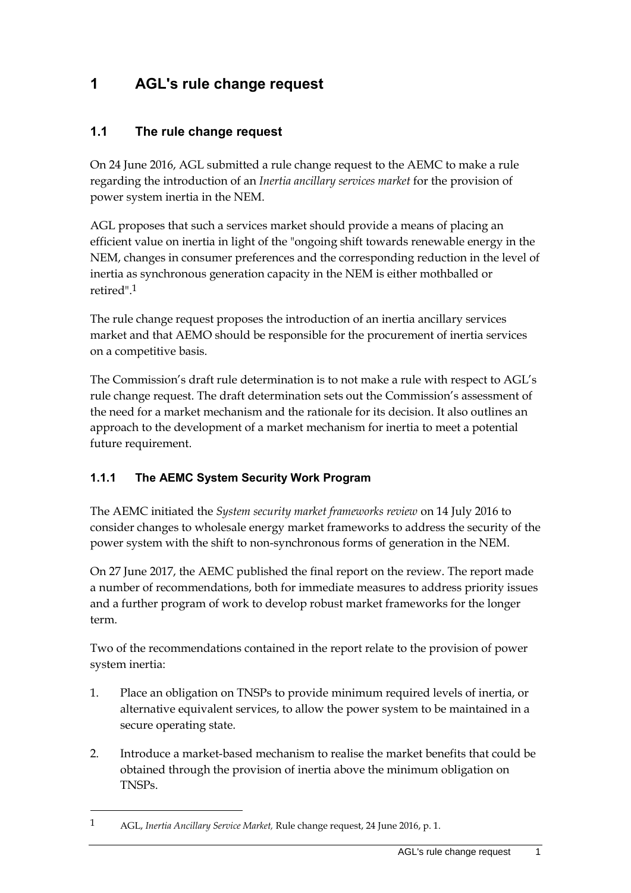# 1 AGL's rule change request

## 1.1 The rule change request

On 24 June 2016, AGL submitted a rule change request to the AEMC to make a rule regarding the introduction of an *Inertia ancillary services market* for the provision of power system inertia in the NEM.

AGL proposes that such a services market should provide a means of placing an efficient value on inertia in light of the "ongoing shift towards renewable energy in the NEM, changes in consumer preferences and the corresponding reduction in the level of inertia as synchronous generation capacity in the NEM is either mothballed or retired".[1]

The rule change request proposes the introduction of an inertia ancillary services market and that AEMO should be responsible for the procurement of inertia services on a competitive basis.

The Commission's draft rule determination is to not make a rule with respect to AGL's rule change request. The draft determination sets out the Commission's assessment of the need for a market mechanism and the rationale for its decision. It also outlines an approach to the development of a market mechanism for inertia to meet a potential future requirement.

### 1.1.1 The AEMC System Security Work Program

The AEMC initiated the *System security market frameworks review* on 14 July 2016 to consider changes to wholesale energy market frameworks to address the security of the power system with the shift to non-synchronous forms of generation in the NEM.

On 27 June 2017, the AEMC published the final report on the review. The report made a number of recommendations, both for immediate measures to address priority issues and a further program of work to develop robust market frameworks for the longer term.

Two of the recommendations contained in the report relate to the provision of power system inertia:

1. Place an obligation on TNSPs to provide minimum required levels of inertia, or alternative equivalent services, to allow the power system to be maintained in a secure operating state.
2. Introduce a market-based mechanism to realise the market benefits that could be obtained through the provision of inertia above the minimum obligation on TNSPs.

[1] AGL, *Inertia Ancillary Service Market,* Rule change request, 24 June 2016, p. 1.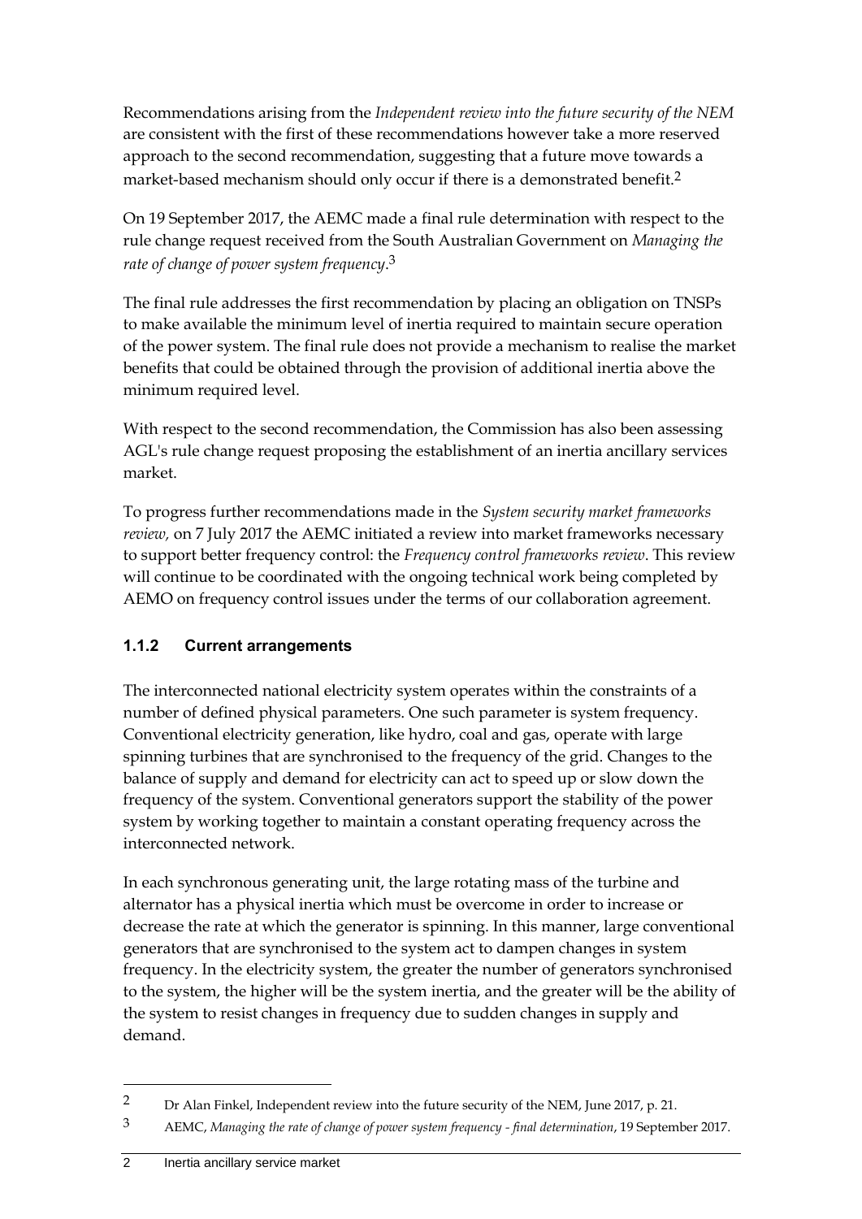Recommendations arising from the *Independent review into the future security of the NEM* are consistent with the first of these recommendations however take a more reserved approach to the second recommendation, suggesting that a future move towards a market-based mechanism should only occur if there is a demonstrated benefit.[2]

On 19 September 2017, the AEMC made a final rule determination with respect to the rule change request received from the South Australian Government on *Managing the rate of change of power system frequency*.[3]

The final rule addresses the first recommendation by placing an obligation on TNSPs to make available the minimum level of inertia required to maintain secure operation of the power system. The final rule does not provide a mechanism to realise the market benefits that could be obtained through the provision of additional inertia above the minimum required level.

With respect to the second recommendation, the Commission has also been assessing AGL's rule change request proposing the establishment of an inertia ancillary services market.

To progress further recommendations made in the *System security market frameworks review,* on 7 July 2017 the AEMC initiated a review into market frameworks necessary to support better frequency control: the *Frequency control frameworks review*. This review will continue to be coordinated with the ongoing technical work being completed by AEMO on frequency control issues under the terms of our collaboration agreement.

### 1.1.2 Current arrangements

The interconnected national electricity system operates within the constraints of a number of defined physical parameters. One such parameter is system frequency. Conventional electricity generation, like hydro, coal and gas, operate with large spinning turbines that are synchronised to the frequency of the grid. Changes to the balance of supply and demand for electricity can act to speed up or slow down the frequency of the system. Conventional generators support the stability of the power system by working together to maintain a constant operating frequency across the interconnected network.

In each synchronous generating unit, the large rotating mass of the turbine and alternator has a physical inertia which must be overcome in order to increase or decrease the rate at which the generator is spinning. In this manner, large conventional generators that are synchronised to the system act to dampen changes in system frequency. In the electricity system, the greater the number of generators synchronised to the system, the higher will be the system inertia, and the greater will be the ability of the system to resist changes in frequency due to sudden changes in supply and demand.

---

[2] Dr Alan Finkel, Independent review into the future security of the NEM, June 2017, p. 21.

[3] AEMC, *Managing the rate of change of power system frequency - final determination*, 19 September 2017.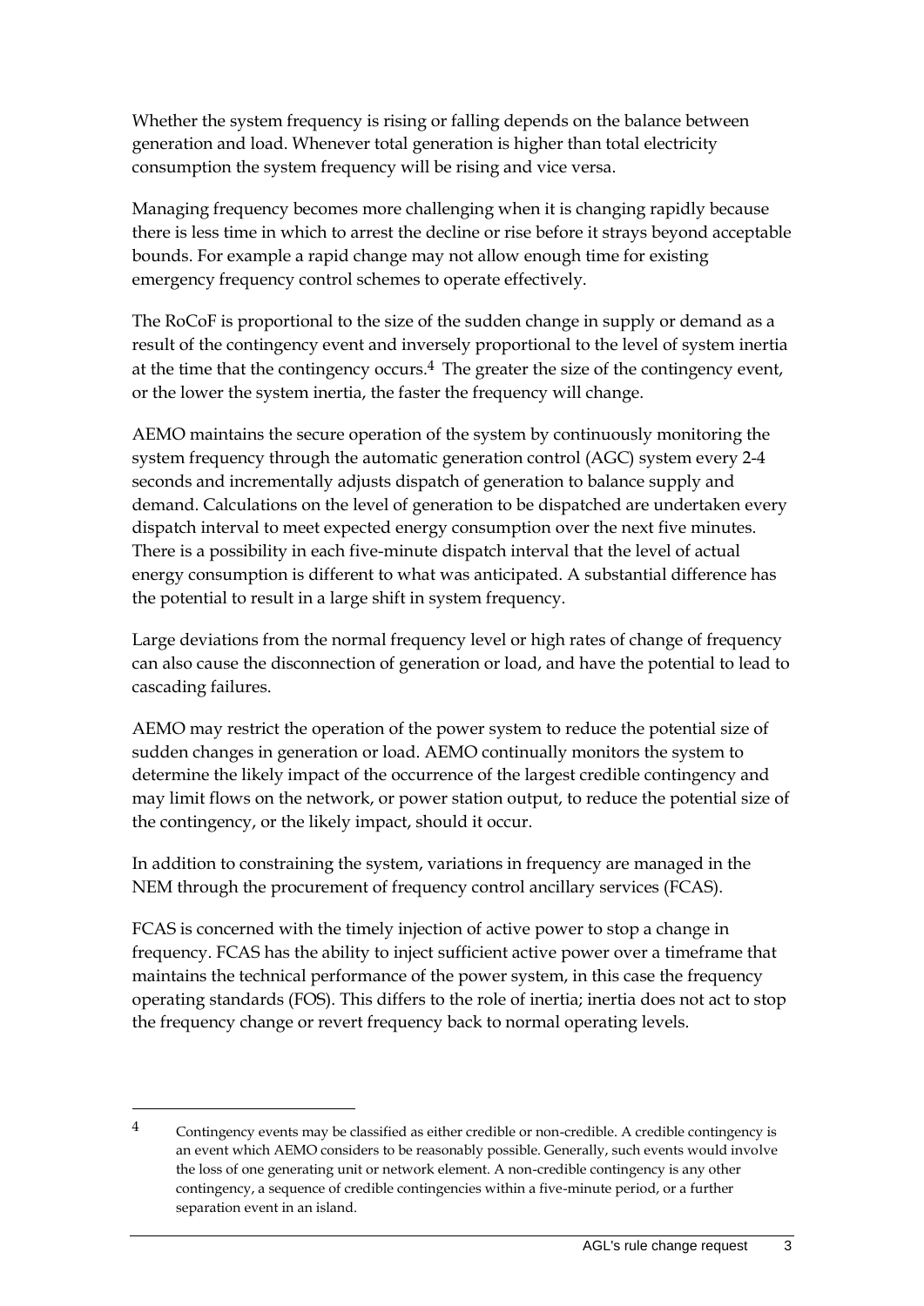Whether the system frequency is rising or falling depends on the balance between generation and load. Whenever total generation is higher than total electricity consumption the system frequency will be rising and vice versa.

Managing frequency becomes more challenging when it is changing rapidly because there is less time in which to arrest the decline or rise before it strays beyond acceptable bounds. For example a rapid change may not allow enough time for existing emergency frequency control schemes to operate effectively.

The RoCoF is proportional to the size of the sudden change in supply or demand as a result of the contingency event and inversely proportional to the level of system inertia at the time that the contingency occurs.[4] The greater the size of the contingency event, or the lower the system inertia, the faster the frequency will change.

AEMO maintains the secure operation of the system by continuously monitoring the system frequency through the automatic generation control (AGC) system every 2-4 seconds and incrementally adjusts dispatch of generation to balance supply and demand. Calculations on the level of generation to be dispatched are undertaken every dispatch interval to meet expected energy consumption over the next five minutes. There is a possibility in each five-minute dispatch interval that the level of actual energy consumption is different to what was anticipated. A substantial difference has the potential to result in a large shift in system frequency.

Large deviations from the normal frequency level or high rates of change of frequency can also cause the disconnection of generation or load, and have the potential to lead to cascading failures.

AEMO may restrict the operation of the power system to reduce the potential size of sudden changes in generation or load. AEMO continually monitors the system to determine the likely impact of the occurrence of the largest credible contingency and may limit flows on the network, or power station output, to reduce the potential size of the contingency, or the likely impact, should it occur.

In addition to constraining the system, variations in frequency are managed in the NEM through the procurement of frequency control ancillary services (FCAS).

FCAS is concerned with the timely injection of active power to stop a change in frequency. FCAS has the ability to inject sufficient active power over a timeframe that maintains the technical performance of the power system, in this case the frequency operating standards (FOS). This differs to the role of inertia; inertia does not act to stop the frequency change or revert frequency back to normal operating levels.

---

[4] Contingency events may be classified as either credible or non-credible. A credible contingency is an event which AEMO considers to be reasonably possible. Generally, such events would involve the loss of one generating unit or network element. A non-credible contingency is any other contingency, a sequence of credible contingencies within a five-minute period, or a further separation event in an island.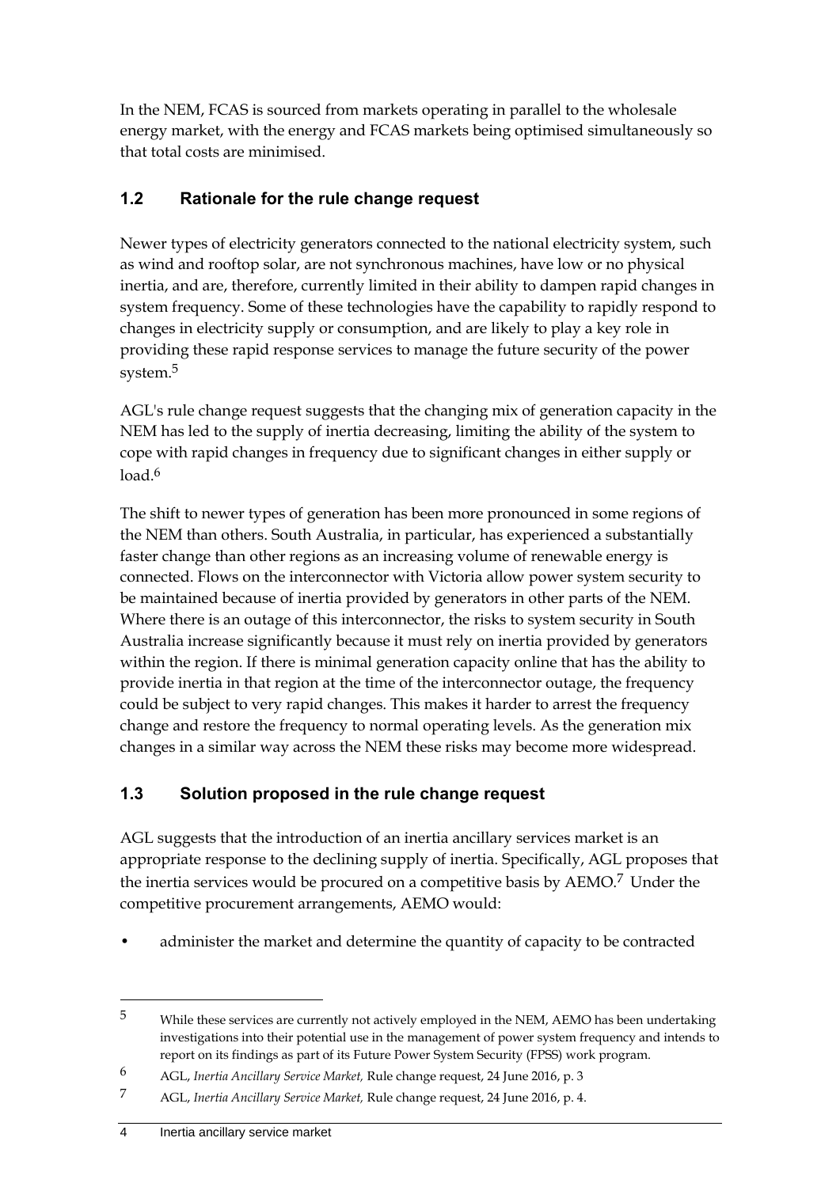In the NEM, FCAS is sourced from markets operating in parallel to the wholesale energy market, with the energy and FCAS markets being optimised simultaneously so that total costs are minimised.

## 1.2 Rationale for the rule change request

Newer types of electricity generators connected to the national electricity system, such as wind and rooftop solar, are not synchronous machines, have low or no physical inertia, and are, therefore, currently limited in their ability to dampen rapid changes in system frequency. Some of these technologies have the capability to rapidly respond to changes in electricity supply or consumption, and are likely to play a key role in providing these rapid response services to manage the future security of the power system.[5]

AGL's rule change request suggests that the changing mix of generation capacity in the NEM has led to the supply of inertia decreasing, limiting the ability of the system to cope with rapid changes in frequency due to significant changes in either supply or load.[6]

The shift to newer types of generation has been more pronounced in some regions of the NEM than others. South Australia, in particular, has experienced a substantially faster change than other regions as an increasing volume of renewable energy is connected. Flows on the interconnector with Victoria allow power system security to be maintained because of inertia provided by generators in other parts of the NEM. Where there is an outage of this interconnector, the risks to system security in South Australia increase significantly because it must rely on inertia provided by generators within the region. If there is minimal generation capacity online that has the ability to provide inertia in that region at the time of the interconnector outage, the frequency could be subject to very rapid changes. This makes it harder to arrest the frequency change and restore the frequency to normal operating levels. As the generation mix changes in a similar way across the NEM these risks may become more widespread.

## 1.3 Solution proposed in the rule change request

AGL suggests that the introduction of an inertia ancillary services market is an appropriate response to the declining supply of inertia. Specifically, AGL proposes that the inertia services would be procured on a competitive basis by AEMO.[7] Under the competitive procurement arrangements, AEMO would:

- administer the market and determine the quantity of capacity to be contracted

---

[5] While these services are currently not actively employed in the NEM, AEMO has been undertaking investigations into their potential use in the management of power system frequency and intends to report on its findings as part of its Future Power System Security (FPSS) work program.

[6] AGL, *Inertia Ancillary Service Market,* Rule change request, 24 June 2016, p. 3

[7] AGL, *Inertia Ancillary Service Market,* Rule change request, 24 June 2016, p. 4.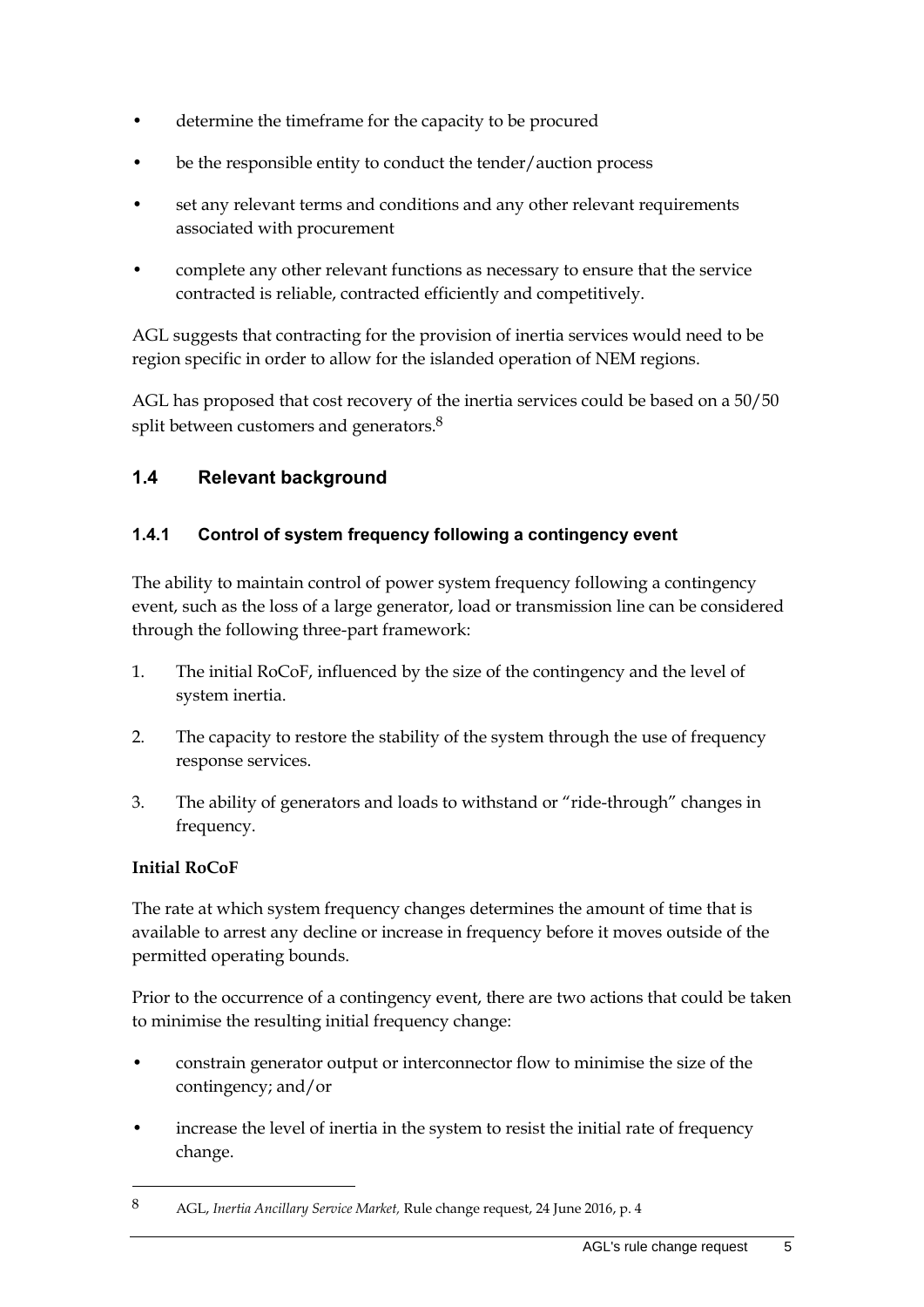- determine the timeframe for the capacity to be procured
- be the responsible entity to conduct the tender/auction process
- set any relevant terms and conditions and any other relevant requirements associated with procurement
- complete any other relevant functions as necessary to ensure that the service contracted is reliable, contracted efficiently and competitively.

AGL suggests that contracting for the provision of inertia services would need to be region specific in order to allow for the islanded operation of NEM regions.

AGL has proposed that cost recovery of the inertia services could be based on a 50/50 split between customers and generators.[8]

## 1.4 Relevant background

### 1.4.1 Control of system frequency following a contingency event

The ability to maintain control of power system frequency following a contingency event, such as the loss of a large generator, load or transmission line can be considered through the following three-part framework:

1. The initial RoCoF, influenced by the size of the contingency and the level of system inertia.
2. The capacity to restore the stability of the system through the use of frequency response services.
3. The ability of generators and loads to withstand or "ride-through" changes in frequency.

**Initial RoCoF**

The rate at which system frequency changes determines the amount of time that is available to arrest any decline or increase in frequency before it moves outside of the permitted operating bounds.

Prior to the occurrence of a contingency event, there are two actions that could be taken to minimise the resulting initial frequency change:

- constrain generator output or interconnector flow to minimise the size of the contingency; and/or
- increase the level of inertia in the system to resist the initial rate of frequency change.

---

[8] AGL, *Inertia Ancillary Service Market,* Rule change request, 24 June 2016, p. 4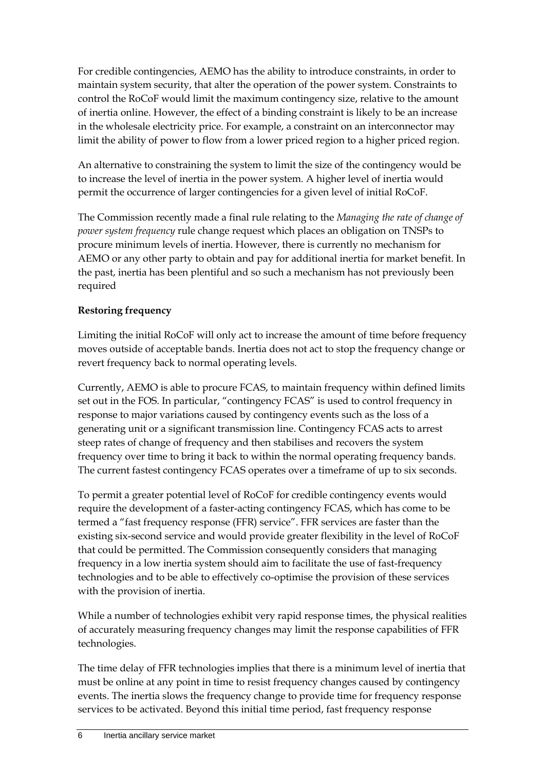For credible contingencies, AEMO has the ability to introduce constraints, in order to maintain system security, that alter the operation of the power system. Constraints to control the RoCoF would limit the maximum contingency size, relative to the amount of inertia online. However, the effect of a binding constraint is likely to be an increase in the wholesale electricity price. For example, a constraint on an interconnector may limit the ability of power to flow from a lower priced region to a higher priced region.

An alternative to constraining the system to limit the size of the contingency would be to increase the level of inertia in the power system. A higher level of inertia would permit the occurrence of larger contingencies for a given level of initial RoCoF.

The Commission recently made a final rule relating to the *Managing the rate of change of power system frequency* rule change request which places an obligation on TNSPs to procure minimum levels of inertia. However, there is currently no mechanism for AEMO or any other party to obtain and pay for additional inertia for market benefit. In the past, inertia has been plentiful and so such a mechanism has not previously been required

**Restoring frequency**

Limiting the initial RoCoF will only act to increase the amount of time before frequency moves outside of acceptable bands. Inertia does not act to stop the frequency change or revert frequency back to normal operating levels.

Currently, AEMO is able to procure FCAS, to maintain frequency within defined limits set out in the FOS. In particular, "contingency FCAS" is used to control frequency in response to major variations caused by contingency events such as the loss of a generating unit or a significant transmission line. Contingency FCAS acts to arrest steep rates of change of frequency and then stabilises and recovers the system frequency over time to bring it back to within the normal operating frequency bands. The current fastest contingency FCAS operates over a timeframe of up to six seconds.

To permit a greater potential level of RoCoF for credible contingency events would require the development of a faster-acting contingency FCAS, which has come to be termed a "fast frequency response (FFR) service". FFR services are faster than the existing six-second service and would provide greater flexibility in the level of RoCoF that could be permitted. The Commission consequently considers that managing frequency in a low inertia system should aim to facilitate the use of fast-frequency technologies and to be able to effectively co-optimise the provision of these services with the provision of inertia.

While a number of technologies exhibit very rapid response times, the physical realities of accurately measuring frequency changes may limit the response capabilities of FFR technologies.

The time delay of FFR technologies implies that there is a minimum level of inertia that must be online at any point in time to resist frequency changes caused by contingency events. The inertia slows the frequency change to provide time for frequency response services to be activated. Beyond this initial time period, fast frequency response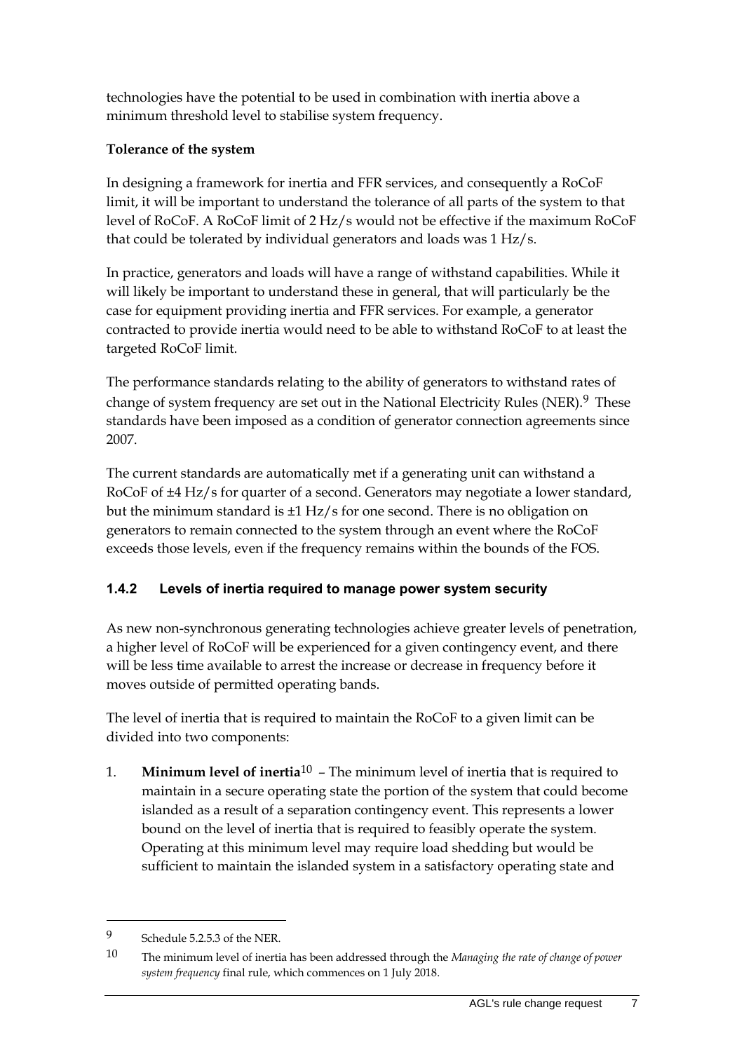technologies have the potential to be used in combination with inertia above a minimum threshold level to stabilise system frequency.

**Tolerance of the system**

In designing a framework for inertia and FFR services, and consequently a RoCoF limit, it will be important to understand the tolerance of all parts of the system to that level of RoCoF. A RoCoF limit of 2 Hz/s would not be effective if the maximum RoCoF that could be tolerated by individual generators and loads was 1 Hz/s.

In practice, generators and loads will have a range of withstand capabilities. While it will likely be important to understand these in general, that will particularly be the case for equipment providing inertia and FFR services. For example, a generator contracted to provide inertia would need to be able to withstand RoCoF to at least the targeted RoCoF limit.

The performance standards relating to the ability of generators to withstand rates of change of system frequency are set out in the National Electricity Rules (NER).[9] These standards have been imposed as a condition of generator connection agreements since 2007.

The current standards are automatically met if a generating unit can withstand a RoCoF of ±4 Hz/s for quarter of a second. Generators may negotiate a lower standard, but the minimum standard is ±1 Hz/s for one second. There is no obligation on generators to remain connected to the system through an event where the RoCoF exceeds those levels, even if the frequency remains within the bounds of the FOS.

### 1.4.2 Levels of inertia required to manage power system security

As new non-synchronous generating technologies achieve greater levels of penetration, a higher level of RoCoF will be experienced for a given contingency event, and there will be less time available to arrest the increase or decrease in frequency before it moves outside of permitted operating bands.

The level of inertia that is required to maintain the RoCoF to a given limit can be divided into two components:

1. **Minimum level of inertia**[10] – The minimum level of inertia that is required to maintain in a secure operating state the portion of the system that could become islanded as a result of a separation contingency event. This represents a lower bound on the level of inertia that is required to feasibly operate the system. Operating at this minimum level may require load shedding but would be sufficient to maintain the islanded system in a satisfactory operating state and

---

9 Schedule 5.2.5.3 of the NER.

10 The minimum level of inertia has been addressed through the *Managing the rate of change of power system frequency* final rule, which commences on 1 July 2018.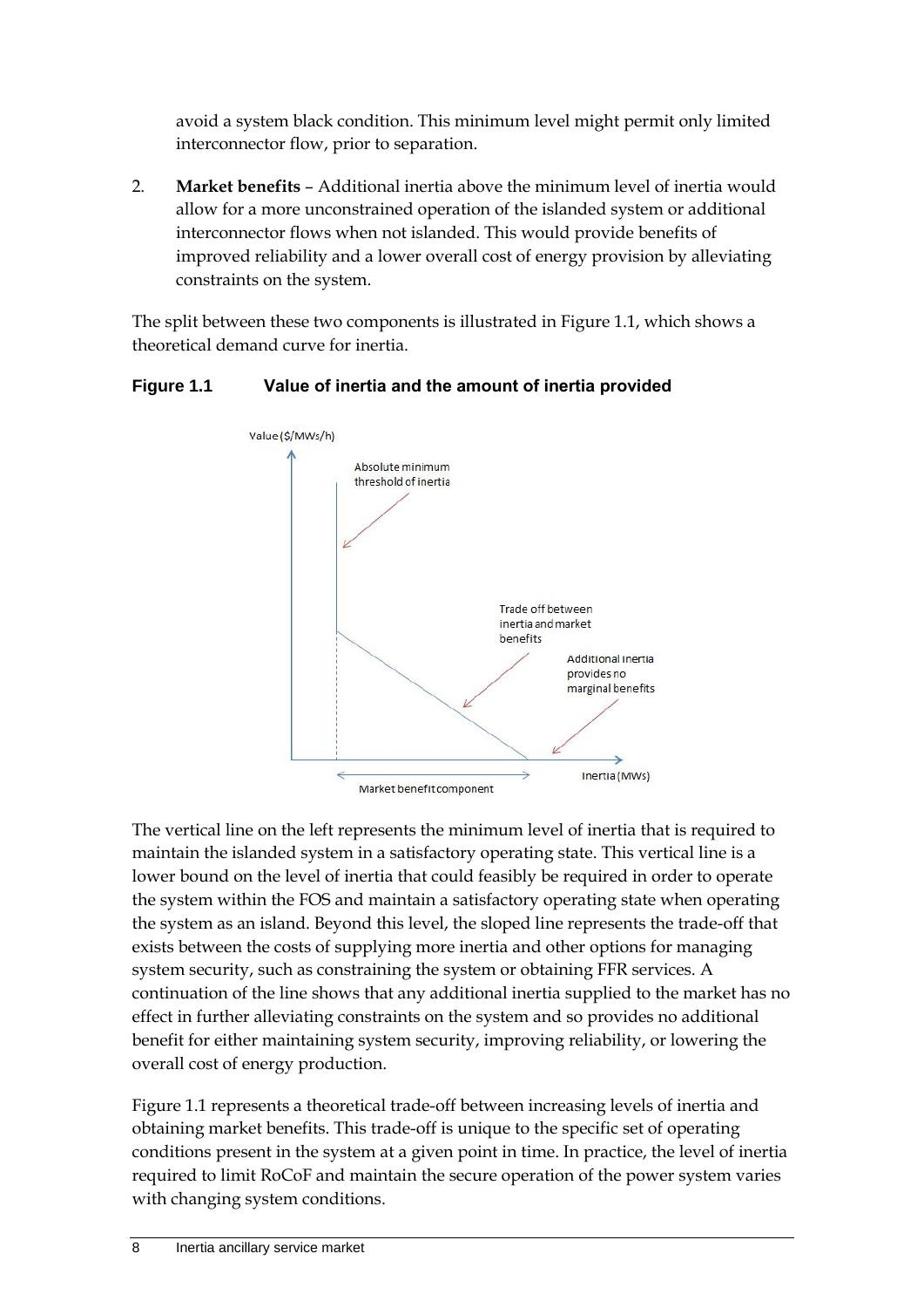avoid a system black condition. This minimum level might permit only limited interconnector flow, prior to separation.

2. **Market benefits** – Additional inertia above the minimum level of inertia would allow for a more unconstrained operation of the islanded system or additional interconnector flows when not islanded. This would provide benefits of improved reliability and a lower overall cost of energy provision by alleviating constraints on the system.

The split between these two components is illustrated in Figure 1.1, which shows a theoretical demand curve for inertia.

**Figure 1.1 Value of inertia and the amount of inertia provided**

Value ($/MWs/h)

Absolute minimum threshold of inertia

Trade off between inertia and market benefits

Additional inertia provides no marginal benefits

Inertia (MWs)

Market benefit component

The vertical line on the left represents the minimum level of inertia that is required to maintain the islanded system in a satisfactory operating state. This vertical line is a lower bound on the level of inertia that could feasibly be required in order to operate the system within the FOS and maintain a satisfactory operating state when operating the system as an island. Beyond this level, the sloped line represents the trade-off that exists between the costs of supplying more inertia and other options for managing system security, such as constraining the system or obtaining FFR services. A continuation of the line shows that any additional inertia supplied to the market has no effect in further alleviating constraints on the system and so provides no additional benefit for either maintaining system security, improving reliability, or lowering the overall cost of energy production.

Figure 1.1 represents a theoretical trade-off between increasing levels of inertia and obtaining market benefits. This trade-off is unique to the specific set of operating conditions present in the system at a given point in time. In practice, the level of inertia required to limit RoCoF and maintain the secure operation of the power system varies with changing system conditions.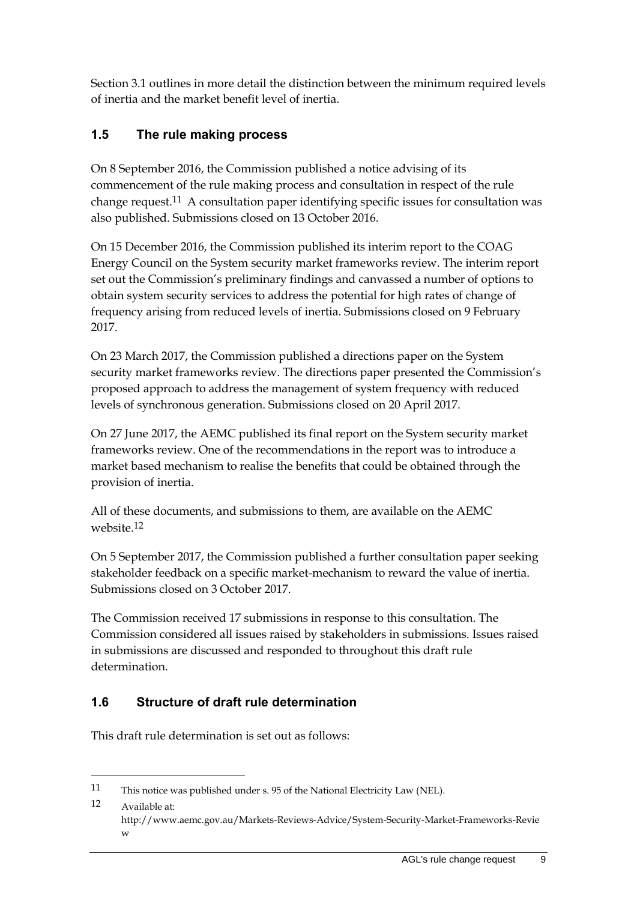Section 3.1 outlines in more detail the distinction between the minimum required levels of inertia and the market benefit level of inertia.

## 1.5 The rule making process

On 8 September 2016, the Commission published a notice advising of its commencement of the rule making process and consultation in respect of the rule change request.[11] A consultation paper identifying specific issues for consultation was also published. Submissions closed on 13 October 2016.

On 15 December 2016, the Commission published its interim report to the COAG Energy Council on the System security market frameworks review. The interim report set out the Commission's preliminary findings and canvassed a number of options to obtain system security services to address the potential for high rates of change of frequency arising from reduced levels of inertia. Submissions closed on 9 February 2017.

On 23 March 2017, the Commission published a directions paper on the System security market frameworks review. The directions paper presented the Commission's proposed approach to address the management of system frequency with reduced levels of synchronous generation. Submissions closed on 20 April 2017.

On 27 June 2017, the AEMC published its final report on the System security market frameworks review. One of the recommendations in the report was to introduce a market based mechanism to realise the benefits that could be obtained through the provision of inertia.

All of these documents, and submissions to them, are available on the AEMC website.[12]

On 5 September 2017, the Commission published a further consultation paper seeking stakeholder feedback on a specific market-mechanism to reward the value of inertia. Submissions closed on 3 October 2017.

The Commission received 17 submissions in response to this consultation. The Commission considered all issues raised by stakeholders in submissions. Issues raised in submissions are discussed and responded to throughout this draft rule determination.

## 1.6 Structure of draft rule determination

This draft rule determination is set out as follows:

---

11 This notice was published under s. 95 of the National Electricity Law (NEL).

12 Available at: http://www.aemc.gov.au/Markets-Reviews-Advice/System-Security-Market-Frameworks-Review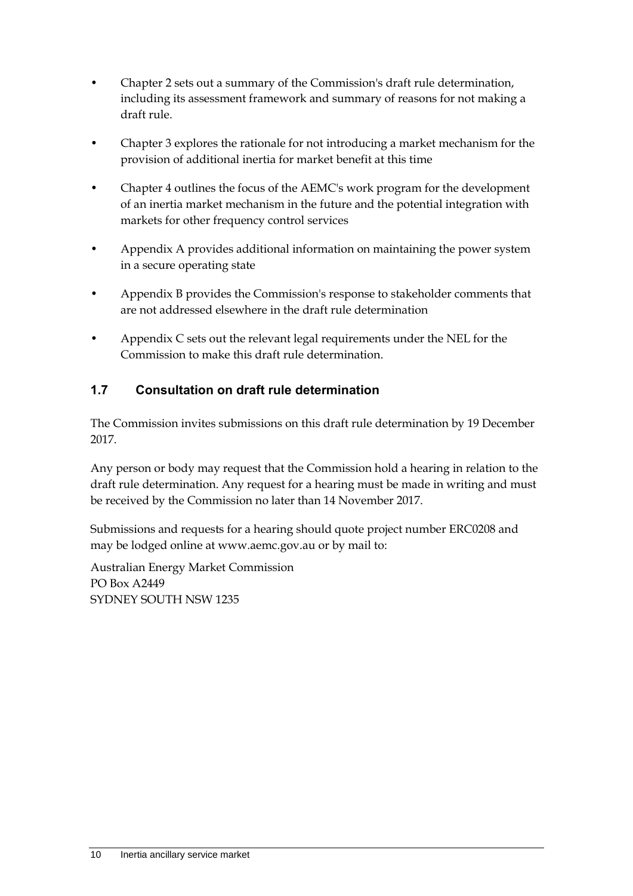- Chapter 2 sets out a summary of the Commission's draft rule determination, including its assessment framework and summary of reasons for not making a draft rule.
- Chapter 3 explores the rationale for not introducing a market mechanism for the provision of additional inertia for market benefit at this time
- Chapter 4 outlines the focus of the AEMC's work program for the development of an inertia market mechanism in the future and the potential integration with markets for other frequency control services
- Appendix A provides additional information on maintaining the power system in a secure operating state
- Appendix B provides the Commission's response to stakeholder comments that are not addressed elsewhere in the draft rule determination
- Appendix C sets out the relevant legal requirements under the NEL for the Commission to make this draft rule determination.

## 1.7 Consultation on draft rule determination

The Commission invites submissions on this draft rule determination by 19 December 2017.

Any person or body may request that the Commission hold a hearing in relation to the draft rule determination. Any request for a hearing must be made in writing and must be received by the Commission no later than 14 November 2017.

Submissions and requests for a hearing should quote project number ERC0208 and may be lodged online at www.aemc.gov.au or by mail to:

Australian Energy Market Commission
PO Box A2449
SYDNEY SOUTH NSW 1235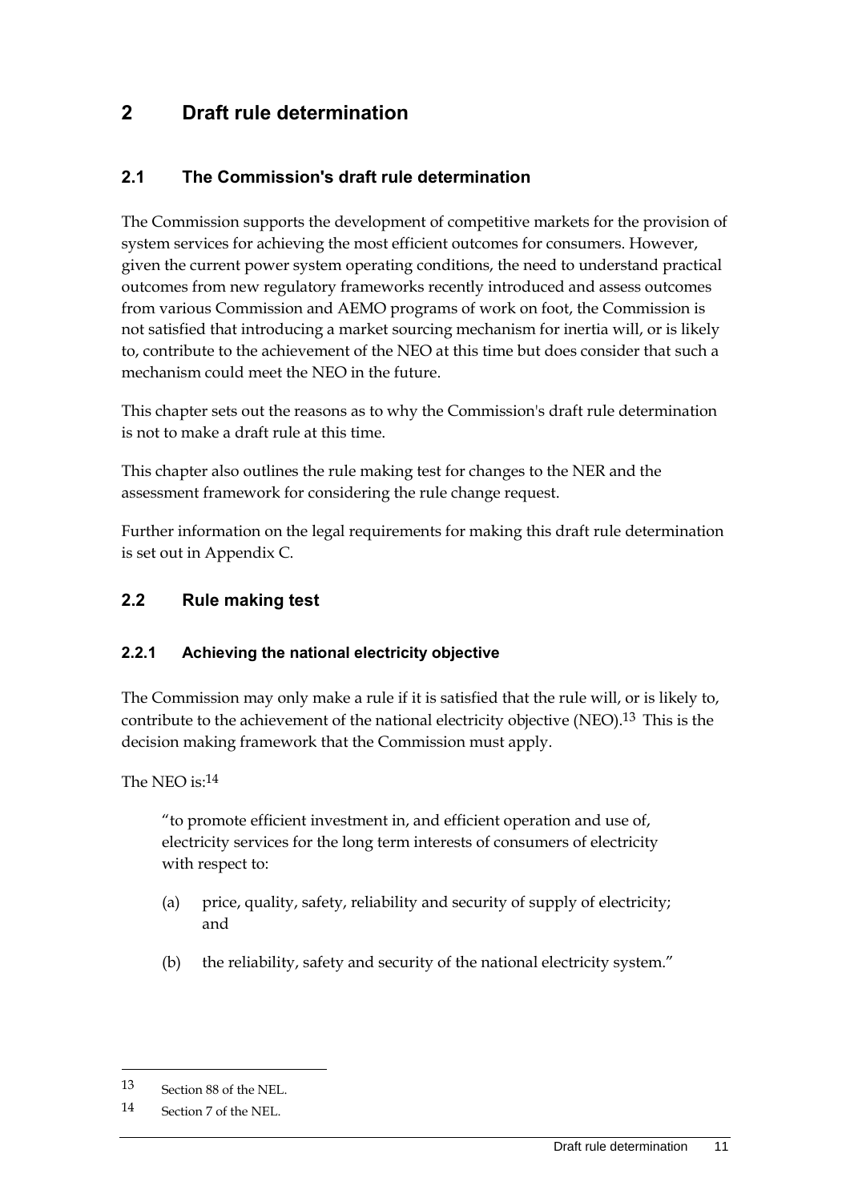# 2 Draft rule determination

## 2.1 The Commission's draft rule determination

The Commission supports the development of competitive markets for the provision of system services for achieving the most efficient outcomes for consumers. However, given the current power system operating conditions, the need to understand practical outcomes from new regulatory frameworks recently introduced and assess outcomes from various Commission and AEMO programs of work on foot, the Commission is not satisfied that introducing a market sourcing mechanism for inertia will, or is likely to, contribute to the achievement of the NEO at this time but does consider that such a mechanism could meet the NEO in the future.

This chapter sets out the reasons as to why the Commission's draft rule determination is not to make a draft rule at this time.

This chapter also outlines the rule making test for changes to the NER and the assessment framework for considering the rule change request.

Further information on the legal requirements for making this draft rule determination is set out in Appendix C.

## 2.2 Rule making test

### 2.2.1 Achieving the national electricity objective

The Commission may only make a rule if it is satisfied that the rule will, or is likely to, contribute to the achievement of the national electricity objective (NEO).[13] This is the decision making framework that the Commission must apply.

The NEO is:[14]

> "to promote efficient investment in, and efficient operation and use of, electricity services for the long term interests of consumers of electricity with respect to:
>
> (a) price, quality, safety, reliability and security of supply of electricity; and
>
> (b) the reliability, safety and security of the national electricity system."

---

13 Section 88 of the NEL.

14 Section 7 of the NEL.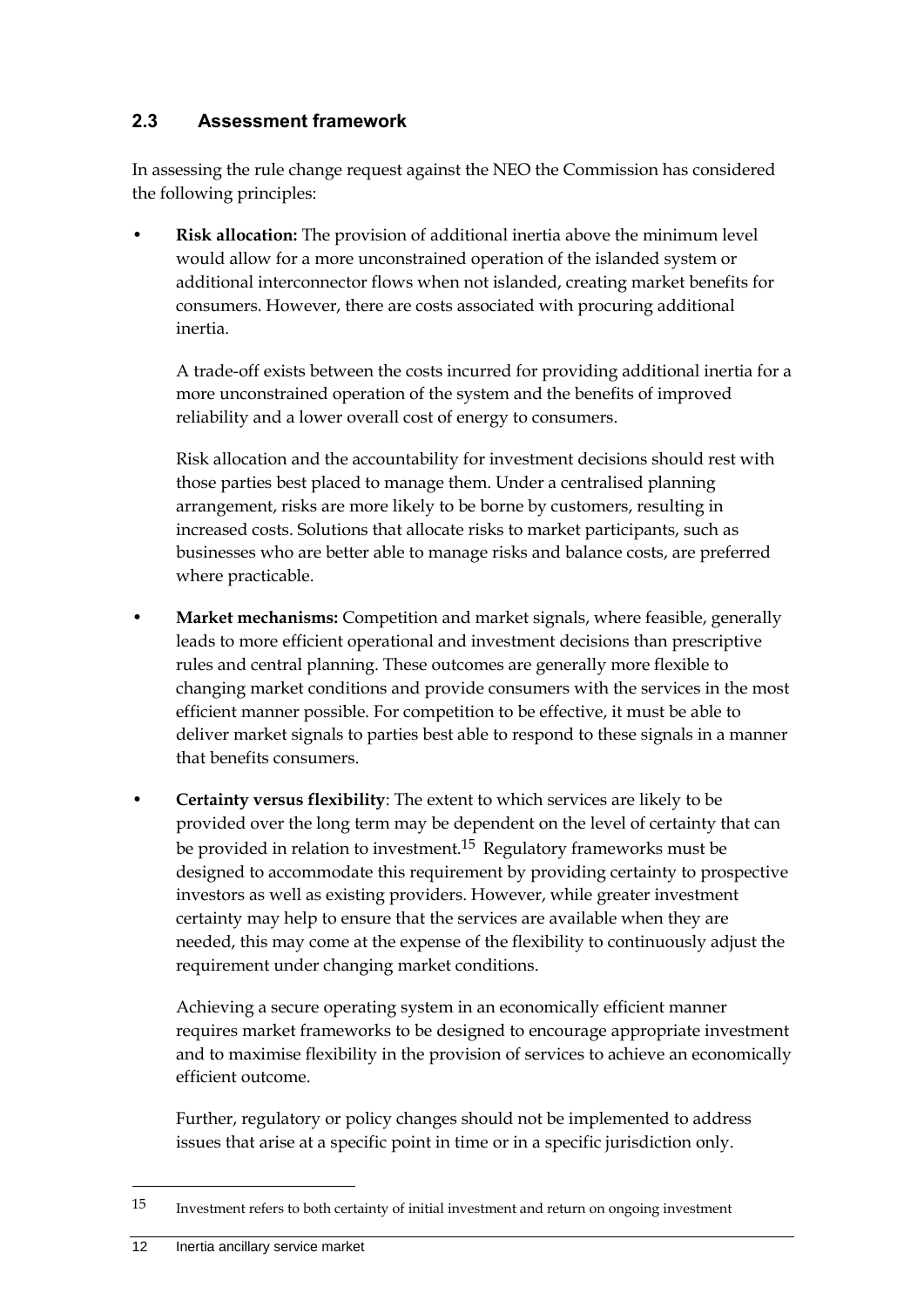## 2.3 Assessment framework

In assessing the rule change request against the NEO the Commission has considered the following principles:

- **Risk allocation:** The provision of additional inertia above the minimum level would allow for a more unconstrained operation of the islanded system or additional interconnector flows when not islanded, creating market benefits for consumers. However, there are costs associated with procuring additional inertia.

  A trade-off exists between the costs incurred for providing additional inertia for a more unconstrained operation of the system and the benefits of improved reliability and a lower overall cost of energy to consumers.

  Risk allocation and the accountability for investment decisions should rest with those parties best placed to manage them. Under a centralised planning arrangement, risks are more likely to be borne by customers, resulting in increased costs. Solutions that allocate risks to market participants, such as businesses who are better able to manage risks and balance costs, are preferred where practicable.

- **Market mechanisms:** Competition and market signals, where feasible, generally leads to more efficient operational and investment decisions than prescriptive rules and central planning. These outcomes are generally more flexible to changing market conditions and provide consumers with the services in the most efficient manner possible. For competition to be effective, it must be able to deliver market signals to parties best able to respond to these signals in a manner that benefits consumers.

- **Certainty versus flexibility**: The extent to which services are likely to be provided over the long term may be dependent on the level of certainty that can be provided in relation to investment.[15] Regulatory frameworks must be designed to accommodate this requirement by providing certainty to prospective investors as well as existing providers. However, while greater investment certainty may help to ensure that the services are available when they are needed, this may come at the expense of the flexibility to continuously adjust the requirement under changing market conditions.

  Achieving a secure operating system in an economically efficient manner requires market frameworks to be designed to encourage appropriate investment and to maximise flexibility in the provision of services to achieve an economically efficient outcome.

  Further, regulatory or policy changes should not be implemented to address issues that arise at a specific point in time or in a specific jurisdiction only.

---

15 Investment refers to both certainty of initial investment and return on ongoing investment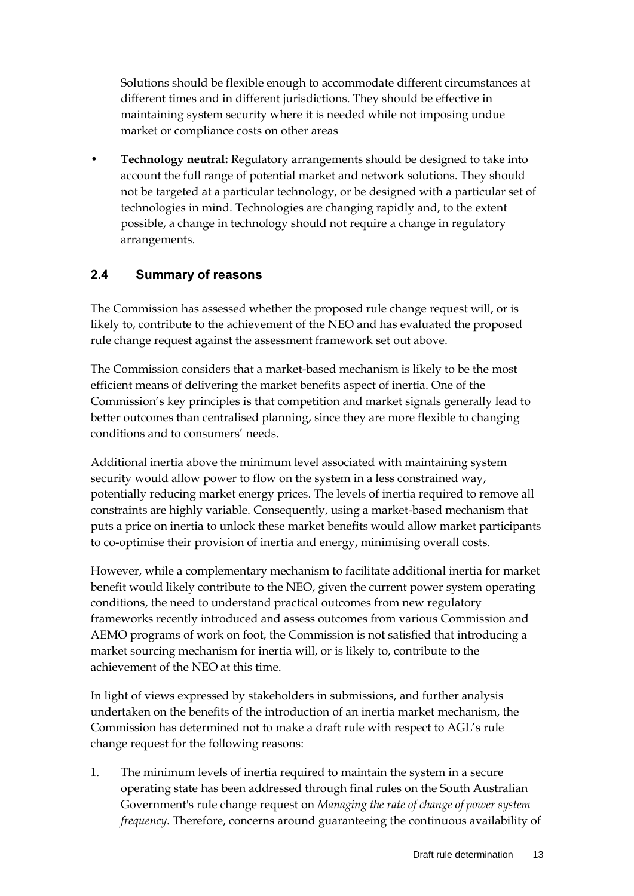Solutions should be flexible enough to accommodate different circumstances at different times and in different jurisdictions. They should be effective in maintaining system security where it is needed while not imposing undue market or compliance costs on other areas

- **Technology neutral:** Regulatory arrangements should be designed to take into account the full range of potential market and network solutions. They should not be targeted at a particular technology, or be designed with a particular set of technologies in mind. Technologies are changing rapidly and, to the extent possible, a change in technology should not require a change in regulatory arrangements.

## 2.4 Summary of reasons

The Commission has assessed whether the proposed rule change request will, or is likely to, contribute to the achievement of the NEO and has evaluated the proposed rule change request against the assessment framework set out above.

The Commission considers that a market-based mechanism is likely to be the most efficient means of delivering the market benefits aspect of inertia. One of the Commission's key principles is that competition and market signals generally lead to better outcomes than centralised planning, since they are more flexible to changing conditions and to consumers' needs.

Additional inertia above the minimum level associated with maintaining system security would allow power to flow on the system in a less constrained way, potentially reducing market energy prices. The levels of inertia required to remove all constraints are highly variable. Consequently, using a market-based mechanism that puts a price on inertia to unlock these market benefits would allow market participants to co-optimise their provision of inertia and energy, minimising overall costs.

However, while a complementary mechanism to facilitate additional inertia for market benefit would likely contribute to the NEO, given the current power system operating conditions, the need to understand practical outcomes from new regulatory frameworks recently introduced and assess outcomes from various Commission and AEMO programs of work on foot, the Commission is not satisfied that introducing a market sourcing mechanism for inertia will, or is likely to, contribute to the achievement of the NEO at this time.

In light of views expressed by stakeholders in submissions, and further analysis undertaken on the benefits of the introduction of an inertia market mechanism, the Commission has determined not to make a draft rule with respect to AGL's rule change request for the following reasons:

1. The minimum levels of inertia required to maintain the system in a secure operating state has been addressed through final rules on the South Australian Government's rule change request on *Managing the rate of change of power system frequency*. Therefore, concerns around guaranteeing the continuous availability of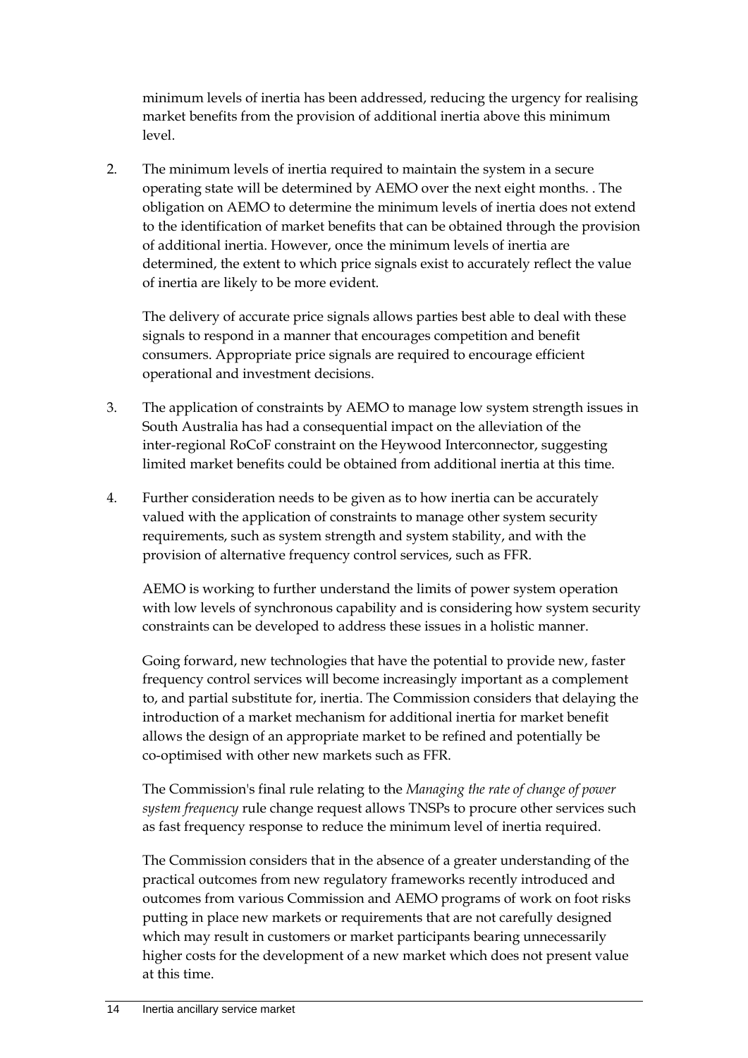minimum levels of inertia has been addressed, reducing the urgency for realising market benefits from the provision of additional inertia above this minimum level.

2. The minimum levels of inertia required to maintain the system in a secure operating state will be determined by AEMO over the next eight months. . The obligation on AEMO to determine the minimum levels of inertia does not extend to the identification of market benefits that can be obtained through the provision of additional inertia. However, once the minimum levels of inertia are determined, the extent to which price signals exist to accurately reflect the value of inertia are likely to be more evident.

   The delivery of accurate price signals allows parties best able to deal with these signals to respond in a manner that encourages competition and benefit consumers. Appropriate price signals are required to encourage efficient operational and investment decisions.

3. The application of constraints by AEMO to manage low system strength issues in South Australia has had a consequential impact on the alleviation of the inter-regional RoCoF constraint on the Heywood Interconnector, suggesting limited market benefits could be obtained from additional inertia at this time.

4. Further consideration needs to be given as to how inertia can be accurately valued with the application of constraints to manage other system security requirements, such as system strength and system stability, and with the provision of alternative frequency control services, such as FFR.

   AEMO is working to further understand the limits of power system operation with low levels of synchronous capability and is considering how system security constraints can be developed to address these issues in a holistic manner.

   Going forward, new technologies that have the potential to provide new, faster frequency control services will become increasingly important as a complement to, and partial substitute for, inertia. The Commission considers that delaying the introduction of a market mechanism for additional inertia for market benefit allows the design of an appropriate market to be refined and potentially be co-optimised with other new markets such as FFR.

   The Commission's final rule relating to the *Managing the rate of change of power system frequency* rule change request allows TNSPs to procure other services such as fast frequency response to reduce the minimum level of inertia required.

   The Commission considers that in the absence of a greater understanding of the practical outcomes from new regulatory frameworks recently introduced and outcomes from various Commission and AEMO programs of work on foot risks putting in place new markets or requirements that are not carefully designed which may result in customers or market participants bearing unnecessarily higher costs for the development of a new market which does not present value at this time.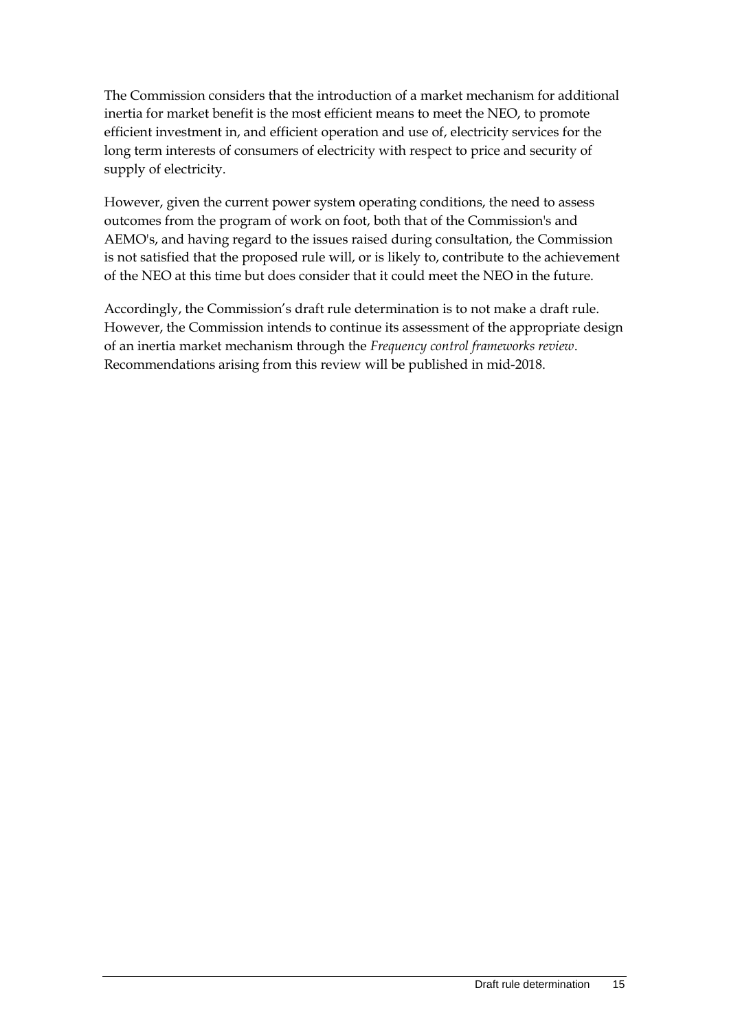The Commission considers that the introduction of a market mechanism for additional inertia for market benefit is the most efficient means to meet the NEO, to promote efficient investment in, and efficient operation and use of, electricity services for the long term interests of consumers of electricity with respect to price and security of supply of electricity.

However, given the current power system operating conditions, the need to assess outcomes from the program of work on foot, both that of the Commission's and AEMO's, and having regard to the issues raised during consultation, the Commission is not satisfied that the proposed rule will, or is likely to, contribute to the achievement of the NEO at this time but does consider that it could meet the NEO in the future.

Accordingly, the Commission's draft rule determination is to not make a draft rule. However, the Commission intends to continue its assessment of the appropriate design of an inertia market mechanism through the *Frequency control frameworks review*. Recommendations arising from this review will be published in mid-2018.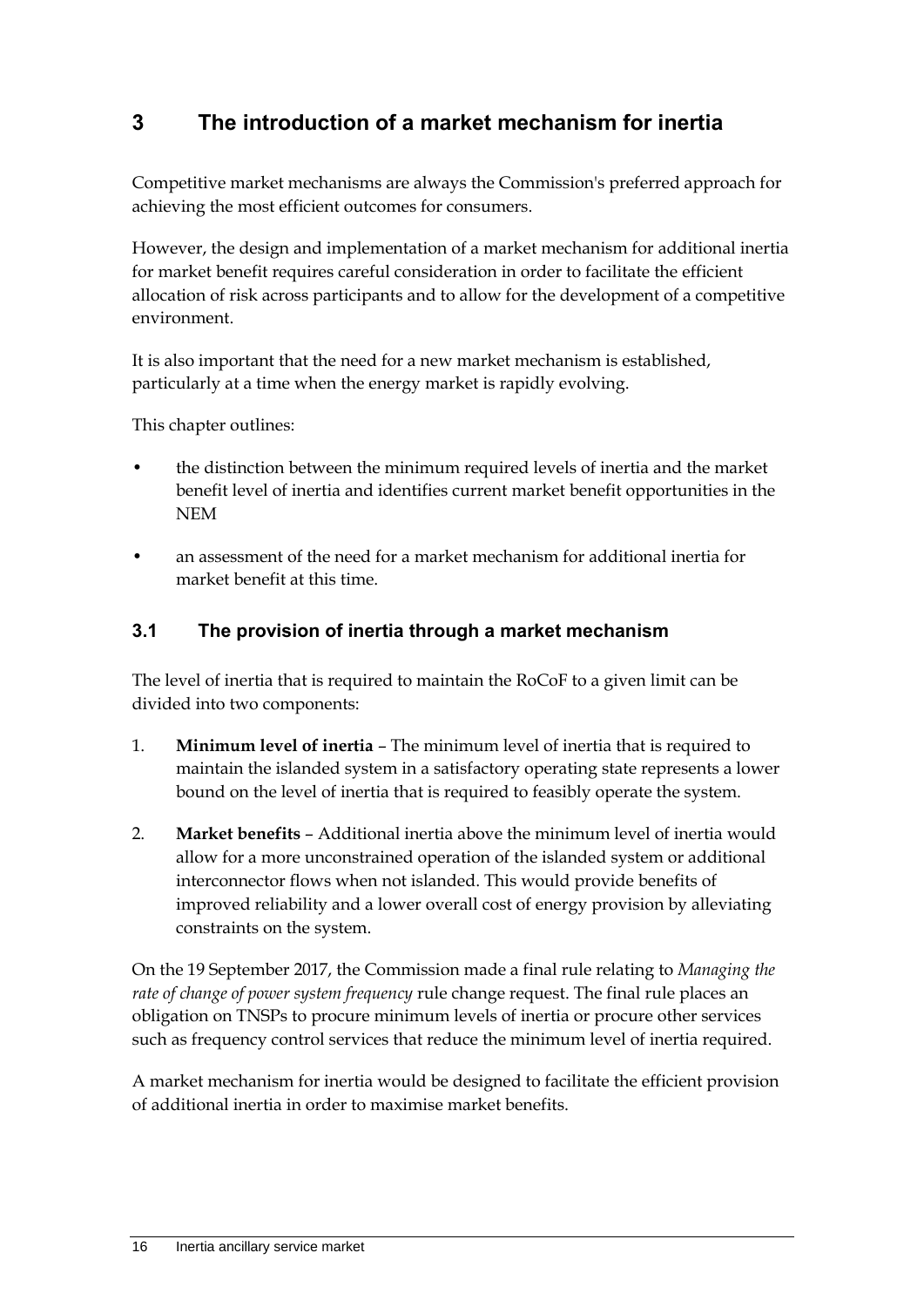# 3 The introduction of a market mechanism for inertia

Competitive market mechanisms are always the Commission's preferred approach for achieving the most efficient outcomes for consumers.

However, the design and implementation of a market mechanism for additional inertia for market benefit requires careful consideration in order to facilitate the efficient allocation of risk across participants and to allow for the development of a competitive environment.

It is also important that the need for a new market mechanism is established, particularly at a time when the energy market is rapidly evolving.

This chapter outlines:

- the distinction between the minimum required levels of inertia and the market benefit level of inertia and identifies current market benefit opportunities in the NEM
- an assessment of the need for a market mechanism for additional inertia for market benefit at this time.

## 3.1 The provision of inertia through a market mechanism

The level of inertia that is required to maintain the RoCoF to a given limit can be divided into two components:

1. **Minimum level of inertia** – The minimum level of inertia that is required to maintain the islanded system in a satisfactory operating state represents a lower bound on the level of inertia that is required to feasibly operate the system.
2. **Market benefits** – Additional inertia above the minimum level of inertia would allow for a more unconstrained operation of the islanded system or additional interconnector flows when not islanded. This would provide benefits of improved reliability and a lower overall cost of energy provision by alleviating constraints on the system.

On the 19 September 2017, the Commission made a final rule relating to *Managing the rate of change of power system frequency* rule change request. The final rule places an obligation on TNSPs to procure minimum levels of inertia or procure other services such as frequency control services that reduce the minimum level of inertia required.

A market mechanism for inertia would be designed to facilitate the efficient provision of additional inertia in order to maximise market benefits.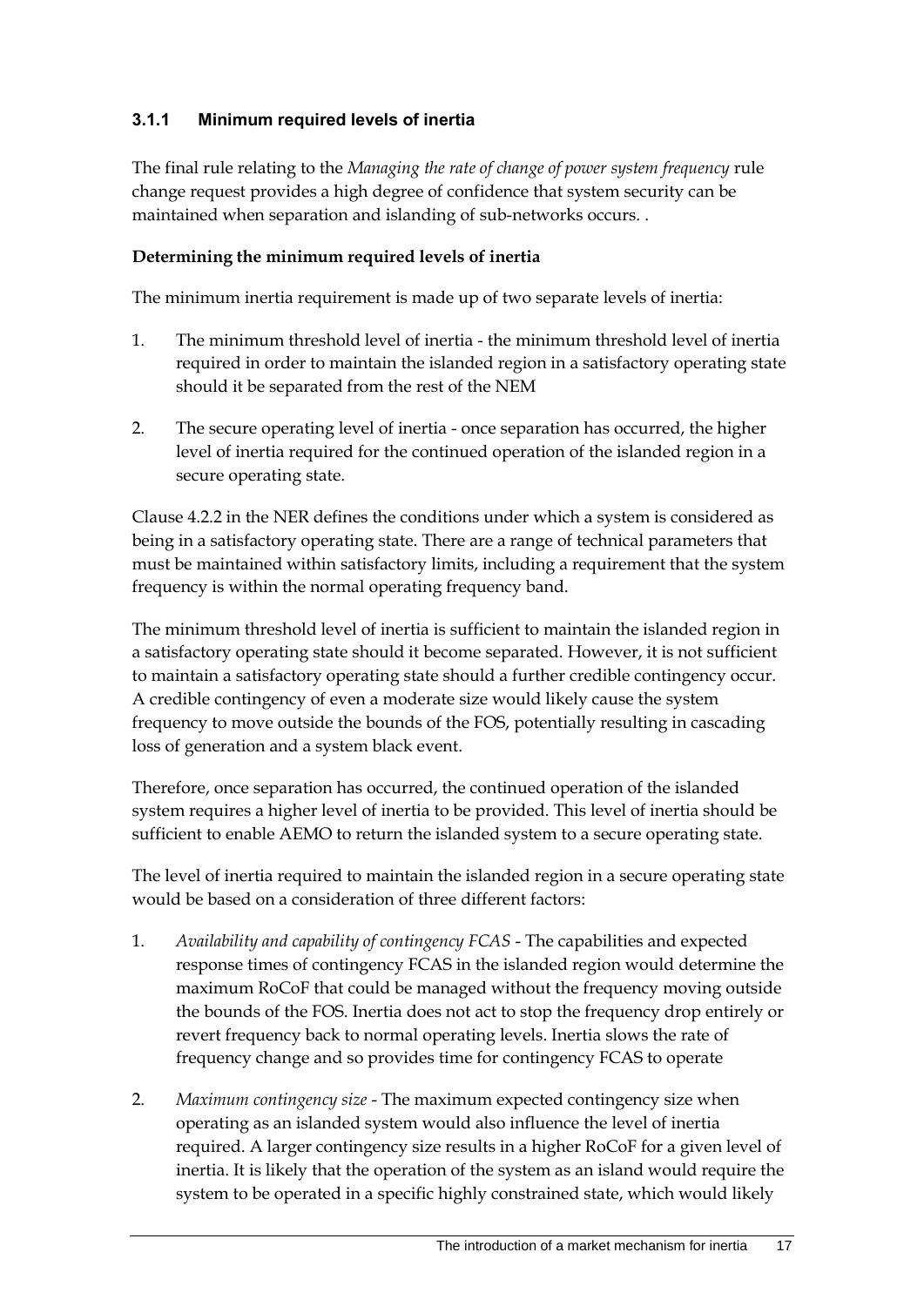### 3.1.1 Minimum required levels of inertia

The final rule relating to the *Managing the rate of change of power system frequency* rule change request provides a high degree of confidence that system security can be maintained when separation and islanding of sub-networks occurs. .

**Determining the minimum required levels of inertia**

The minimum inertia requirement is made up of two separate levels of inertia:

1. The minimum threshold level of inertia - the minimum threshold level of inertia required in order to maintain the islanded region in a satisfactory operating state should it be separated from the rest of the NEM

2. The secure operating level of inertia - once separation has occurred, the higher level of inertia required for the continued operation of the islanded region in a secure operating state.

Clause 4.2.2 in the NER defines the conditions under which a system is considered as being in a satisfactory operating state. There are a range of technical parameters that must be maintained within satisfactory limits, including a requirement that the system frequency is within the normal operating frequency band.

The minimum threshold level of inertia is sufficient to maintain the islanded region in a satisfactory operating state should it become separated. However, it is not sufficient to maintain a satisfactory operating state should a further credible contingency occur. A credible contingency of even a moderate size would likely cause the system frequency to move outside the bounds of the FOS, potentially resulting in cascading loss of generation and a system black event.

Therefore, once separation has occurred, the continued operation of the islanded system requires a higher level of inertia to be provided. This level of inertia should be sufficient to enable AEMO to return the islanded system to a secure operating state.

The level of inertia required to maintain the islanded region in a secure operating state would be based on a consideration of three different factors:

1. *Availability and capability of contingency FCAS* - The capabilities and expected response times of contingency FCAS in the islanded region would determine the maximum RoCoF that could be managed without the frequency moving outside the bounds of the FOS. Inertia does not act to stop the frequency drop entirely or revert frequency back to normal operating levels. Inertia slows the rate of frequency change and so provides time for contingency FCAS to operate

2. *Maximum contingency size* - The maximum expected contingency size when operating as an islanded system would also influence the level of inertia required. A larger contingency size results in a higher RoCoF for a given level of inertia. It is likely that the operation of the system as an island would require the system to be operated in a specific highly constrained state, which would likely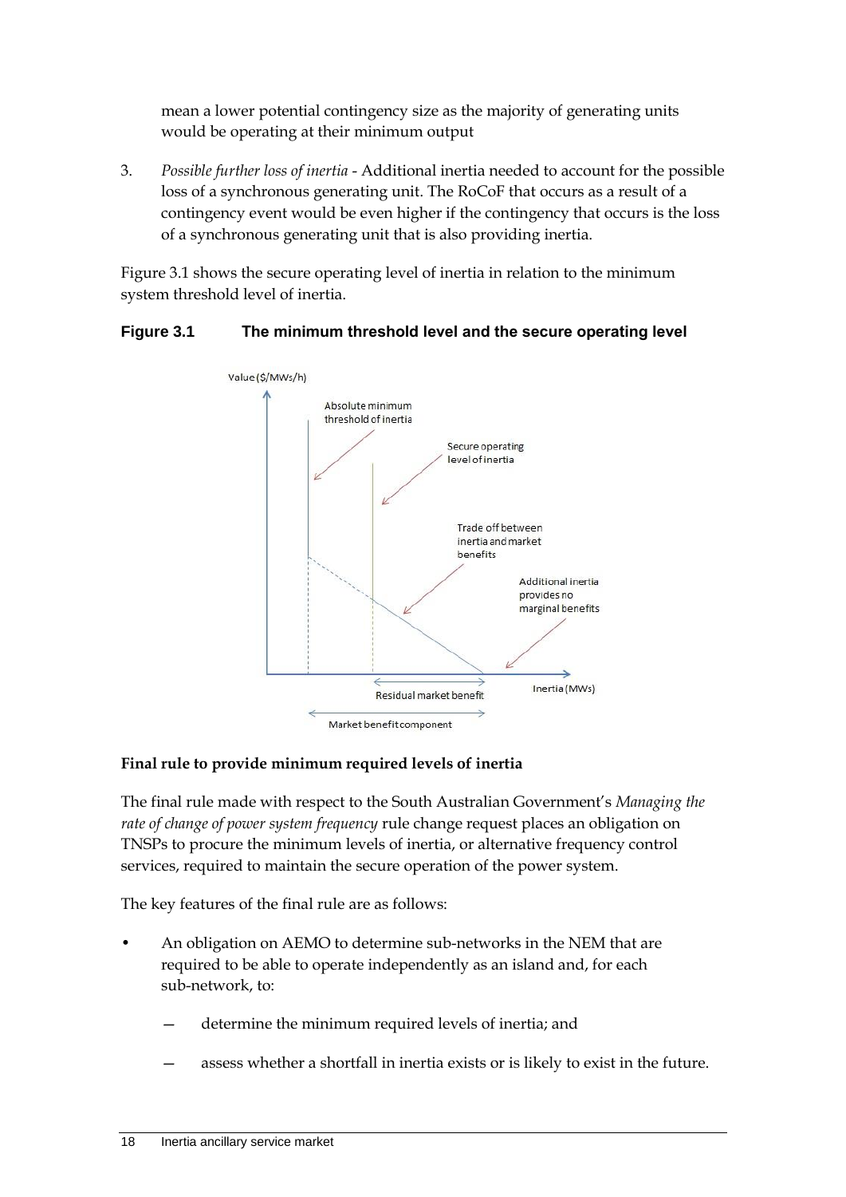mean a lower potential contingency size as the majority of generating units would be operating at their minimum output

3. *Possible further loss of inertia* - Additional inertia needed to account for the possible loss of a synchronous generating unit. The RoCoF that occurs as a result of a contingency event would be even higher if the contingency that occurs is the loss of a synchronous generating unit that is also providing inertia.

Figure 3.1 shows the secure operating level of inertia in relation to the minimum system threshold level of inertia.

**Figure 3.1 The minimum threshold level and the secure operating level**

**Final rule to provide minimum required levels of inertia**

The final rule made with respect to the South Australian Government's *Managing the rate of change of power system frequency* rule change request places an obligation on TNSPs to procure the minimum levels of inertia, or alternative frequency control services, required to maintain the secure operation of the power system.

The key features of the final rule are as follows:

- An obligation on AEMO to determine sub-networks in the NEM that are required to be able to operate independently as an island and, for each sub-network, to:
  - determine the minimum required levels of inertia; and
  - assess whether a shortfall in inertia exists or is likely to exist in the future.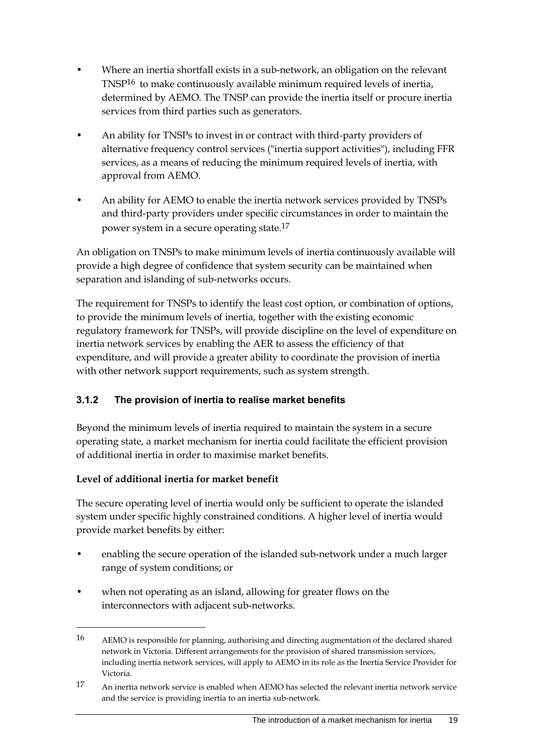- Where an inertia shortfall exists in a sub-network, an obligation on the relevant TNSP[16] to make continuously available minimum required levels of inertia, determined by AEMO. The TNSP can provide the inertia itself or procure inertia services from third parties such as generators.
- An ability for TNSPs to invest in or contract with third-party providers of alternative frequency control services ("inertia support activities"), including FFR services, as a means of reducing the minimum required levels of inertia, with approval from AEMO.
- An ability for AEMO to enable the inertia network services provided by TNSPs and third-party providers under specific circumstances in order to maintain the power system in a secure operating state.[17]

An obligation on TNSPs to make minimum levels of inertia continuously available will provide a high degree of confidence that system security can be maintained when separation and islanding of sub-networks occurs.

The requirement for TNSPs to identify the least cost option, or combination of options, to provide the minimum levels of inertia, together with the existing economic regulatory framework for TNSPs, will provide discipline on the level of expenditure on inertia network services by enabling the AER to assess the efficiency of that expenditure, and will provide a greater ability to coordinate the provision of inertia with other network support requirements, such as system strength.

### 3.1.2 The provision of inertia to realise market benefits

Beyond the minimum levels of inertia required to maintain the system in a secure operating state, a market mechanism for inertia could facilitate the efficient provision of additional inertia in order to maximise market benefits.

**Level of additional inertia for market benefit**

The secure operating level of inertia would only be sufficient to operate the islanded system under specific highly constrained conditions. A higher level of inertia would provide market benefits by either:

- enabling the secure operation of the islanded sub-network under a much larger range of system conditions; or
- when not operating as an island, allowing for greater flows on the interconnectors with adjacent sub-networks.

---

16 AEMO is responsible for planning, authorising and directing augmentation of the declared shared network in Victoria. Different arrangements for the provision of shared transmission services, including inertia network services, will apply to AEMO in its role as the Inertia Service Provider for Victoria.

17 An inertia network service is enabled when AEMO has selected the relevant inertia network service and the service is providing inertia to an inertia sub-network.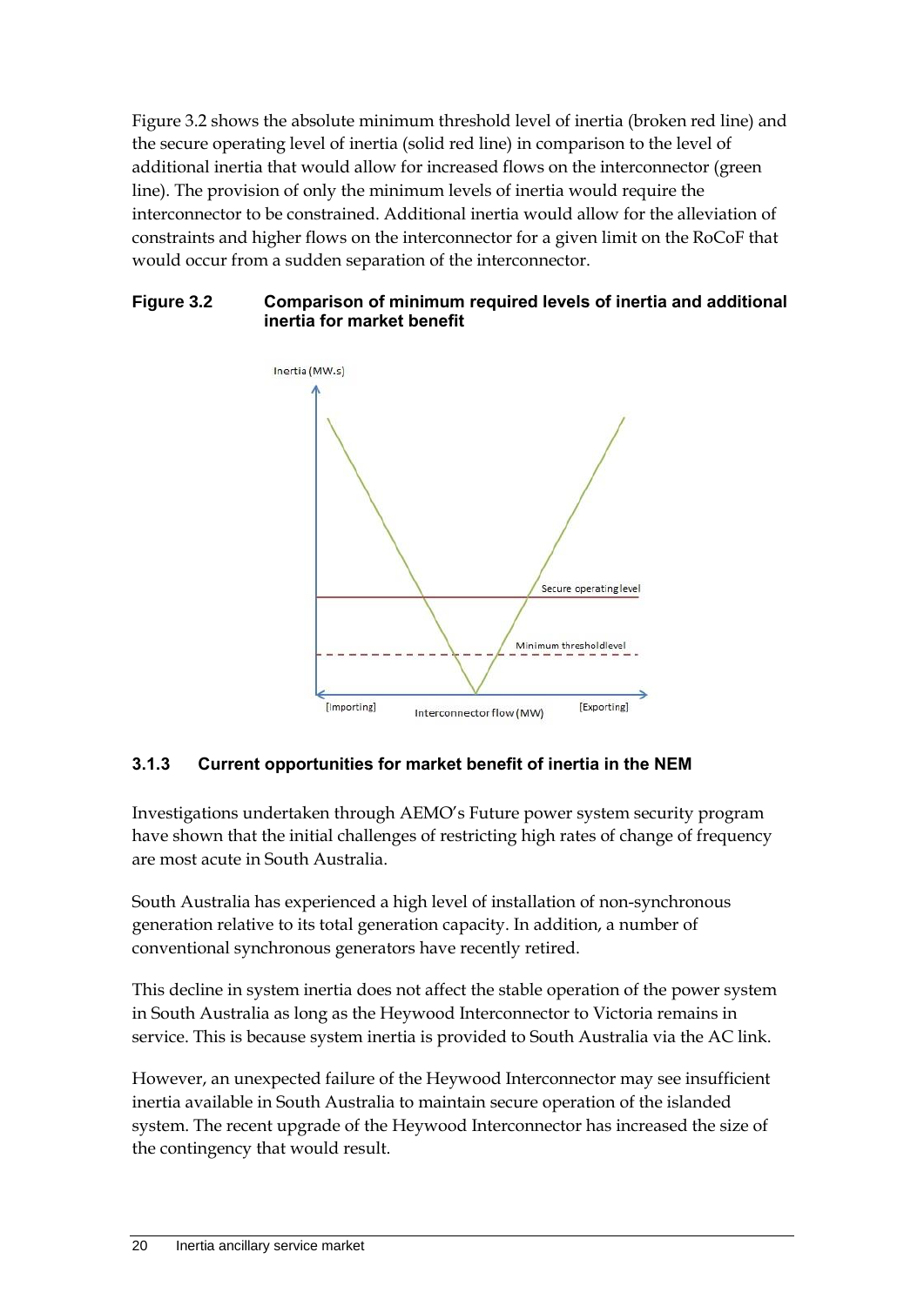Figure 3.2 shows the absolute minimum threshold level of inertia (broken red line) and the secure operating level of inertia (solid red line) in comparison to the level of additional inertia that would allow for increased flows on the interconnector (green line). The provision of only the minimum levels of inertia would require the interconnector to be constrained. Additional inertia would allow for the alleviation of constraints and higher flows on the interconnector for a given limit on the RoCoF that would occur from a sudden separation of the interconnector.

**Figure 3.2 Comparison of minimum required levels of inertia and additional inertia for market benefit**

### 3.1.3 Current opportunities for market benefit of inertia in the NEM

Investigations undertaken through AEMO's Future power system security program have shown that the initial challenges of restricting high rates of change of frequency are most acute in South Australia.

South Australia has experienced a high level of installation of non-synchronous generation relative to its total generation capacity. In addition, a number of conventional synchronous generators have recently retired.

This decline in system inertia does not affect the stable operation of the power system in South Australia as long as the Heywood Interconnector to Victoria remains in service. This is because system inertia is provided to South Australia via the AC link.

However, an unexpected failure of the Heywood Interconnector may see insufficient inertia available in South Australia to maintain secure operation of the islanded system. The recent upgrade of the Heywood Interconnector has increased the size of the contingency that would result.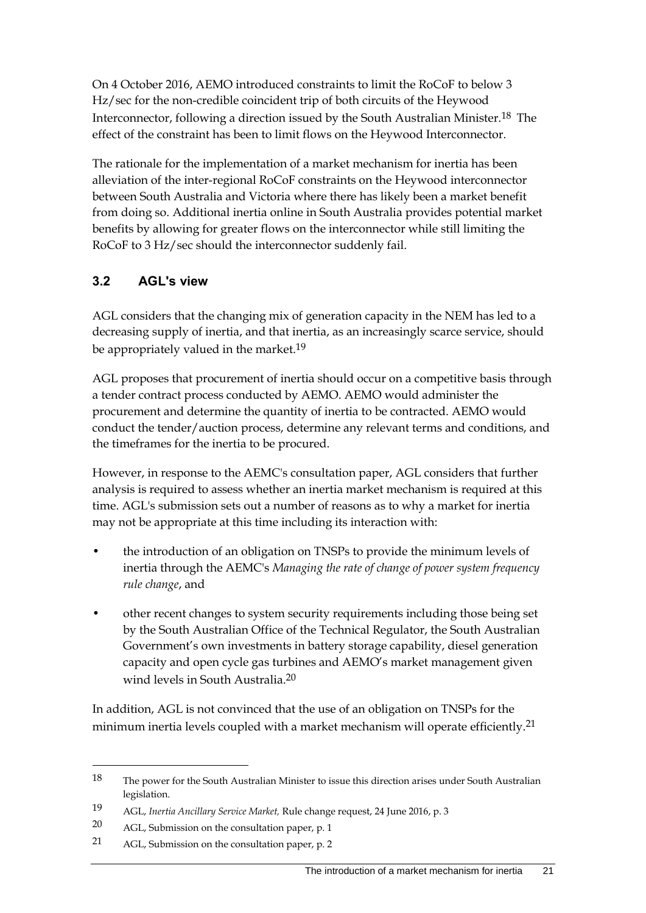On 4 October 2016, AEMO introduced constraints to limit the RoCoF to below 3 Hz/sec for the non-credible coincident trip of both circuits of the Heywood Interconnector, following a direction issued by the South Australian Minister.[18] The effect of the constraint has been to limit flows on the Heywood Interconnector.

The rationale for the implementation of a market mechanism for inertia has been alleviation of the inter-regional RoCoF constraints on the Heywood interconnector between South Australia and Victoria where there has likely been a market benefit from doing so. Additional inertia online in South Australia provides potential market benefits by allowing for greater flows on the interconnector while still limiting the RoCoF to 3 Hz/sec should the interconnector suddenly fail.

### 3.2 AGL's view

AGL considers that the changing mix of generation capacity in the NEM has led to a decreasing supply of inertia, and that inertia, as an increasingly scarce service, should be appropriately valued in the market.[19]

AGL proposes that procurement of inertia should occur on a competitive basis through a tender contract process conducted by AEMO. AEMO would administer the procurement and determine the quantity of inertia to be contracted. AEMO would conduct the tender/auction process, determine any relevant terms and conditions, and the timeframes for the inertia to be procured.

However, in response to the AEMC's consultation paper, AGL considers that further analysis is required to assess whether an inertia market mechanism is required at this time. AGL's submission sets out a number of reasons as to why a market for inertia may not be appropriate at this time including its interaction with:

- the introduction of an obligation on TNSPs to provide the minimum levels of inertia through the AEMC's *Managing the rate of change of power system frequency rule change*, and
- other recent changes to system security requirements including those being set by the South Australian Office of the Technical Regulator, the South Australian Government's own investments in battery storage capability, diesel generation capacity and open cycle gas turbines and AEMO's market management given wind levels in South Australia.[20]

In addition, AGL is not convinced that the use of an obligation on TNSPs for the minimum inertia levels coupled with a market mechanism will operate efficiently.[21]

---

18 The power for the South Australian Minister to issue this direction arises under South Australian legislation.

19 AGL, *Inertia Ancillary Service Market,* Rule change request, 24 June 2016, p. 3

20 AGL, Submission on the consultation paper, p. 1

21 AGL, Submission on the consultation paper, p. 2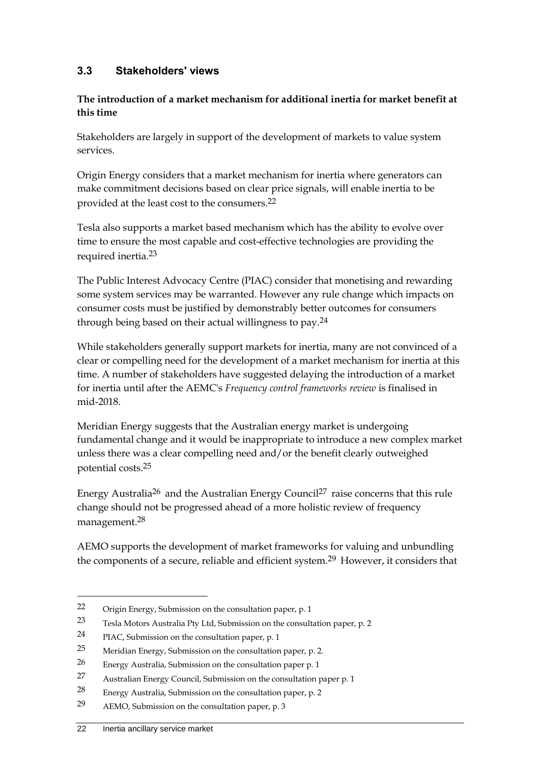### 3.3 Stakeholders' views

**The introduction of a market mechanism for additional inertia for market benefit at this time**

Stakeholders are largely in support of the development of markets to value system services.

Origin Energy considers that a market mechanism for inertia where generators can make commitment decisions based on clear price signals, will enable inertia to be provided at the least cost to the consumers.[22]

Tesla also supports a market based mechanism which has the ability to evolve over time to ensure the most capable and cost-effective technologies are providing the required inertia.[23]

The Public Interest Advocacy Centre (PIAC) consider that monetising and rewarding some system services may be warranted. However any rule change which impacts on consumer costs must be justified by demonstrably better outcomes for consumers through being based on their actual willingness to pay.[24]

While stakeholders generally support markets for inertia, many are not convinced of a clear or compelling need for the development of a market mechanism for inertia at this time. A number of stakeholders have suggested delaying the introduction of a market for inertia until after the AEMC's *Frequency control frameworks review* is finalised in mid-2018.

Meridian Energy suggests that the Australian energy market is undergoing fundamental change and it would be inappropriate to introduce a new complex market unless there was a clear compelling need and/or the benefit clearly outweighed potential costs.[25]

Energy Australia[26] and the Australian Energy Council[27] raise concerns that this rule change should not be progressed ahead of a more holistic review of frequency management.[28]

AEMO supports the development of market frameworks for valuing and unbundling the components of a secure, reliable and efficient system.[29] However, it considers that

---

22 Origin Energy, Submission on the consultation paper, p. 1

23 Tesla Motors Australia Pty Ltd, Submission on the consultation paper, p. 2

24 PIAC, Submission on the consultation paper, p. 1

25 Meridian Energy, Submission on the consultation paper, p. 2.

26 Energy Australia, Submission on the consultation paper p. 1

27 Australian Energy Council, Submission on the consultation paper p. 1

28 Energy Australia, Submission on the consultation paper, p. 2

29 AEMO, Submission on the consultation paper, p. 3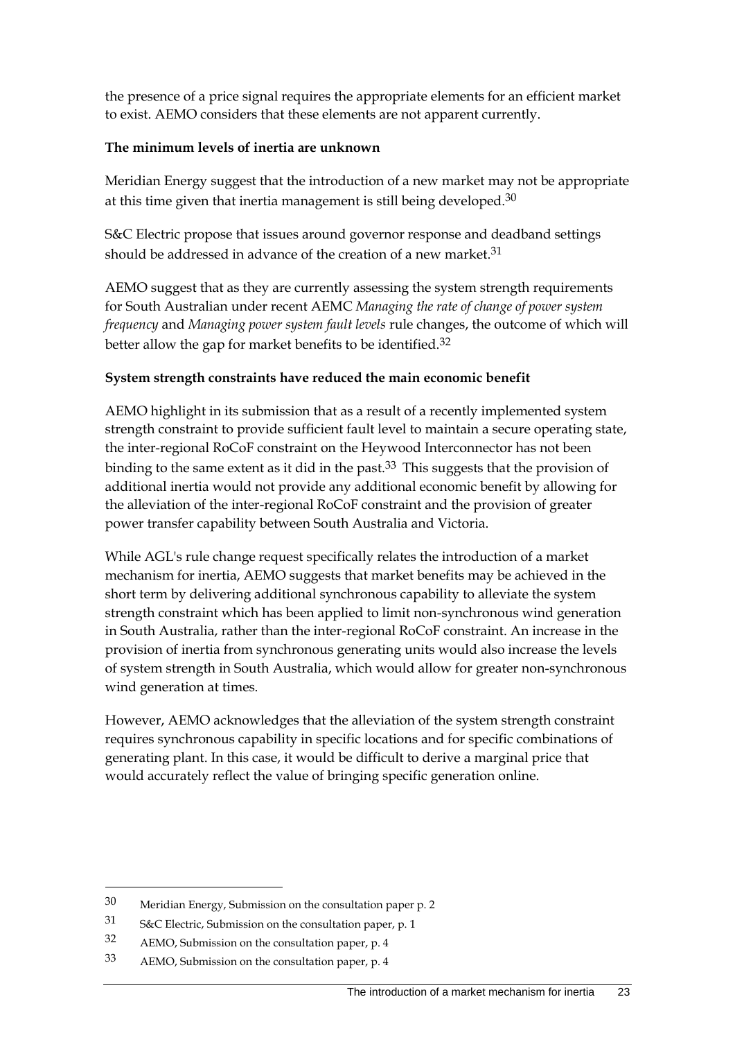the presence of a price signal requires the appropriate elements for an efficient market to exist. AEMO considers that these elements are not apparent currently.

**The minimum levels of inertia are unknown**

Meridian Energy suggest that the introduction of a new market may not be appropriate at this time given that inertia management is still being developed.[30]

S&C Electric propose that issues around governor response and deadband settings should be addressed in advance of the creation of a new market.[31]

AEMO suggest that as they are currently assessing the system strength requirements for South Australian under recent AEMC *Managing the rate of change of power system frequency* and *Managing power system fault levels* rule changes, the outcome of which will better allow the gap for market benefits to be identified.[32]

**System strength constraints have reduced the main economic benefit**

AEMO highlight in its submission that as a result of a recently implemented system strength constraint to provide sufficient fault level to maintain a secure operating state, the inter-regional RoCoF constraint on the Heywood Interconnector has not been binding to the same extent as it did in the past.[33] This suggests that the provision of additional inertia would not provide any additional economic benefit by allowing for the alleviation of the inter-regional RoCoF constraint and the provision of greater power transfer capability between South Australia and Victoria.

While AGL's rule change request specifically relates the introduction of a market mechanism for inertia, AEMO suggests that market benefits may be achieved in the short term by delivering additional synchronous capability to alleviate the system strength constraint which has been applied to limit non-synchronous wind generation in South Australia, rather than the inter-regional RoCoF constraint. An increase in the provision of inertia from synchronous generating units would also increase the levels of system strength in South Australia, which would allow for greater non-synchronous wind generation at times.

However, AEMO acknowledges that the alleviation of the system strength constraint requires synchronous capability in specific locations and for specific combinations of generating plant. In this case, it would be difficult to derive a marginal price that would accurately reflect the value of bringing specific generation online.

---

30 Meridian Energy, Submission on the consultation paper p. 2

31 S&C Electric, Submission on the consultation paper, p. 1

32 AEMO, Submission on the consultation paper, p. 4

33 AEMO, Submission on the consultation paper, p. 4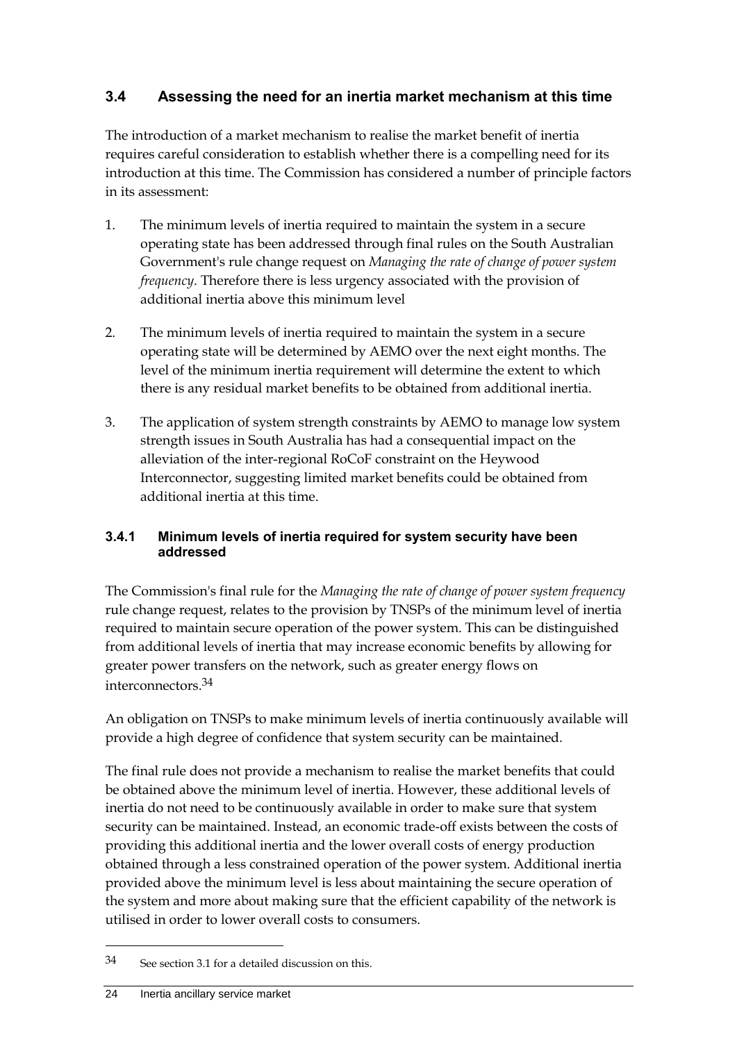## 3.4 Assessing the need for an inertia market mechanism at this time

The introduction of a market mechanism to realise the market benefit of inertia requires careful consideration to establish whether there is a compelling need for its introduction at this time. The Commission has considered a number of principle factors in its assessment:

1. The minimum levels of inertia required to maintain the system in a secure operating state has been addressed through final rules on the South Australian Government's rule change request on *Managing the rate of change of power system frequency*. Therefore there is less urgency associated with the provision of additional inertia above this minimum level

2. The minimum levels of inertia required to maintain the system in a secure operating state will be determined by AEMO over the next eight months. The level of the minimum inertia requirement will determine the extent to which there is any residual market benefits to be obtained from additional inertia.

3. The application of system strength constraints by AEMO to manage low system strength issues in South Australia has had a consequential impact on the alleviation of the inter-regional RoCoF constraint on the Heywood Interconnector, suggesting limited market benefits could be obtained from additional inertia at this time.

### 3.4.1 Minimum levels of inertia required for system security have been addressed

The Commission's final rule for the *Managing the rate of change of power system frequency* rule change request, relates to the provision by TNSPs of the minimum level of inertia required to maintain secure operation of the power system. This can be distinguished from additional levels of inertia that may increase economic benefits by allowing for greater power transfers on the network, such as greater energy flows on interconnectors.[34]

An obligation on TNSPs to make minimum levels of inertia continuously available will provide a high degree of confidence that system security can be maintained.

The final rule does not provide a mechanism to realise the market benefits that could be obtained above the minimum level of inertia. However, these additional levels of inertia do not need to be continuously available in order to make sure that system security can be maintained. Instead, an economic trade-off exists between the costs of providing this additional inertia and the lower overall costs of energy production obtained through a less constrained operation of the power system. Additional inertia provided above the minimum level is less about maintaining the secure operation of the system and more about making sure that the efficient capability of the network is utilised in order to lower overall costs to consumers.

---

[34] See section 3.1 for a detailed discussion on this.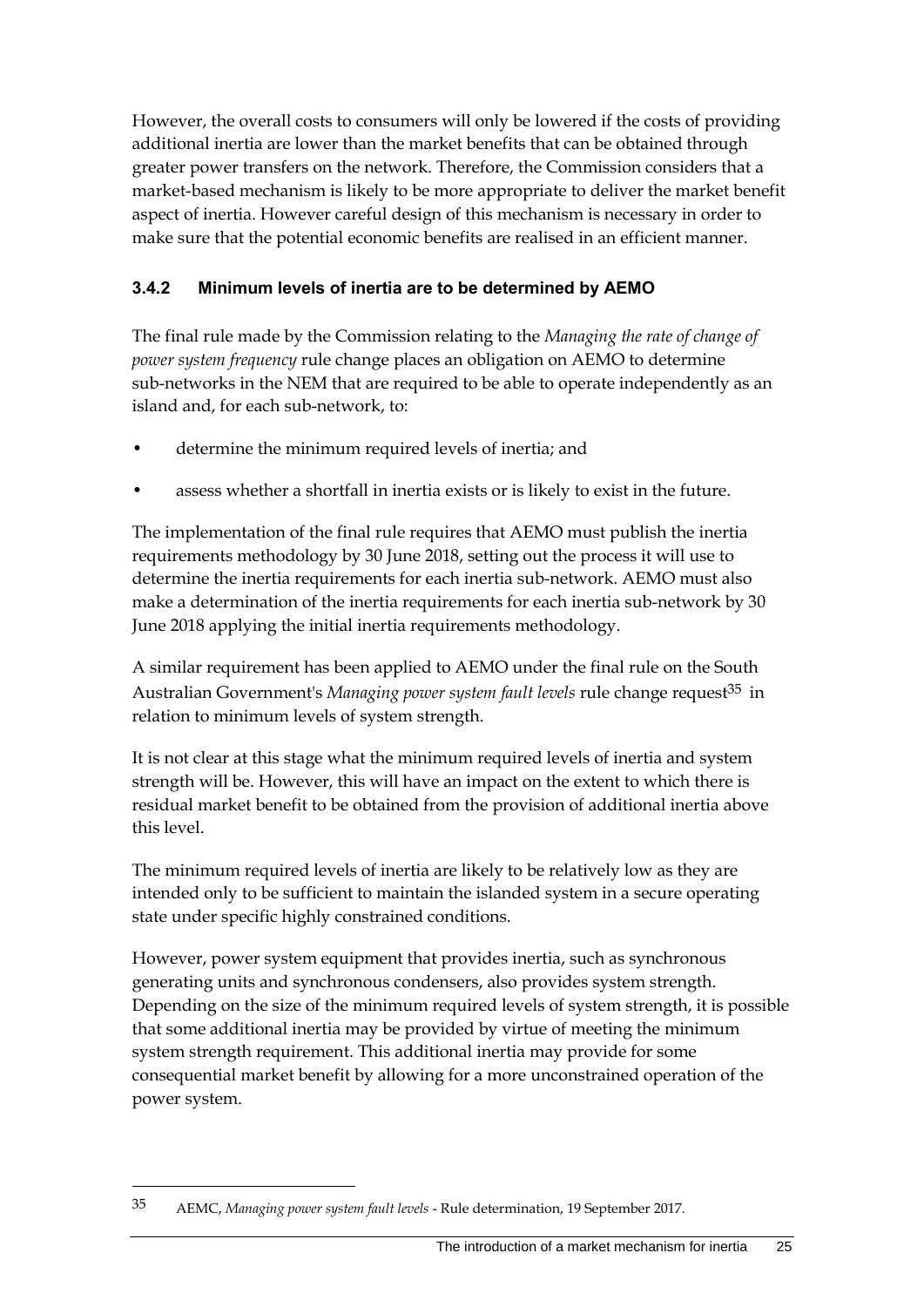However, the overall costs to consumers will only be lowered if the costs of providing additional inertia are lower than the market benefits that can be obtained through greater power transfers on the network. Therefore, the Commission considers that a market-based mechanism is likely to be more appropriate to deliver the market benefit aspect of inertia. However careful design of this mechanism is necessary in order to make sure that the potential economic benefits are realised in an efficient manner.

### 3.4.2 Minimum levels of inertia are to be determined by AEMO

The final rule made by the Commission relating to the *Managing the rate of change of power system frequency* rule change places an obligation on AEMO to determine sub-networks in the NEM that are required to be able to operate independently as an island and, for each sub-network, to:

- determine the minimum required levels of inertia; and
- assess whether a shortfall in inertia exists or is likely to exist in the future.

The implementation of the final rule requires that AEMO must publish the inertia requirements methodology by 30 June 2018, setting out the process it will use to determine the inertia requirements for each inertia sub-network. AEMO must also make a determination of the inertia requirements for each inertia sub-network by 30 June 2018 applying the initial inertia requirements methodology.

A similar requirement has been applied to AEMO under the final rule on the South Australian Government's *Managing power system fault levels* rule change request[35] in relation to minimum levels of system strength.

It is not clear at this stage what the minimum required levels of inertia and system strength will be. However, this will have an impact on the extent to which there is residual market benefit to be obtained from the provision of additional inertia above this level.

The minimum required levels of inertia are likely to be relatively low as they are intended only to be sufficient to maintain the islanded system in a secure operating state under specific highly constrained conditions.

However, power system equipment that provides inertia, such as synchronous generating units and synchronous condensers, also provides system strength. Depending on the size of the minimum required levels of system strength, it is possible that some additional inertia may be provided by virtue of meeting the minimum system strength requirement. This additional inertia may provide for some consequential market benefit by allowing for a more unconstrained operation of the power system.

---

35 AEMC, *Managing power system fault levels* - Rule determination, 19 September 2017.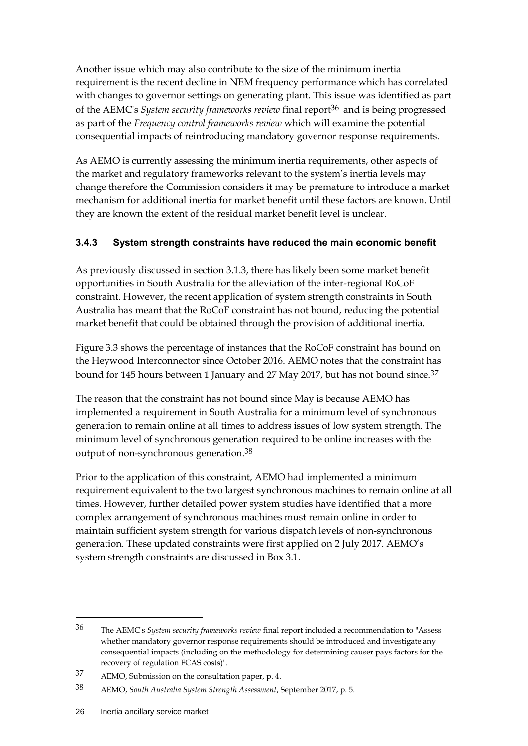Another issue which may also contribute to the size of the minimum inertia requirement is the recent decline in NEM frequency performance which has correlated with changes to governor settings on generating plant. This issue was identified as part of the AEMC's *System security frameworks review* final report[36] and is being progressed as part of the *Frequency control frameworks review* which will examine the potential consequential impacts of reintroducing mandatory governor response requirements.

As AEMO is currently assessing the minimum inertia requirements, other aspects of the market and regulatory frameworks relevant to the system's inertia levels may change therefore the Commission considers it may be premature to introduce a market mechanism for additional inertia for market benefit until these factors are known. Until they are known the extent of the residual market benefit level is unclear.

### 3.4.3 System strength constraints have reduced the main economic benefit

As previously discussed in section 3.1.3, there has likely been some market benefit opportunities in South Australia for the alleviation of the inter-regional RoCoF constraint. However, the recent application of system strength constraints in South Australia has meant that the RoCoF constraint has not bound, reducing the potential market benefit that could be obtained through the provision of additional inertia.

Figure 3.3 shows the percentage of instances that the RoCoF constraint has bound on the Heywood Interconnector since October 2016. AEMO notes that the constraint has bound for 145 hours between 1 January and 27 May 2017, but has not bound since.[37]

The reason that the constraint has not bound since May is because AEMO has implemented a requirement in South Australia for a minimum level of synchronous generation to remain online at all times to address issues of low system strength. The minimum level of synchronous generation required to be online increases with the output of non-synchronous generation.[38]

Prior to the application of this constraint, AEMO had implemented a minimum requirement equivalent to the two largest synchronous machines to remain online at all times. However, further detailed power system studies have identified that a more complex arrangement of synchronous machines must remain online in order to maintain sufficient system strength for various dispatch levels of non-synchronous generation. These updated constraints were first applied on 2 July 2017. AEMO's system strength constraints are discussed in Box 3.1.

---

36 The AEMC's *System security frameworks review* final report included a recommendation to "Assess whether mandatory governor response requirements should be introduced and investigate any consequential impacts (including on the methodology for determining causer pays factors for the recovery of regulation FCAS costs)".

37 AEMO, Submission on the consultation paper, p. 4.

38 AEMO, *South Australia System Strength Assessment*, September 2017, p. 5.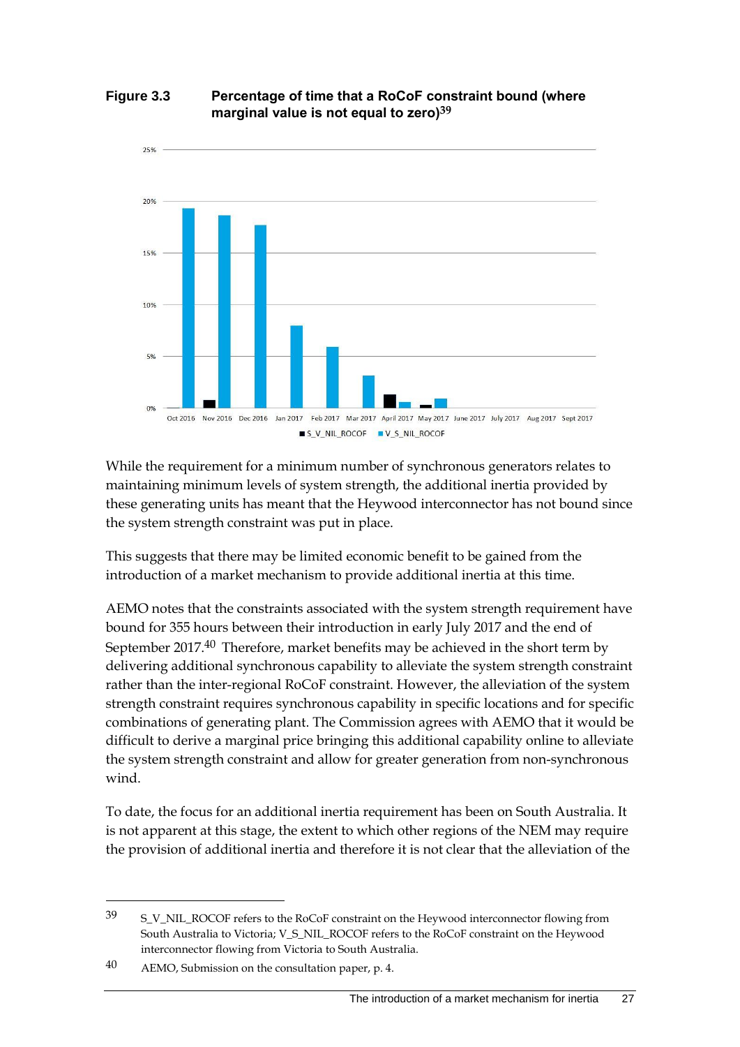**Figure 3.3 Percentage of time that a RoCoF constraint bound (where marginal value is not equal to zero)[39]**

While the requirement for a minimum number of synchronous generators relates to maintaining minimum levels of system strength, the additional inertia provided by these generating units has meant that the Heywood interconnector has not bound since the system strength constraint was put in place.

This suggests that there may be limited economic benefit to be gained from the introduction of a market mechanism to provide additional inertia at this time.

AEMO notes that the constraints associated with the system strength requirement have bound for 355 hours between their introduction in early July 2017 and the end of September 2017.[40] Therefore, market benefits may be achieved in the short term by delivering additional synchronous capability to alleviate the system strength constraint rather than the inter-regional RoCoF constraint. However, the alleviation of the system strength constraint requires synchronous capability in specific locations and for specific combinations of generating plant. The Commission agrees with AEMO that it would be difficult to derive a marginal price bringing this additional capability online to alleviate the system strength constraint and allow for greater generation from non-synchronous wind.

To date, the focus for an additional inertia requirement has been on South Australia. It is not apparent at this stage, the extent to which other regions of the NEM may require the provision of additional inertia and therefore it is not clear that the alleviation of the

---

39 S_V_NIL_ROCOF refers to the RoCoF constraint on the Heywood interconnector flowing from South Australia to Victoria; V_S_NIL_ROCOF refers to the RoCoF constraint on the Heywood interconnector flowing from Victoria to South Australia.

40 AEMO, Submission on the consultation paper, p. 4.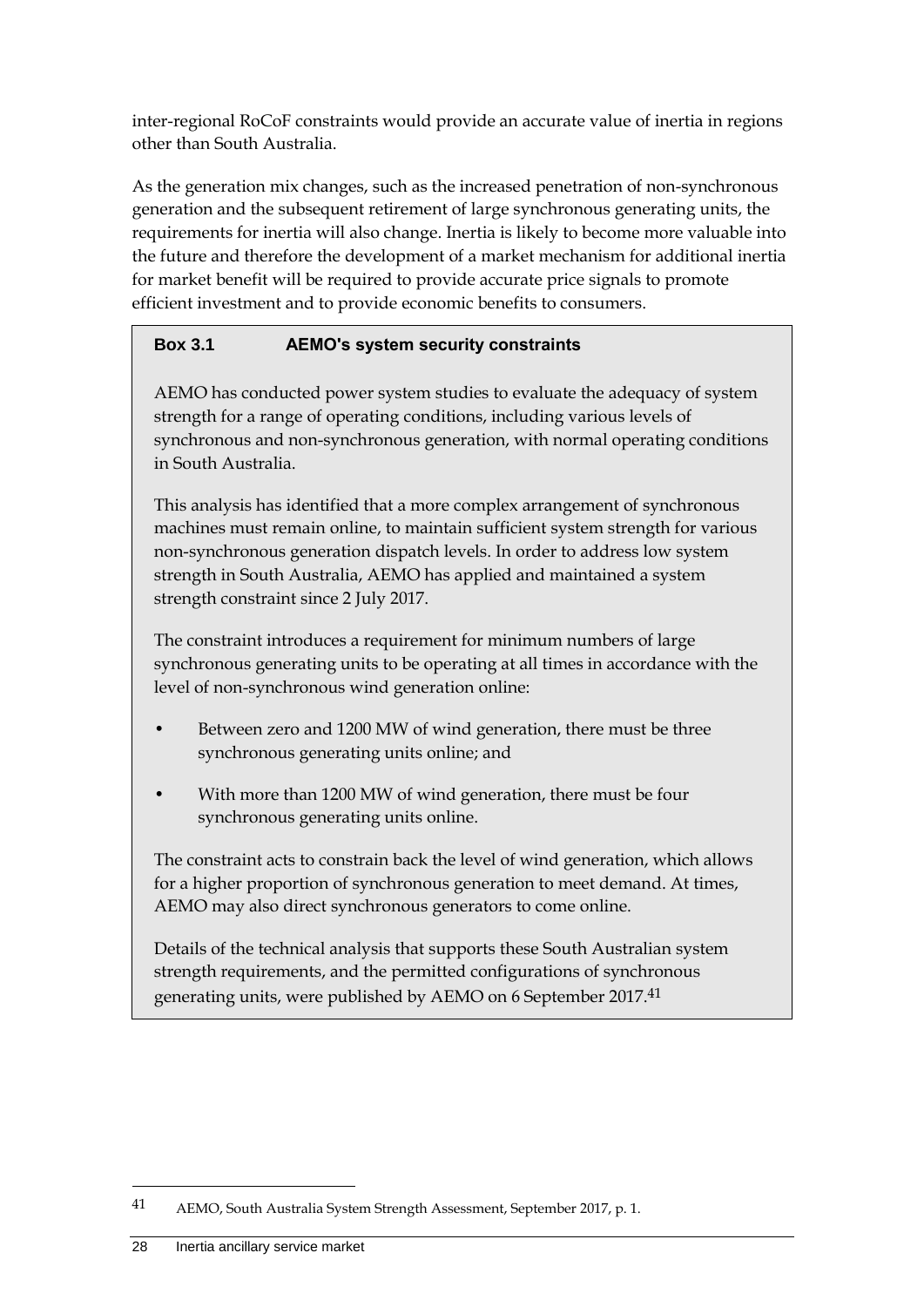inter-regional RoCoF constraints would provide an accurate value of inertia in regions other than South Australia.

As the generation mix changes, such as the increased penetration of non-synchronous generation and the subsequent retirement of large synchronous generating units, the requirements for inertia will also change. Inertia is likely to become more valuable into the future and therefore the development of a market mechanism for additional inertia for market benefit will be required to provide accurate price signals to promote efficient investment and to provide economic benefits to consumers.

**Box 3.1 AEMO's system security constraints**

AEMO has conducted power system studies to evaluate the adequacy of system strength for a range of operating conditions, including various levels of synchronous and non-synchronous generation, with normal operating conditions in South Australia.

This analysis has identified that a more complex arrangement of synchronous machines must remain online, to maintain sufficient system strength for various non-synchronous generation dispatch levels. In order to address low system strength in South Australia, AEMO has applied and maintained a system strength constraint since 2 July 2017.

The constraint introduces a requirement for minimum numbers of large synchronous generating units to be operating at all times in accordance with the level of non-synchronous wind generation online:

- Between zero and 1200 MW of wind generation, there must be three synchronous generating units online; and
- With more than 1200 MW of wind generation, there must be four synchronous generating units online.

The constraint acts to constrain back the level of wind generation, which allows for a higher proportion of synchronous generation to meet demand. At times, AEMO may also direct synchronous generators to come online.

Details of the technical analysis that supports these South Australian system strength requirements, and the permitted configurations of synchronous generating units, were published by AEMO on 6 September 2017.[41]

---

41 AEMO, South Australia System Strength Assessment, September 2017, p. 1.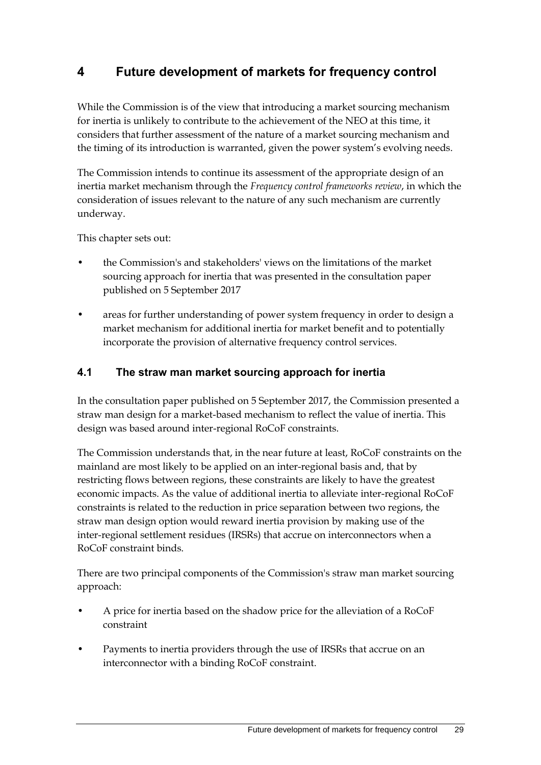# 4 Future development of markets for frequency control

While the Commission is of the view that introducing a market sourcing mechanism for inertia is unlikely to contribute to the achievement of the NEO at this time, it considers that further assessment of the nature of a market sourcing mechanism and the timing of its introduction is warranted, given the power system's evolving needs.

The Commission intends to continue its assessment of the appropriate design of an inertia market mechanism through the *Frequency control frameworks review*, in which the consideration of issues relevant to the nature of any such mechanism are currently underway.

This chapter sets out:

- the Commission's and stakeholders' views on the limitations of the market sourcing approach for inertia that was presented in the consultation paper published on 5 September 2017
- areas for further understanding of power system frequency in order to design a market mechanism for additional inertia for market benefit and to potentially incorporate the provision of alternative frequency control services.

## 4.1 The straw man market sourcing approach for inertia

In the consultation paper published on 5 September 2017, the Commission presented a straw man design for a market-based mechanism to reflect the value of inertia. This design was based around inter-regional RoCoF constraints.

The Commission understands that, in the near future at least, RoCoF constraints on the mainland are most likely to be applied on an inter-regional basis and, that by restricting flows between regions, these constraints are likely to have the greatest economic impacts. As the value of additional inertia to alleviate inter-regional RoCoF constraints is related to the reduction in price separation between two regions, the straw man design option would reward inertia provision by making use of the inter-regional settlement residues (IRSRs) that accrue on interconnectors when a RoCoF constraint binds.

There are two principal components of the Commission's straw man market sourcing approach:

- A price for inertia based on the shadow price for the alleviation of a RoCoF constraint
- Payments to inertia providers through the use of IRSRs that accrue on an interconnector with a binding RoCoF constraint.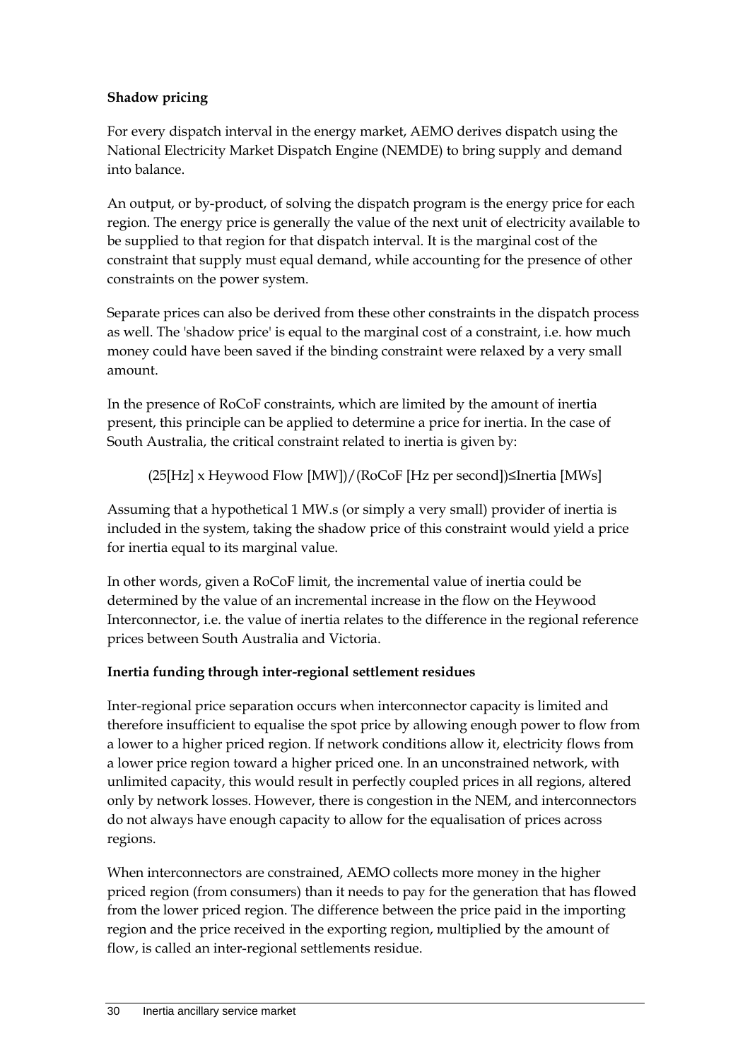**Shadow pricing**

For every dispatch interval in the energy market, AEMO derives dispatch using the National Electricity Market Dispatch Engine (NEMDE) to bring supply and demand into balance.

An output, or by-product, of solving the dispatch program is the energy price for each region. The energy price is generally the value of the next unit of electricity available to be supplied to that region for that dispatch interval. It is the marginal cost of the constraint that supply must equal demand, while accounting for the presence of other constraints on the power system.

Separate prices can also be derived from these other constraints in the dispatch process as well. The 'shadow price' is equal to the marginal cost of a constraint, i.e. how much money could have been saved if the binding constraint were relaxed by a very small amount.

In the presence of RoCoF constraints, which are limited by the amount of inertia present, this principle can be applied to determine a price for inertia. In the case of South Australia, the critical constraint related to inertia is given by:

$$(25[\text{Hz}] \times \text{Heywood Flow [MW]})/(\text{RoCoF [Hz per second]}) \leq \text{Inertia [MWs]}$$

Assuming that a hypothetical 1 MW.s (or simply a very small) provider of inertia is included in the system, taking the shadow price of this constraint would yield a price for inertia equal to its marginal value.

In other words, given a RoCoF limit, the incremental value of inertia could be determined by the value of an incremental increase in the flow on the Heywood Interconnector, i.e. the value of inertia relates to the difference in the regional reference prices between South Australia and Victoria.

**Inertia funding through inter-regional settlement residues**

Inter-regional price separation occurs when interconnector capacity is limited and therefore insufficient to equalise the spot price by allowing enough power to flow from a lower to a higher priced region. If network conditions allow it, electricity flows from a lower price region toward a higher priced one. In an unconstrained network, with unlimited capacity, this would result in perfectly coupled prices in all regions, altered only by network losses. However, there is congestion in the NEM, and interconnectors do not always have enough capacity to allow for the equalisation of prices across regions.

When interconnectors are constrained, AEMO collects more money in the higher priced region (from consumers) than it needs to pay for the generation that has flowed from the lower priced region. The difference between the price paid in the importing region and the price received in the exporting region, multiplied by the amount of flow, is called an inter-regional settlements residue.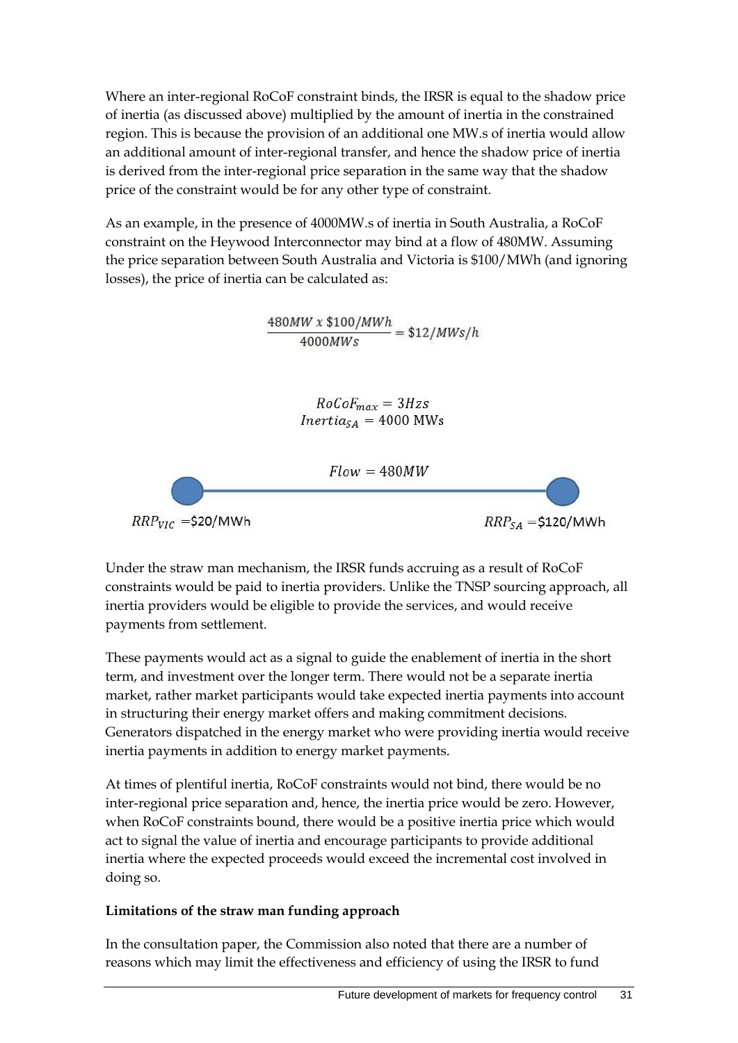Where an inter-regional RoCoF constraint binds, the IRSR is equal to the shadow price of inertia (as discussed above) multiplied by the amount of inertia in the constrained region. This is because the provision of an additional one MW.s of inertia would allow an additional amount of inter-regional transfer, and hence the shadow price of inertia is derived from the inter-regional price separation in the same way that the shadow price of the constraint would be for any other type of constraint.

As an example, in the presence of 4000MW.s of inertia in South Australia, a RoCoF constraint on the Heywood Interconnector may bind at a flow of 480MW. Assuming the price separation between South Australia and Victoria is $100/MWh (and ignoring losses), the price of inertia can be calculated as:

$$\frac{480MW \ x \ \$100/MWh}{4000MWs} = \$12/MWs/h$$

$$RoCoF_{max} = 3Hzs$$
$$Inertia_{SA} = 4000 \text{ MWs}$$

$$Flow = 480MW$$

$RRP_{VIC}$ =$20/MWh

$RRP_{SA}$ =$120/MWh

Under the straw man mechanism, the IRSR funds accruing as a result of RoCoF constraints would be paid to inertia providers. Unlike the TNSP sourcing approach, all inertia providers would be eligible to provide the services, and would receive payments from settlement.

These payments would act as a signal to guide the enablement of inertia in the short term, and investment over the longer term. There would not be a separate inertia market, rather market participants would take expected inertia payments into account in structuring their energy market offers and making commitment decisions. Generators dispatched in the energy market who were providing inertia would receive inertia payments in addition to energy market payments.

At times of plentiful inertia, RoCoF constraints would not bind, there would be no inter-regional price separation and, hence, the inertia price would be zero. However, when RoCoF constraints bound, there would be a positive inertia price which would act to signal the value of inertia and encourage participants to provide additional inertia where the expected proceeds would exceed the incremental cost involved in doing so.

**Limitations of the straw man funding approach**

In the consultation paper, the Commission also noted that there are a number of reasons which may limit the effectiveness and efficiency of using the IRSR to fund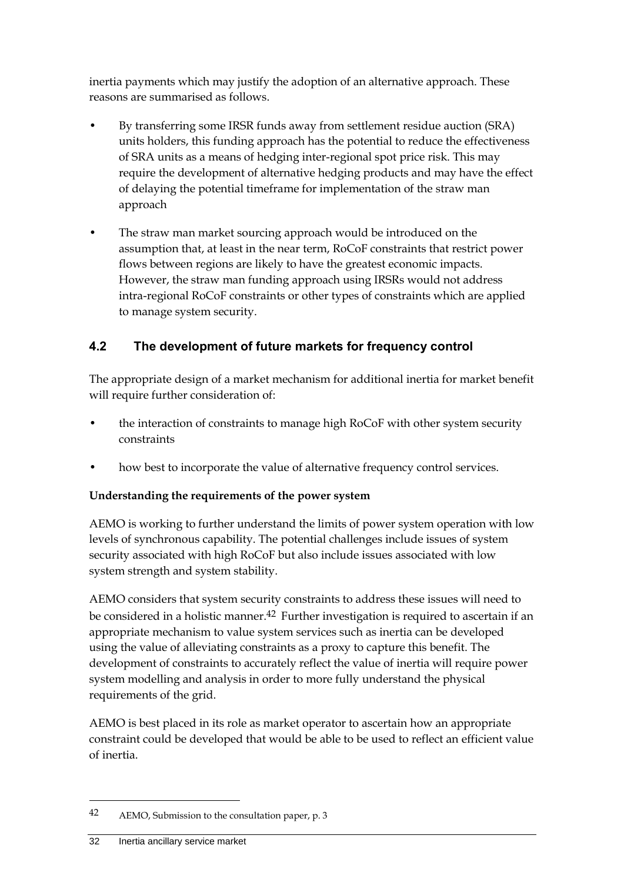inertia payments which may justify the adoption of an alternative approach. These reasons are summarised as follows.

- By transferring some IRSR funds away from settlement residue auction (SRA) units holders, this funding approach has the potential to reduce the effectiveness of SRA units as a means of hedging inter-regional spot price risk. This may require the development of alternative hedging products and may have the effect of delaying the potential timeframe for implementation of the straw man approach
- The straw man market sourcing approach would be introduced on the assumption that, at least in the near term, RoCoF constraints that restrict power flows between regions are likely to have the greatest economic impacts. However, the straw man funding approach using IRSRs would not address intra-regional RoCoF constraints or other types of constraints which are applied to manage system security.

## 4.2 The development of future markets for frequency control

The appropriate design of a market mechanism for additional inertia for market benefit will require further consideration of:

- the interaction of constraints to manage high RoCoF with other system security constraints
- how best to incorporate the value of alternative frequency control services.

**Understanding the requirements of the power system**

AEMO is working to further understand the limits of power system operation with low levels of synchronous capability. The potential challenges include issues of system security associated with high RoCoF but also include issues associated with low system strength and system stability.

AEMO considers that system security constraints to address these issues will need to be considered in a holistic manner.[42] Further investigation is required to ascertain if an appropriate mechanism to value system services such as inertia can be developed using the value of alleviating constraints as a proxy to capture this benefit. The development of constraints to accurately reflect the value of inertia will require power system modelling and analysis in order to more fully understand the physical requirements of the grid.

AEMO is best placed in its role as market operator to ascertain how an appropriate constraint could be developed that would be able to be used to reflect an efficient value of inertia.

---

42 AEMO, Submission to the consultation paper, p. 3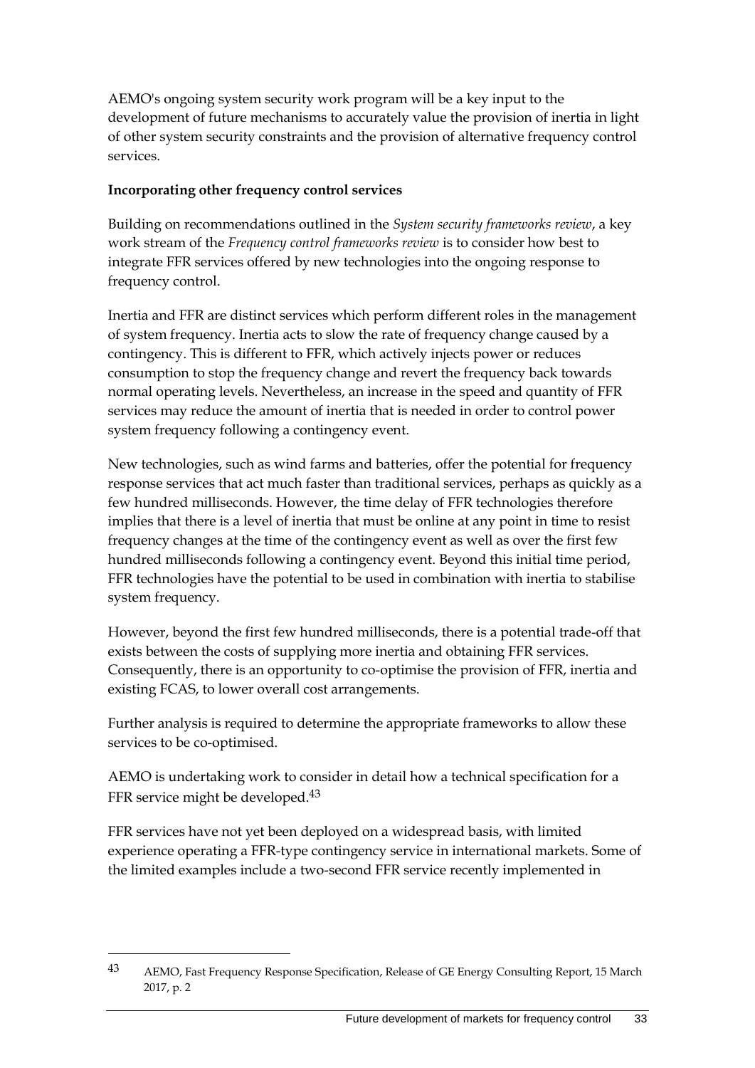AEMO's ongoing system security work program will be a key input to the development of future mechanisms to accurately value the provision of inertia in light of other system security constraints and the provision of alternative frequency control services.

**Incorporating other frequency control services**

Building on recommendations outlined in the *System security frameworks review*, a key work stream of the *Frequency control frameworks review* is to consider how best to integrate FFR services offered by new technologies into the ongoing response to frequency control.

Inertia and FFR are distinct services which perform different roles in the management of system frequency. Inertia acts to slow the rate of frequency change caused by a contingency. This is different to FFR, which actively injects power or reduces consumption to stop the frequency change and revert the frequency back towards normal operating levels. Nevertheless, an increase in the speed and quantity of FFR services may reduce the amount of inertia that is needed in order to control power system frequency following a contingency event.

New technologies, such as wind farms and batteries, offer the potential for frequency response services that act much faster than traditional services, perhaps as quickly as a few hundred milliseconds. However, the time delay of FFR technologies therefore implies that there is a level of inertia that must be online at any point in time to resist frequency changes at the time of the contingency event as well as over the first few hundred milliseconds following a contingency event. Beyond this initial time period, FFR technologies have the potential to be used in combination with inertia to stabilise system frequency.

However, beyond the first few hundred milliseconds, there is a potential trade-off that exists between the costs of supplying more inertia and obtaining FFR services. Consequently, there is an opportunity to co-optimise the provision of FFR, inertia and existing FCAS, to lower overall cost arrangements.

Further analysis is required to determine the appropriate frameworks to allow these services to be co-optimised.

AEMO is undertaking work to consider in detail how a technical specification for a FFR service might be developed.[43]

FFR services have not yet been deployed on a widespread basis, with limited experience operating a FFR-type contingency service in international markets. Some of the limited examples include a two-second FFR service recently implemented in

---

43 AEMO, Fast Frequency Response Specification, Release of GE Energy Consulting Report, 15 March 2017, p. 2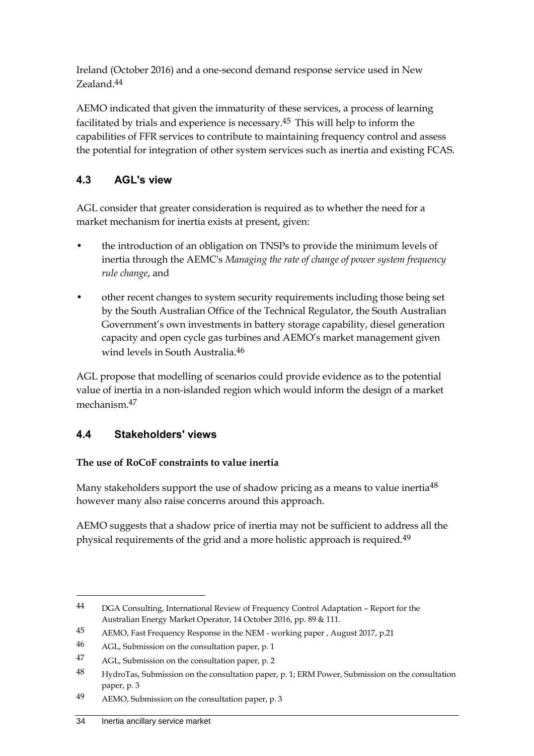Ireland (October 2016) and a one-second demand response service used in New Zealand.[44]

AEMO indicated that given the immaturity of these services, a process of learning facilitated by trials and experience is necessary.[45] This will help to inform the capabilities of FFR services to contribute to maintaining frequency control and assess the potential for integration of other system services such as inertia and existing FCAS.

## 4.3 AGL's view

AGL consider that greater consideration is required as to whether the need for a market mechanism for inertia exists at present, given:

- the introduction of an obligation on TNSPs to provide the minimum levels of inertia through the AEMC's *Managing the rate of change of power system frequency rule change*, and
- other recent changes to system security requirements including those being set by the South Australian Office of the Technical Regulator, the South Australian Government's own investments in battery storage capability, diesel generation capacity and open cycle gas turbines and AEMO's market management given wind levels in South Australia.[46]

AGL propose that modelling of scenarios could provide evidence as to the potential value of inertia in a non-islanded region which would inform the design of a market mechanism.[47]

## 4.4 Stakeholders' views

**The use of RoCoF constraints to value inertia**

Many stakeholders support the use of shadow pricing as a means to value inertia[48] however many also raise concerns around this approach.

AEMO suggests that a shadow price of inertia may not be sufficient to address all the physical requirements of the grid and a more holistic approach is required.[49]

---

44 DGA Consulting, International Review of Frequency Control Adaptation – Report for the Australian Energy Market Operator, 14 October 2016, pp. 89 & 111.

45 AEMO, Fast Frequency Response in the NEM - working paper , August 2017, p.21

46 AGL, Submission on the consultation paper, p. 1

47 AGL, Submission on the consultation paper, p. 2

48 HydroTas, Submission on the consultation paper, p. 1; ERM Power, Submission on the consultation paper, p. 3

49 AEMO, Submission on the consultation paper, p. 3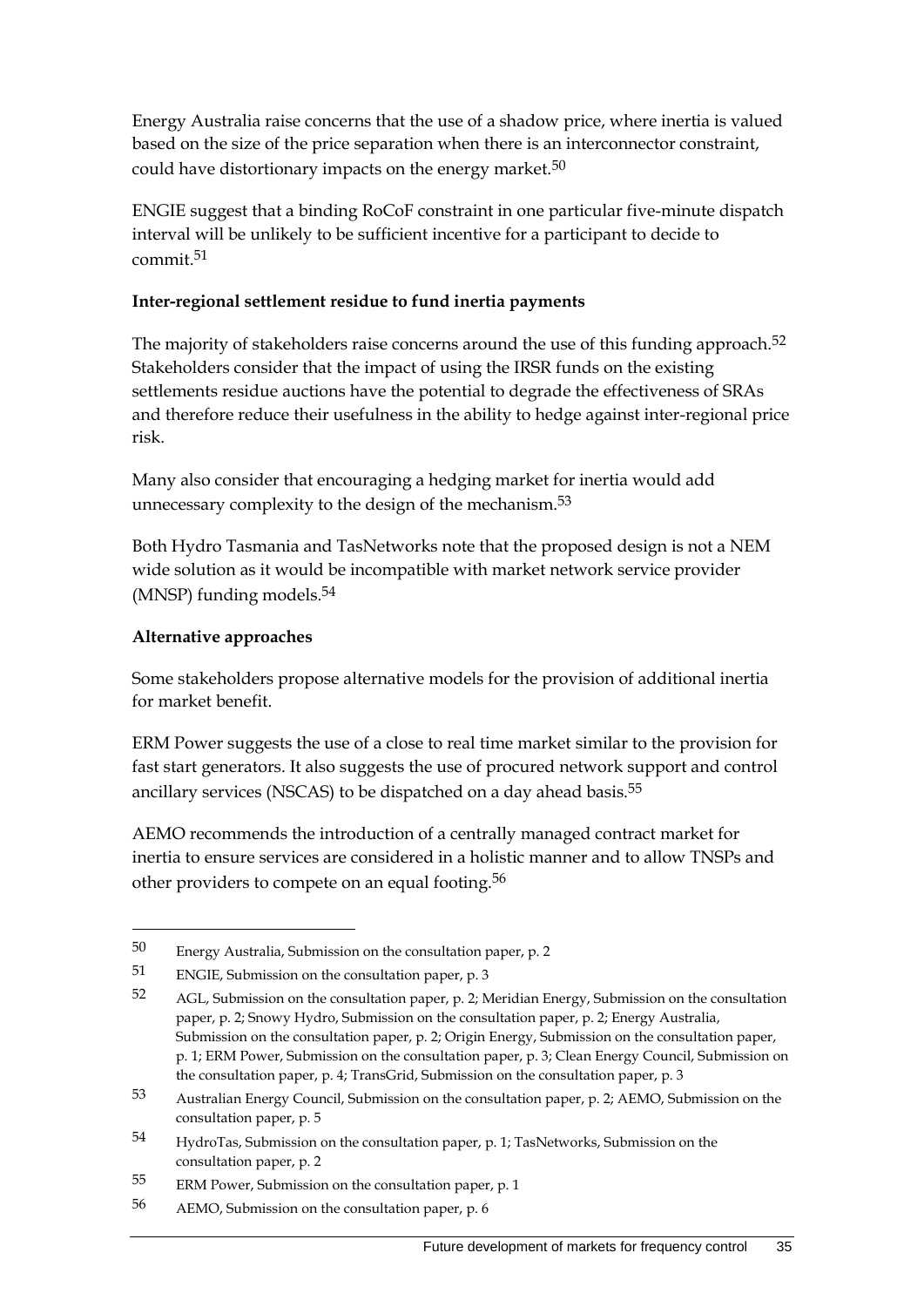Energy Australia raise concerns that the use of a shadow price, where inertia is valued based on the size of the price separation when there is an interconnector constraint, could have distortionary impacts on the energy market.[50]

ENGIE suggest that a binding RoCoF constraint in one particular five-minute dispatch interval will be unlikely to be sufficient incentive for a participant to decide to commit.[51]

**Inter-regional settlement residue to fund inertia payments**

The majority of stakeholders raise concerns around the use of this funding approach.[52] Stakeholders consider that the impact of using the IRSR funds on the existing settlements residue auctions have the potential to degrade the effectiveness of SRAs and therefore reduce their usefulness in the ability to hedge against inter-regional price risk.

Many also consider that encouraging a hedging market for inertia would add unnecessary complexity to the design of the mechanism.[53]

Both Hydro Tasmania and TasNetworks note that the proposed design is not a NEM wide solution as it would be incompatible with market network service provider (MNSP) funding models.[54]

**Alternative approaches**

Some stakeholders propose alternative models for the provision of additional inertia for market benefit.

ERM Power suggests the use of a close to real time market similar to the provision for fast start generators. It also suggests the use of procured network support and control ancillary services (NSCAS) to be dispatched on a day ahead basis.[55]

AEMO recommends the introduction of a centrally managed contract market for inertia to ensure services are considered in a holistic manner and to allow TNSPs and other providers to compete on an equal footing.[56]

---

50 Energy Australia, Submission on the consultation paper, p. 2

51 ENGIE, Submission on the consultation paper, p. 3

52 AGL, Submission on the consultation paper, p. 2; Meridian Energy, Submission on the consultation paper, p. 2; Snowy Hydro, Submission on the consultation paper, p. 2; Energy Australia, Submission on the consultation paper, p. 2; Origin Energy, Submission on the consultation paper, p. 1; ERM Power, Submission on the consultation paper, p. 3; Clean Energy Council, Submission on the consultation paper, p. 4; TransGrid, Submission on the consultation paper, p. 3

53 Australian Energy Council, Submission on the consultation paper, p. 2; AEMO, Submission on the consultation paper, p. 5

54 HydroTas, Submission on the consultation paper, p. 1; TasNetworks, Submission on the consultation paper, p. 2

55 ERM Power, Submission on the consultation paper, p. 1

56 AEMO, Submission on the consultation paper, p. 6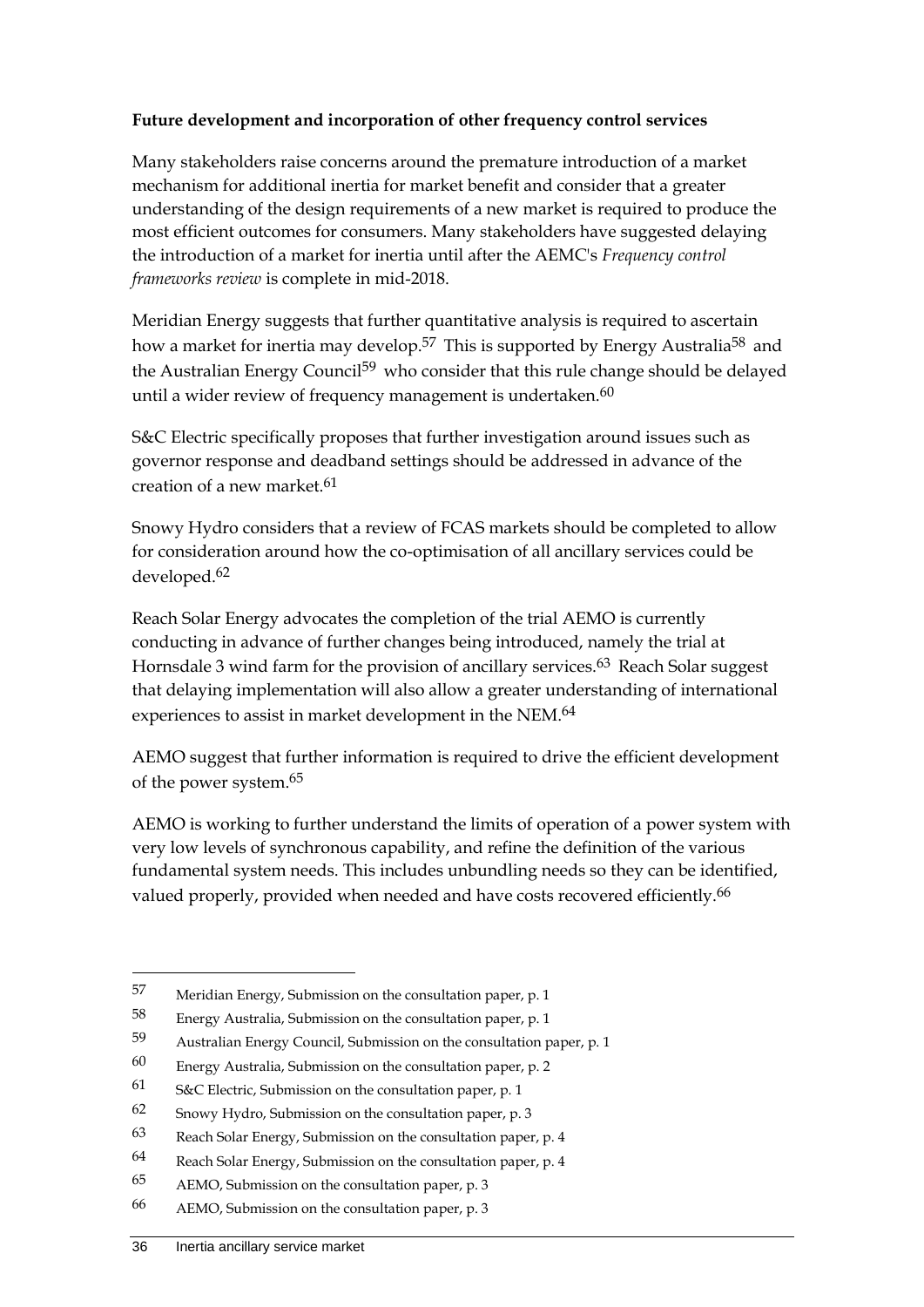**Future development and incorporation of other frequency control services**

Many stakeholders raise concerns around the premature introduction of a market mechanism for additional inertia for market benefit and consider that a greater understanding of the design requirements of a new market is required to produce the most efficient outcomes for consumers. Many stakeholders have suggested delaying the introduction of a market for inertia until after the AEMC's *Frequency control frameworks review* is complete in mid-2018.

Meridian Energy suggests that further quantitative analysis is required to ascertain how a market for inertia may develop.[57] This is supported by Energy Australia[58] and the Australian Energy Council[59] who consider that this rule change should be delayed until a wider review of frequency management is undertaken.[60]

S&C Electric specifically proposes that further investigation around issues such as governor response and deadband settings should be addressed in advance of the creation of a new market.[61]

Snowy Hydro considers that a review of FCAS markets should be completed to allow for consideration around how the co-optimisation of all ancillary services could be developed.[62]

Reach Solar Energy advocates the completion of the trial AEMO is currently conducting in advance of further changes being introduced, namely the trial at Hornsdale 3 wind farm for the provision of ancillary services.[63] Reach Solar suggest that delaying implementation will also allow a greater understanding of international experiences to assist in market development in the NEM.[64]

AEMO suggest that further information is required to drive the efficient development of the power system.[65]

AEMO is working to further understand the limits of operation of a power system with very low levels of synchronous capability, and refine the definition of the various fundamental system needs. This includes unbundling needs so they can be identified, valued properly, provided when needed and have costs recovered efficiently.[66]

---

57 Meridian Energy, Submission on the consultation paper, p. 1

58 Energy Australia, Submission on the consultation paper, p. 1

59 Australian Energy Council, Submission on the consultation paper, p. 1

60 Energy Australia, Submission on the consultation paper, p. 2

61 S&C Electric, Submission on the consultation paper, p. 1

62 Snowy Hydro, Submission on the consultation paper, p. 3

63 Reach Solar Energy, Submission on the consultation paper, p. 4

64 Reach Solar Energy, Submission on the consultation paper, p. 4

65 AEMO, Submission on the consultation paper, p. 3

66 AEMO, Submission on the consultation paper, p. 3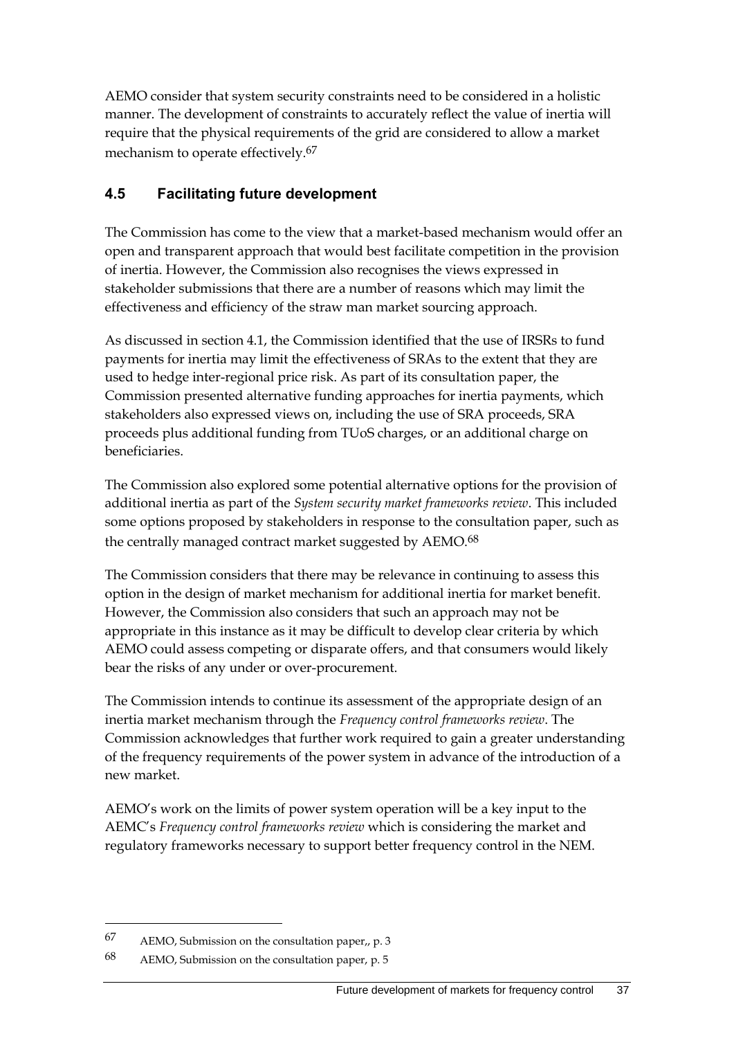AEMO consider that system security constraints need to be considered in a holistic manner. The development of constraints to accurately reflect the value of inertia will require that the physical requirements of the grid are considered to allow a market mechanism to operate effectively.[67]

## 4.5 Facilitating future development

The Commission has come to the view that a market-based mechanism would offer an open and transparent approach that would best facilitate competition in the provision of inertia. However, the Commission also recognises the views expressed in stakeholder submissions that there are a number of reasons which may limit the effectiveness and efficiency of the straw man market sourcing approach.

As discussed in section 4.1, the Commission identified that the use of IRSRs to fund payments for inertia may limit the effectiveness of SRAs to the extent that they are used to hedge inter-regional price risk. As part of its consultation paper, the Commission presented alternative funding approaches for inertia payments, which stakeholders also expressed views on, including the use of SRA proceeds, SRA proceeds plus additional funding from TUoS charges, or an additional charge on beneficiaries.

The Commission also explored some potential alternative options for the provision of additional inertia as part of the *System security market frameworks review*. This included some options proposed by stakeholders in response to the consultation paper, such as the centrally managed contract market suggested by AEMO.[68]

The Commission considers that there may be relevance in continuing to assess this option in the design of market mechanism for additional inertia for market benefit. However, the Commission also considers that such an approach may not be appropriate in this instance as it may be difficult to develop clear criteria by which AEMO could assess competing or disparate offers, and that consumers would likely bear the risks of any under or over-procurement.

The Commission intends to continue its assessment of the appropriate design of an inertia market mechanism through the *Frequency control frameworks review*. The Commission acknowledges that further work required to gain a greater understanding of the frequency requirements of the power system in advance of the introduction of a new market.

AEMO's work on the limits of power system operation will be a key input to the AEMC's *Frequency control frameworks review* which is considering the market and regulatory frameworks necessary to support better frequency control in the NEM.

---

67 AEMO, Submission on the consultation paper,, p. 3

68 AEMO, Submission on the consultation paper, p. 5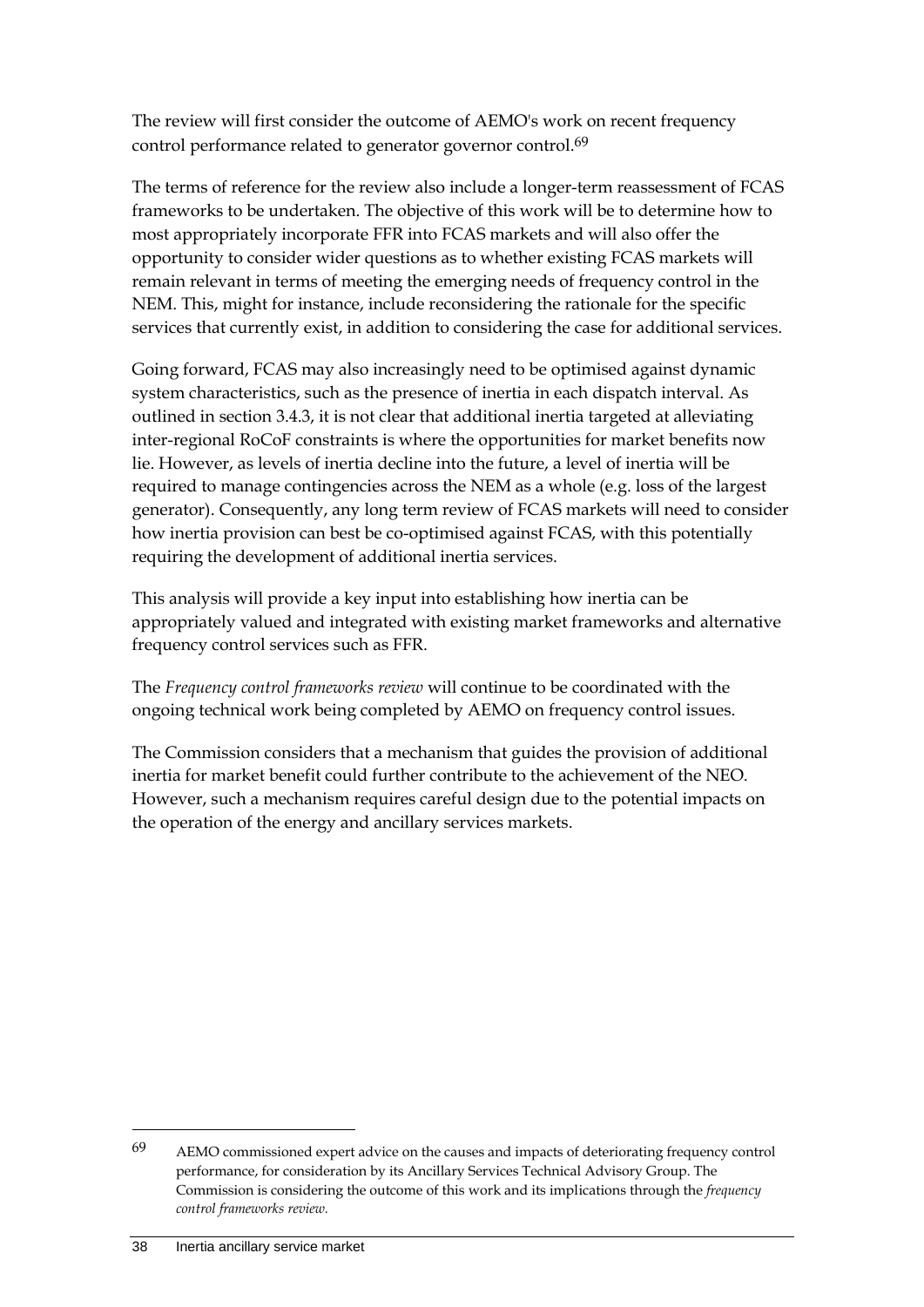The review will first consider the outcome of AEMO's work on recent frequency control performance related to generator governor control.[69]

The terms of reference for the review also include a longer-term reassessment of FCAS frameworks to be undertaken. The objective of this work will be to determine how to most appropriately incorporate FFR into FCAS markets and will also offer the opportunity to consider wider questions as to whether existing FCAS markets will remain relevant in terms of meeting the emerging needs of frequency control in the NEM. This, might for instance, include reconsidering the rationale for the specific services that currently exist, in addition to considering the case for additional services.

Going forward, FCAS may also increasingly need to be optimised against dynamic system characteristics, such as the presence of inertia in each dispatch interval. As outlined in section 3.4.3, it is not clear that additional inertia targeted at alleviating inter-regional RoCoF constraints is where the opportunities for market benefits now lie. However, as levels of inertia decline into the future, a level of inertia will be required to manage contingencies across the NEM as a whole (e.g. loss of the largest generator). Consequently, any long term review of FCAS markets will need to consider how inertia provision can best be co-optimised against FCAS, with this potentially requiring the development of additional inertia services.

This analysis will provide a key input into establishing how inertia can be appropriately valued and integrated with existing market frameworks and alternative frequency control services such as FFR.

The *Frequency control frameworks review* will continue to be coordinated with the ongoing technical work being completed by AEMO on frequency control issues.

The Commission considers that a mechanism that guides the provision of additional inertia for market benefit could further contribute to the achievement of the NEO. However, such a mechanism requires careful design due to the potential impacts on the operation of the energy and ancillary services markets.

---

69 AEMO commissioned expert advice on the causes and impacts of deteriorating frequency control performance, for consideration by its Ancillary Services Technical Advisory Group. The Commission is considering the outcome of this work and its implications through the *frequency control frameworks review*.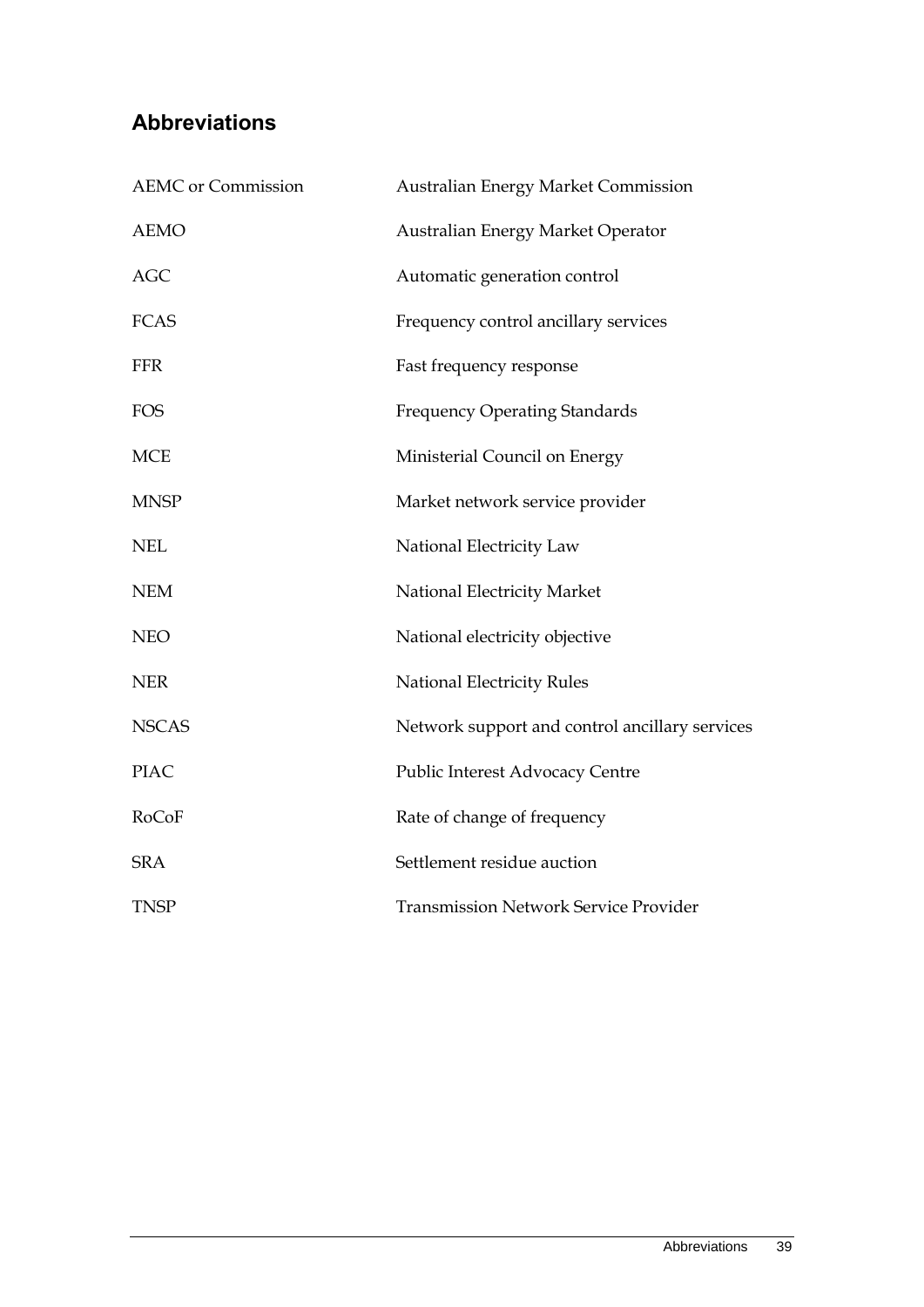## Abbreviations

| | |
|---|---|
| AEMC or Commission | Australian Energy Market Commission |
| AEMO | Australian Energy Market Operator |
| AGC | Automatic generation control |
| FCAS | Frequency control ancillary services |
| FFR | Fast frequency response |
| FOS | Frequency Operating Standards |
| MCE | Ministerial Council on Energy |
| MNSP | Market network service provider |
| NEL | National Electricity Law |
| NEM | National Electricity Market |
| NEO | National electricity objective |
| NER | National Electricity Rules |
| NSCAS | Network support and control ancillary services |
| PIAC | Public Interest Advocacy Centre |
| RoCoF | Rate of change of frequency |
| SRA | Settlement residue auction |
| TNSP | Transmission Network Service Provider |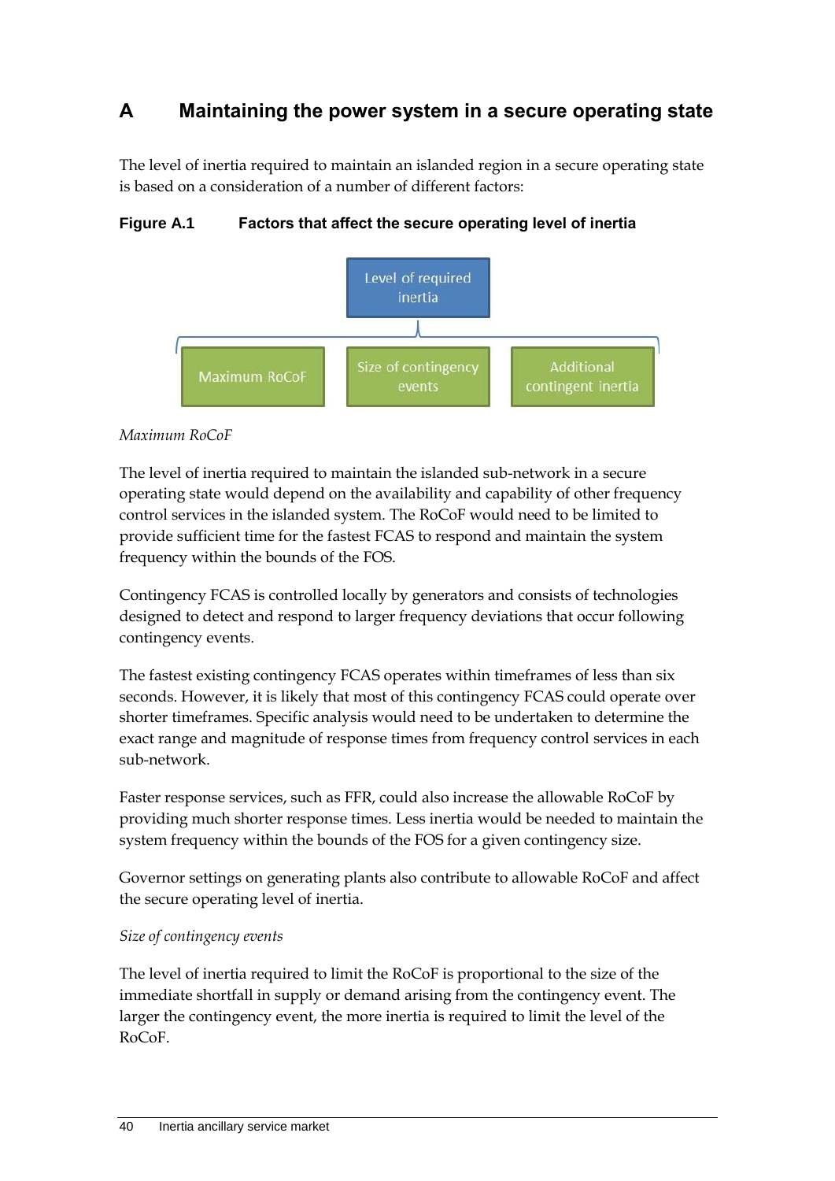# A Maintaining the power system in a secure operating state

The level of inertia required to maintain an islanded region in a secure operating state is based on a consideration of a number of different factors:

**Figure A.1 Factors that affect the secure operating level of inertia**

Level of required inertia

Maximum RoCoF | Size of contingency events | Additional contingent inertia

*Maximum RoCoF*

The level of inertia required to maintain the islanded sub-network in a secure operating state would depend on the availability and capability of other frequency control services in the islanded system. The RoCoF would need to be limited to provide sufficient time for the fastest FCAS to respond and maintain the system frequency within the bounds of the FOS.

Contingency FCAS is controlled locally by generators and consists of technologies designed to detect and respond to larger frequency deviations that occur following contingency events.

The fastest existing contingency FCAS operates within timeframes of less than six seconds. However, it is likely that most of this contingency FCAS could operate over shorter timeframes. Specific analysis would need to be undertaken to determine the exact range and magnitude of response times from frequency control services in each sub-network.

Faster response services, such as FFR, could also increase the allowable RoCoF by providing much shorter response times. Less inertia would be needed to maintain the system frequency within the bounds of the FOS for a given contingency size.

Governor settings on generating plants also contribute to allowable RoCoF and affect the secure operating level of inertia.

*Size of contingency events*

The level of inertia required to limit the RoCoF is proportional to the size of the immediate shortfall in supply or demand arising from the contingency event. The larger the contingency event, the more inertia is required to limit the level of the RoCoF.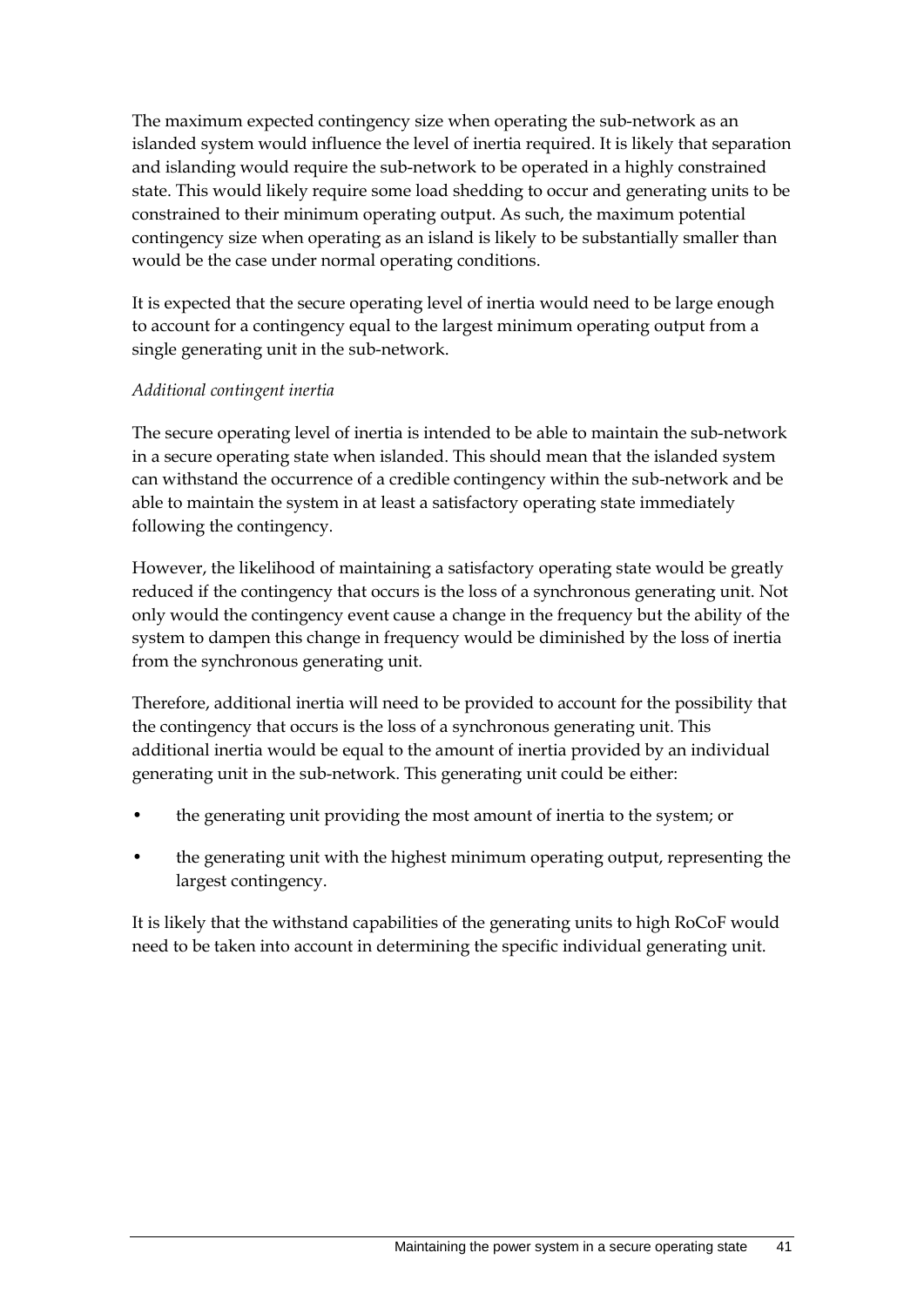The maximum expected contingency size when operating the sub-network as an islanded system would influence the level of inertia required. It is likely that separation and islanding would require the sub-network to be operated in a highly constrained state. This would likely require some load shedding to occur and generating units to be constrained to their minimum operating output. As such, the maximum potential contingency size when operating as an island is likely to be substantially smaller than would be the case under normal operating conditions.

It is expected that the secure operating level of inertia would need to be large enough to account for a contingency equal to the largest minimum operating output from a single generating unit in the sub-network.

*Additional contingent inertia*

The secure operating level of inertia is intended to be able to maintain the sub-network in a secure operating state when islanded. This should mean that the islanded system can withstand the occurrence of a credible contingency within the sub-network and be able to maintain the system in at least a satisfactory operating state immediately following the contingency.

However, the likelihood of maintaining a satisfactory operating state would be greatly reduced if the contingency that occurs is the loss of a synchronous generating unit. Not only would the contingency event cause a change in the frequency but the ability of the system to dampen this change in frequency would be diminished by the loss of inertia from the synchronous generating unit.

Therefore, additional inertia will need to be provided to account for the possibility that the contingency that occurs is the loss of a synchronous generating unit. This additional inertia would be equal to the amount of inertia provided by an individual generating unit in the sub-network. This generating unit could be either:

- the generating unit providing the most amount of inertia to the system; or
- the generating unit with the highest minimum operating output, representing the largest contingency.

It is likely that the withstand capabilities of the generating units to high RoCoF would need to be taken into account in determining the specific individual generating unit.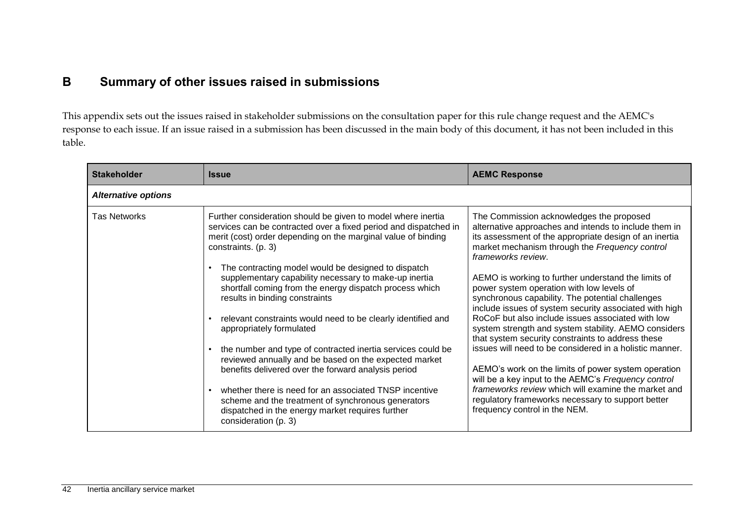# B Summary of other issues raised in submissions

This appendix sets out the issues raised in stakeholder submissions on the consultation paper for this rule change request and the AEMC's response to each issue. If an issue raised in a submission has been discussed in the main body of this document, it has not been included in this table.

| Stakeholder | Issue | AEMC Response |
|---|---|---|
| ***Alternative options*** | | |
| Tas Networks | Further consideration should be given to model where inertia services can be contracted over a fixed period and dispatched in merit (cost) order depending on the marginal value of binding constraints. (p. 3)<br><br>• The contracting model would be designed to dispatch supplementary capability necessary to make-up inertia shortfall coming from the energy dispatch process which results in binding constraints<br><br>• relevant constraints would need to be clearly identified and appropriately formulated<br><br>• the number and type of contracted inertia services could be reviewed annually and be based on the expected market benefits delivered over the forward analysis period<br><br>• whether there is need for an associated TNSP incentive scheme and the treatment of synchronous generators dispatched in the energy market requires further consideration (p. 3) | The Commission acknowledges the proposed alternative approaches and intends to include them in its assessment of the appropriate design of an inertia market mechanism through the *Frequency control frameworks review*.<br><br>AEMO is working to further understand the limits of power system operation with low levels of synchronous capability. The potential challenges include issues of system security associated with high RoCoF but also include issues associated with low system strength and system stability. AEMO considers that system security constraints to address these issues will need to be considered in a holistic manner.<br><br>AEMO's work on the limits of power system operation will be a key input to the AEMC's *Frequency control frameworks review* which will examine the market and regulatory frameworks necessary to support better frequency control in the NEM. |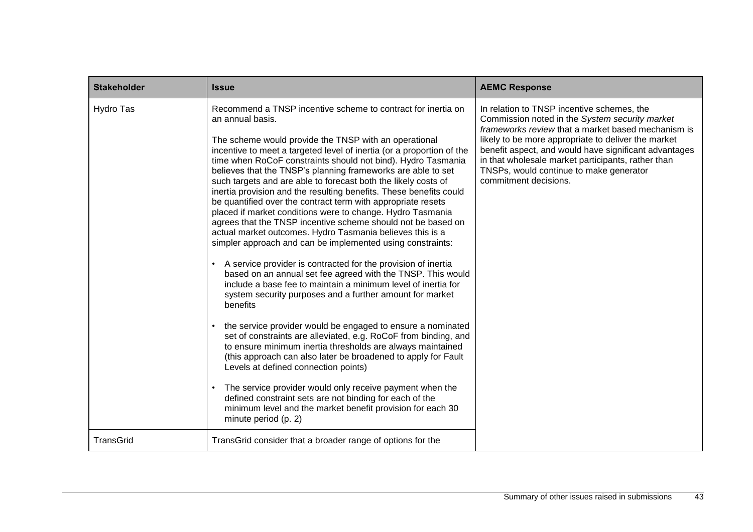| Stakeholder | Issue | AEMC Response |
|---|---|---|
| Hydro Tas | Recommend a TNSP incentive scheme to contract for inertia on an annual basis.<br><br>The scheme would provide the TNSP with an operational incentive to meet a targeted level of inertia (or a proportion of the time when RoCoF constraints should not bind). Hydro Tasmania believes that the TNSP's planning frameworks are able to set such targets and are able to forecast both the likely costs of inertia provision and the resulting benefits. These benefits could be quantified over the contract term with appropriate resets placed if market conditions were to change. Hydro Tasmania agrees that the TNSP incentive scheme should not be based on actual market outcomes. Hydro Tasmania believes this is a simpler approach and can be implemented using constraints:<br><br>• A service provider is contracted for the provision of inertia based on an annual set fee agreed with the TNSP. This would include a base fee to maintain a minimum level of inertia for system security purposes and a further amount for market benefits<br><br>• the service provider would be engaged to ensure a nominated set of constraints are alleviated, e.g. RoCoF from binding, and to ensure minimum inertia thresholds are always maintained (this approach can also later be broadened to apply for Fault Levels at defined connection points)<br><br>• The service provider would only receive payment when the defined constraint sets are not binding for each of the minimum level and the market benefit provision for each 30 minute period (p. 2) | In relation to TNSP incentive schemes, the Commission noted in the *System security market frameworks review* that a market based mechanism is likely to be more appropriate to deliver the market benefit aspect, and would have significant advantages in that wholesale market participants, rather than TNSPs, would continue to make generator commitment decisions. |
| TransGrid | TransGrid consider that a broader range of options for the | |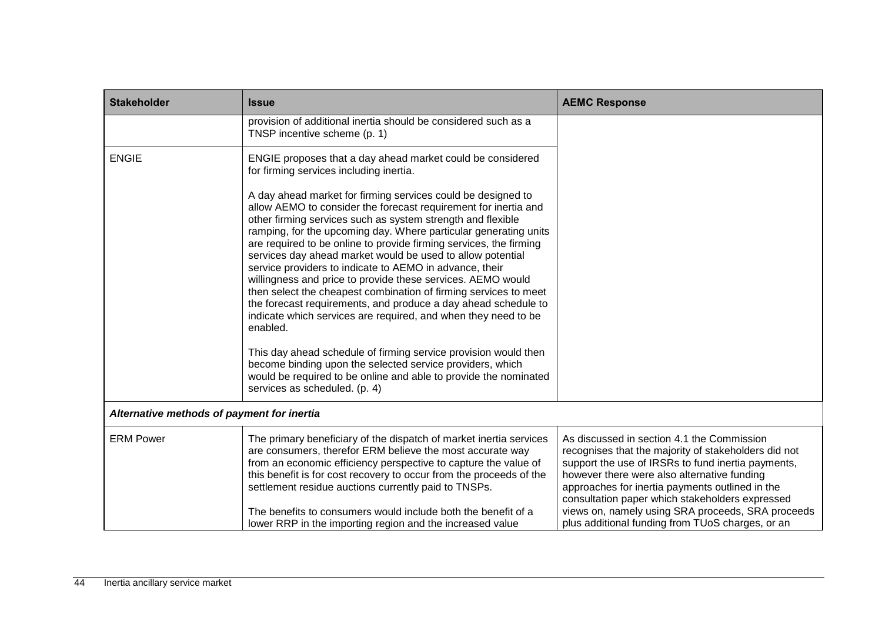| Stakeholder | Issue | AEMC Response |
|---|---|---|
| | provision of additional inertia should be considered such as a TNSP incentive scheme (p. 1) | |
| ENGIE | ENGIE proposes that a day ahead market could be considered for firming services including inertia.<br><br>A day ahead market for firming services could be designed to allow AEMO to consider the forecast requirement for inertia and other firming services such as system strength and flexible ramping, for the upcoming day. Where particular generating units are required to be online to provide firming services, the firming services day ahead market would be used to allow potential service providers to indicate to AEMO in advance, their willingness and price to provide these services. AEMO would then select the cheapest combination of firming services to meet the forecast requirements, and produce a day ahead schedule to indicate which services are required, and when they need to be enabled.<br><br>This day ahead schedule of firming service provision would then become binding upon the selected service providers, which would be required to be online and able to provide the nominated services as scheduled. (p. 4) | |
| ***Alternative methods of payment for inertia*** | | |
| ERM Power | The primary beneficiary of the dispatch of market inertia services are consumers, therefor ERM believe the most accurate way from an economic efficiency perspective to capture the value of this benefit is for cost recovery to occur from the proceeds of the settlement residue auctions currently paid to TNSPs.<br><br>The benefits to consumers would include both the benefit of a lower RRP in the importing region and the increased value | As discussed in section 4.1 the Commission recognises that the majority of stakeholders did not support the use of IRSRs to fund inertia payments, however there were also alternative funding approaches for inertia payments outlined in the consultation paper which stakeholders expressed views on, namely using SRA proceeds, SRA proceeds plus additional funding from TUoS charges, or an |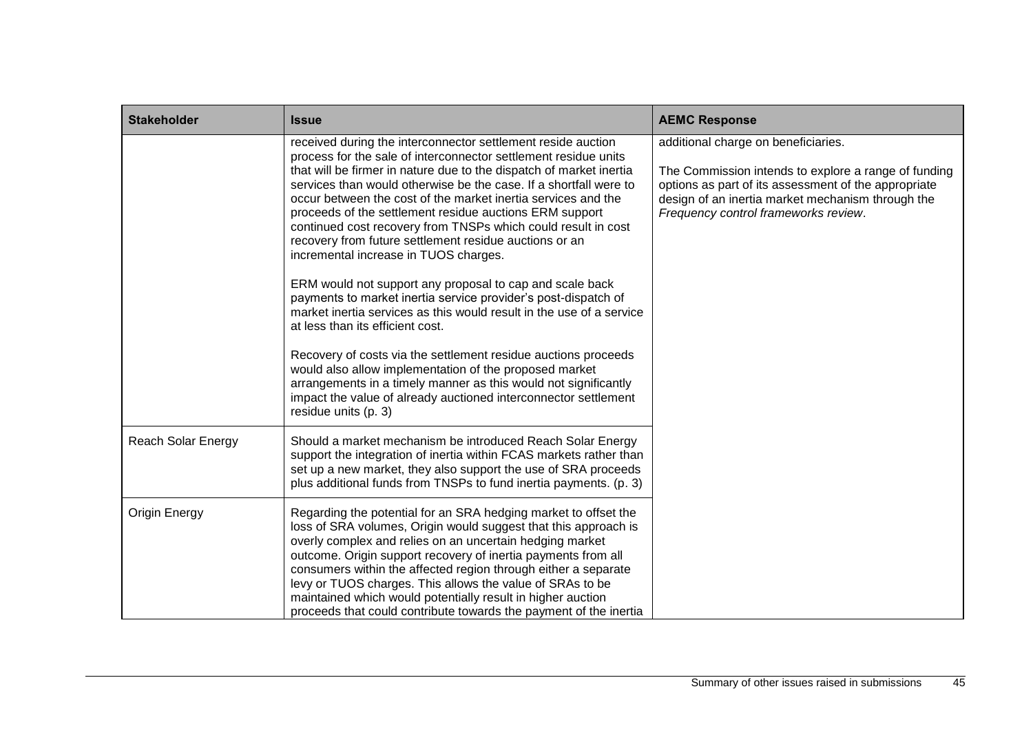| Stakeholder | Issue | AEMC Response |
|---|---|---|
| | received during the interconnector settlement reside auction process for the sale of interconnector settlement residue units that will be firmer in nature due to the dispatch of market inertia services than would otherwise be the case. If a shortfall were to occur between the cost of the market inertia services and the proceeds of the settlement residue auctions ERM support continued cost recovery from TNSPs which could result in cost recovery from future settlement residue auctions or an incremental increase in TUOS charges.<br><br>ERM would not support any proposal to cap and scale back payments to market inertia service provider's post-dispatch of market inertia services as this would result in the use of a service at less than its efficient cost.<br><br>Recovery of costs via the settlement residue auctions proceeds would also allow implementation of the proposed market arrangements in a timely manner as this would not significantly impact the value of already auctioned interconnector settlement residue units (p. 3) | additional charge on beneficiaries.<br><br>The Commission intends to explore a range of funding options as part of its assessment of the appropriate design of an inertia market mechanism through the *Frequency control frameworks review*. |
| Reach Solar Energy | Should a market mechanism be introduced Reach Solar Energy support the integration of inertia within FCAS markets rather than set up a new market, they also support the use of SRA proceeds plus additional funds from TNSPs to fund inertia payments. (p. 3) | |
| Origin Energy | Regarding the potential for an SRA hedging market to offset the loss of SRA volumes, Origin would suggest that this approach is overly complex and relies on an uncertain hedging market outcome. Origin support recovery of inertia payments from all consumers within the affected region through either a separate levy or TUOS charges. This allows the value of SRAs to be maintained which would potentially result in higher auction proceeds that could contribute towards the payment of the inertia | |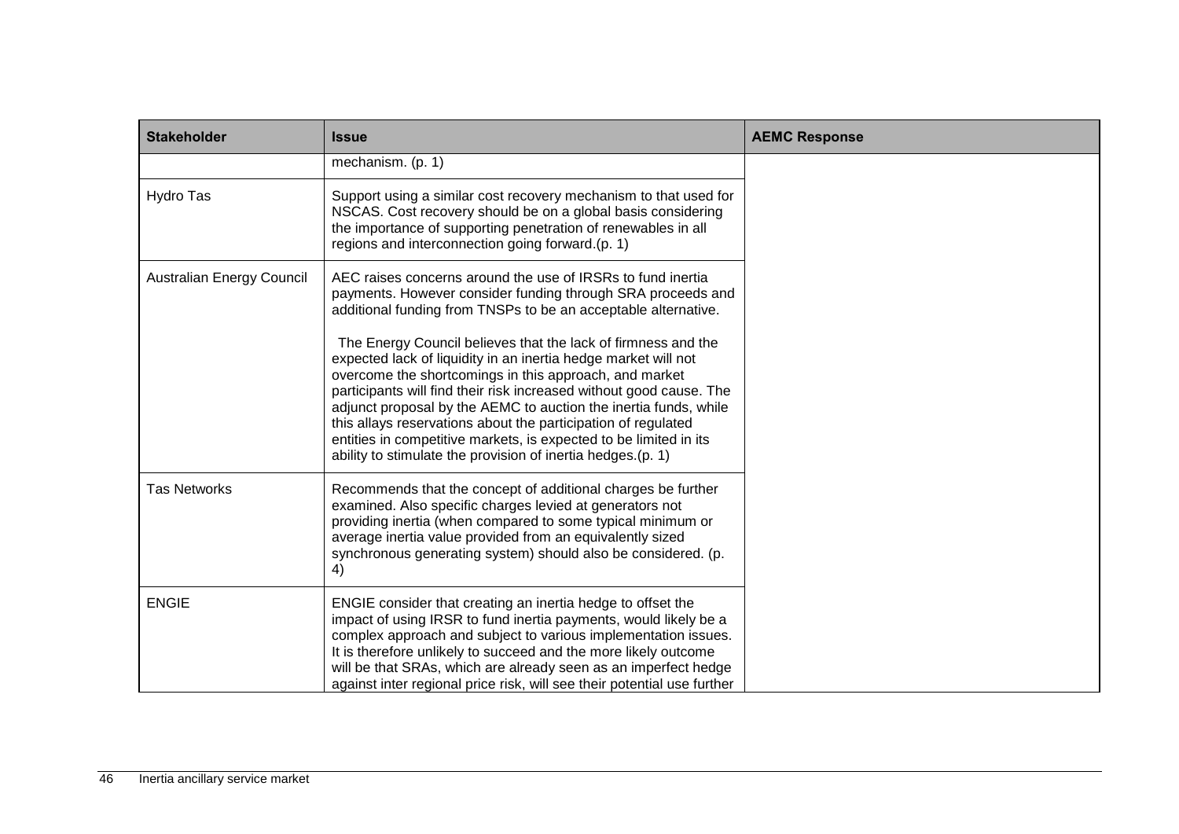| Stakeholder | Issue | AEMC Response |
|---|---|---|
| | mechanism. (p. 1) | |
| Hydro Tas | Support using a similar cost recovery mechanism to that used for NSCAS. Cost recovery should be on a global basis considering the importance of supporting penetration of renewables in all regions and interconnection going forward.(p. 1) | |
| Australian Energy Council | AEC raises concerns around the use of IRSRs to fund inertia payments. However consider funding through SRA proceeds and additional funding from TNSPs to be an acceptable alternative.<br><br>The Energy Council believes that the lack of firmness and the expected lack of liquidity in an inertia hedge market will not overcome the shortcomings in this approach, and market participants will find their risk increased without good cause. The adjunct proposal by the AEMC to auction the inertia funds, while this allays reservations about the participation of regulated entities in competitive markets, is expected to be limited in its ability to stimulate the provision of inertia hedges.(p. 1) | |
| Tas Networks | Recommends that the concept of additional charges be further examined. Also specific charges levied at generators not providing inertia (when compared to some typical minimum or average inertia value provided from an equivalently sized synchronous generating system) should also be considered. (p. 4) | |
| ENGIE | ENGIE consider that creating an inertia hedge to offset the impact of using IRSR to fund inertia payments, would likely be a complex approach and subject to various implementation issues. It is therefore unlikely to succeed and the more likely outcome will be that SRAs, which are already seen as an imperfect hedge against inter regional price risk, will see their potential use further | |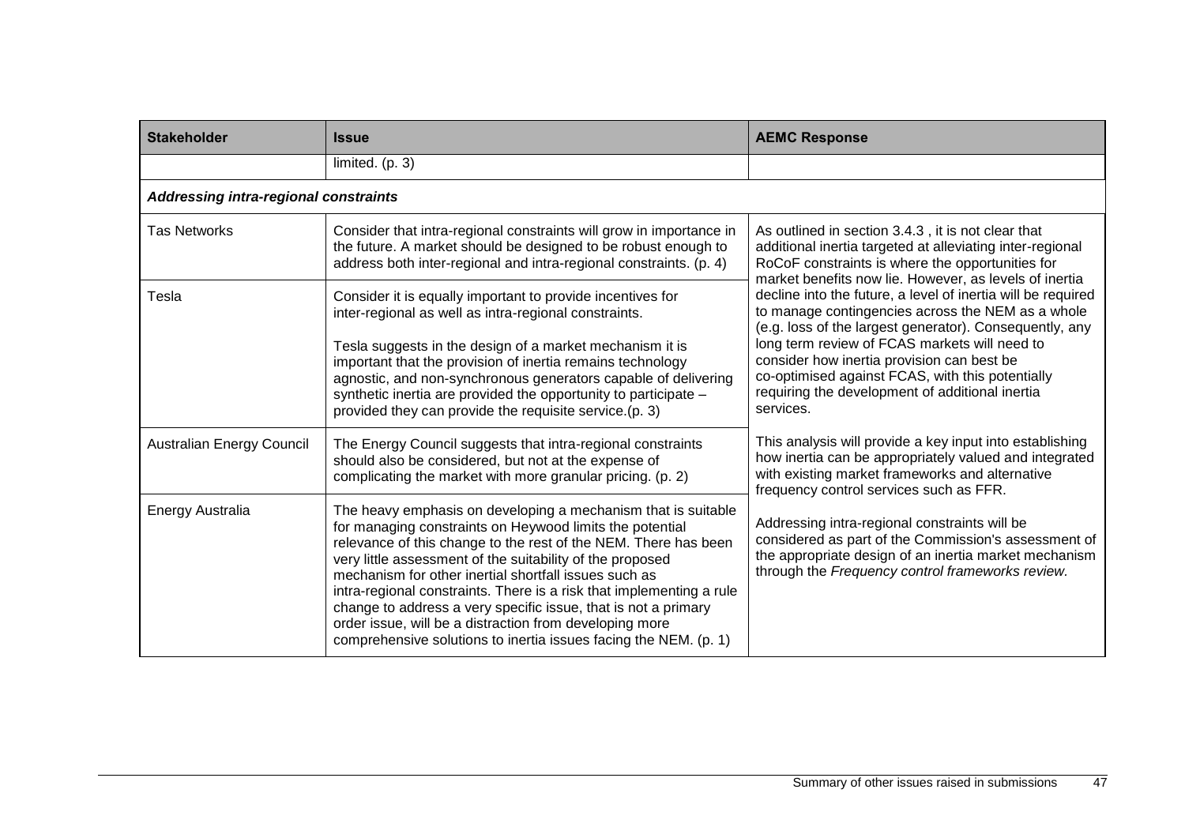| Stakeholder | Issue | AEMC Response |
| --- | --- | --- |
| | limited. (p. 3) | |
| ***Addressing intra-regional constraints*** | | |
| Tas Networks | Consider that intra-regional constraints will grow in importance in the future. A market should be designed to be robust enough to address both inter-regional and intra-regional constraints. (p. 4) | As outlined in section 3.4.3 , it is not clear that additional inertia targeted at alleviating inter-regional RoCoF constraints is where the opportunities for market benefits now lie. However, as levels of inertia decline into the future, a level of inertia will be required to manage contingencies across the NEM as a whole (e.g. loss of the largest generator). Consequently, any long term review of FCAS markets will need to consider how inertia provision can best be co-optimised against FCAS, with this potentially requiring the development of additional inertia services.<br><br>This analysis will provide a key input into establishing how inertia can be appropriately valued and integrated with existing market frameworks and alternative frequency control services such as FFR.<br><br>Addressing intra-regional constraints will be considered as part of the Commission's assessment of the appropriate design of an inertia market mechanism through the *Frequency control frameworks review.* |
| Tesla | Consider it is equally important to provide incentives for inter-regional as well as intra-regional constraints.<br><br>Tesla suggests in the design of a market mechanism it is important that the provision of inertia remains technology agnostic, and non-synchronous generators capable of delivering synthetic inertia are provided the opportunity to participate – provided they can provide the requisite service.(p. 3) | |
| Australian Energy Council | The Energy Council suggests that intra-regional constraints should also be considered, but not at the expense of complicating the market with more granular pricing. (p. 2) | |
| Energy Australia | The heavy emphasis on developing a mechanism that is suitable for managing constraints on Heywood limits the potential relevance of this change to the rest of the NEM. There has been very little assessment of the suitability of the proposed mechanism for other inertial shortfall issues such as intra-regional constraints. There is a risk that implementing a rule change to address a very specific issue, that is not a primary order issue, will be a distraction from developing more comprehensive solutions to inertia issues facing the NEM. (p. 1) | |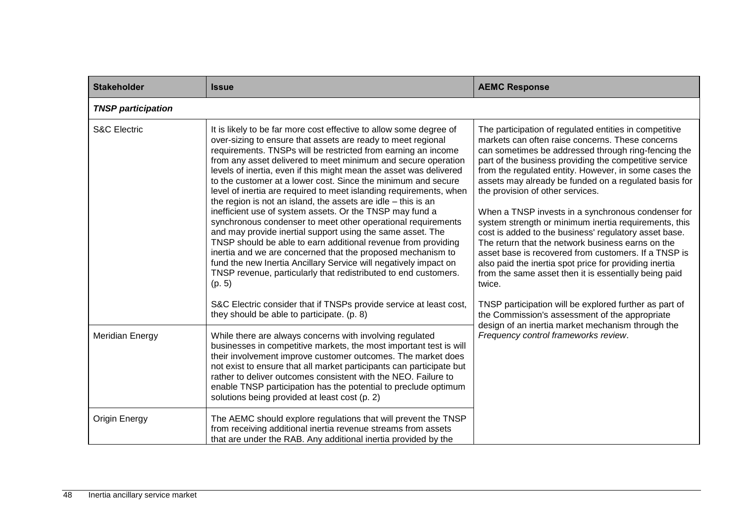| Stakeholder | Issue | AEMC Response |
| --- | --- | --- |
| ***TNSP participation*** | | |
| S&C Electric | It is likely to be far more cost effective to allow some degree of over-sizing to ensure that assets are ready to meet regional requirements. TNSPs will be restricted from earning an income from any asset delivered to meet minimum and secure operation levels of inertia, even if this might mean the asset was delivered to the customer at a lower cost. Since the minimum and secure level of inertia are required to meet islanding requirements, when the region is not an island, the assets are idle – this is an inefficient use of system assets. Or the TNSP may fund a synchronous condenser to meet other operational requirements and may provide inertial support using the same asset. The TNSP should be able to earn additional revenue from providing inertia and we are concerned that the proposed mechanism to fund the new Inertia Ancillary Service will negatively impact on TNSP revenue, particularly that redistributed to end customers. (p. 5)<br><br>S&C Electric consider that if TNSPs provide service at least cost, they should be able to participate. (p. 8) | The participation of regulated entities in competitive markets can often raise concerns. These concerns can sometimes be addressed through ring-fencing the part of the business providing the competitive service from the regulated entity. However, in some cases the assets may already be funded on a regulated basis for the provision of other services.<br><br>When a TNSP invests in a synchronous condenser for system strength or minimum inertia requirements, this cost is added to the business' regulatory asset base. The return that the network business earns on the asset base is recovered from customers. If a TNSP is also paid the inertia spot price for providing inertia from the same asset then it is essentially being paid twice.<br><br>TNSP participation will be explored further as part of the Commission's assessment of the appropriate design of an inertia market mechanism through the *Frequency control frameworks review*. |
| Meridian Energy | While there are always concerns with involving regulated businesses in competitive markets, the most important test is will their involvement improve customer outcomes. The market does not exist to ensure that all market participants can participate but rather to deliver outcomes consistent with the NEO. Failure to enable TNSP participation has the potential to preclude optimum solutions being provided at least cost (p. 2) | |
| Origin Energy | The AEMC should explore regulations that will prevent the TNSP from receiving additional inertia revenue streams from assets that are under the RAB. Any additional inertia provided by the | |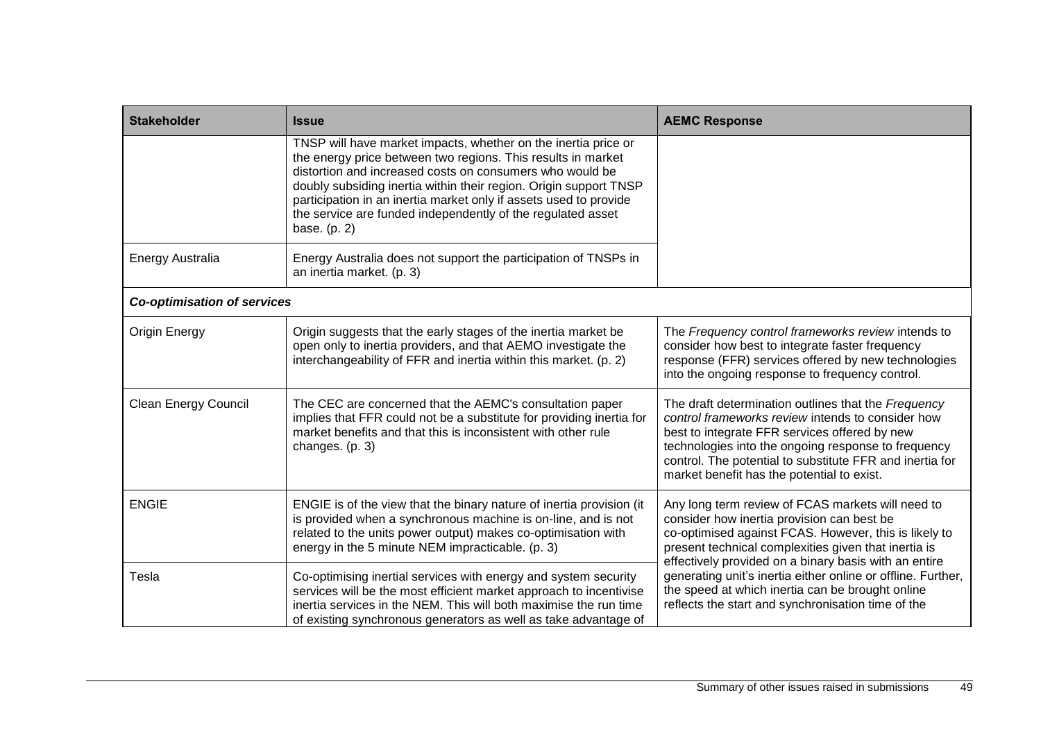| Stakeholder | Issue | AEMC Response |
| --- | --- | --- |
| | TNSP will have market impacts, whether on the inertia price or the energy price between two regions. This results in market distortion and increased costs on consumers who would be doubly subsiding inertia within their region. Origin support TNSP participation in an inertia market only if assets used to provide the service are funded independently of the regulated asset base. (p. 2) | |
| Energy Australia | Energy Australia does not support the participation of TNSPs in an inertia market. (p. 3) | |
| ***Co-optimisation of services*** | | |
| Origin Energy | Origin suggests that the early stages of the inertia market be open only to inertia providers, and that AEMO investigate the interchangeability of FFR and inertia within this market. (p. 2) | The *Frequency control frameworks review* intends to consider how best to integrate faster frequency response (FFR) services offered by new technologies into the ongoing response to frequency control. |
| Clean Energy Council | The CEC are concerned that the AEMC's consultation paper implies that FFR could not be a substitute for providing inertia for market benefits and that this is inconsistent with other rule changes. (p. 3) | The draft determination outlines that the *Frequency control frameworks review* intends to consider how best to integrate FFR services offered by new technologies into the ongoing response to frequency control. The potential to substitute FFR and inertia for market benefit has the potential to exist. |
| ENGIE | ENGIE is of the view that the binary nature of inertia provision (it is provided when a synchronous machine is on-line, and is not related to the units power output) makes co-optimisation with energy in the 5 minute NEM impracticable. (p. 3) | Any long term review of FCAS markets will need to consider how inertia provision can best be co-optimised against FCAS. However, this is likely to present technical complexities given that inertia is effectively provided on a binary basis with an entire generating unit's inertia either online or offline. Further, the speed at which inertia can be brought online reflects the start and synchronisation time of the |
| Tesla | Co-optimising inertial services with energy and system security services will be the most efficient market approach to incentivise inertia services in the NEM. This will both maximise the run time of existing synchronous generators as well as take advantage of | |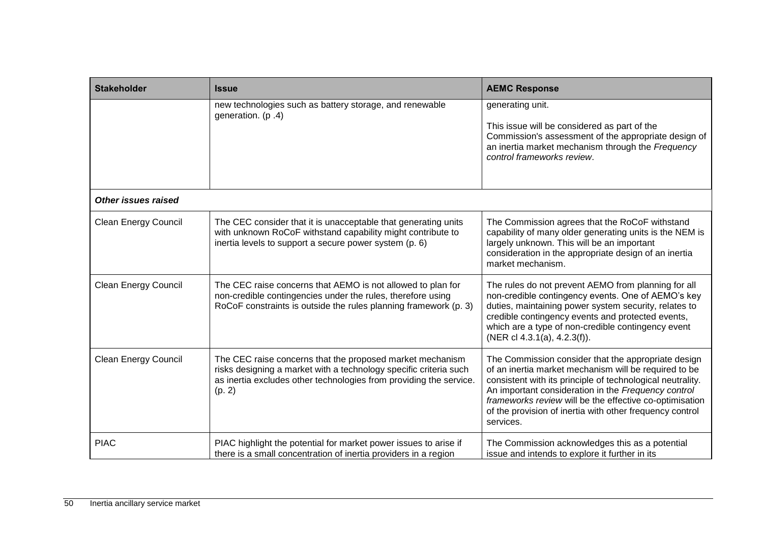| Stakeholder | Issue | AEMC Response |
| --- | --- | --- |
| | new technologies such as battery storage, and renewable generation. (p .4) | generating unit.<br><br>This issue will be considered as part of the Commission's assessment of the appropriate design of an inertia market mechanism through the *Frequency control frameworks review*. |
| ***Other issues raised*** | | |
| Clean Energy Council | The CEC consider that it is unacceptable that generating units with unknown RoCoF withstand capability might contribute to inertia levels to support a secure power system (p. 6) | The Commission agrees that the RoCoF withstand capability of many older generating units is the NEM is largely unknown. This will be an important consideration in the appropriate design of an inertia market mechanism. |
| Clean Energy Council | The CEC raise concerns that AEMO is not allowed to plan for non-credible contingencies under the rules, therefore using RoCoF constraints is outside the rules planning framework (p. 3) | The rules do not prevent AEMO from planning for all non-credible contingency events. One of AEMO's key duties, maintaining power system security, relates to credible contingency events and protected events, which are a type of non-credible contingency event (NER cl 4.3.1(a), 4.2.3(f)). |
| Clean Energy Council | The CEC raise concerns that the proposed market mechanism risks designing a market with a technology specific criteria such as inertia excludes other technologies from providing the service. (p. 2) | The Commission consider that the appropriate design of an inertia market mechanism will be required to be consistent with its principle of technological neutrality. An important consideration in the *Frequency control frameworks review* will be the effective co-optimisation of the provision of inertia with other frequency control services. |
| PIAC | PIAC highlight the potential for market power issues to arise if there is a small concentration of inertia providers in a region | The Commission acknowledges this as a potential issue and intends to explore it further in its |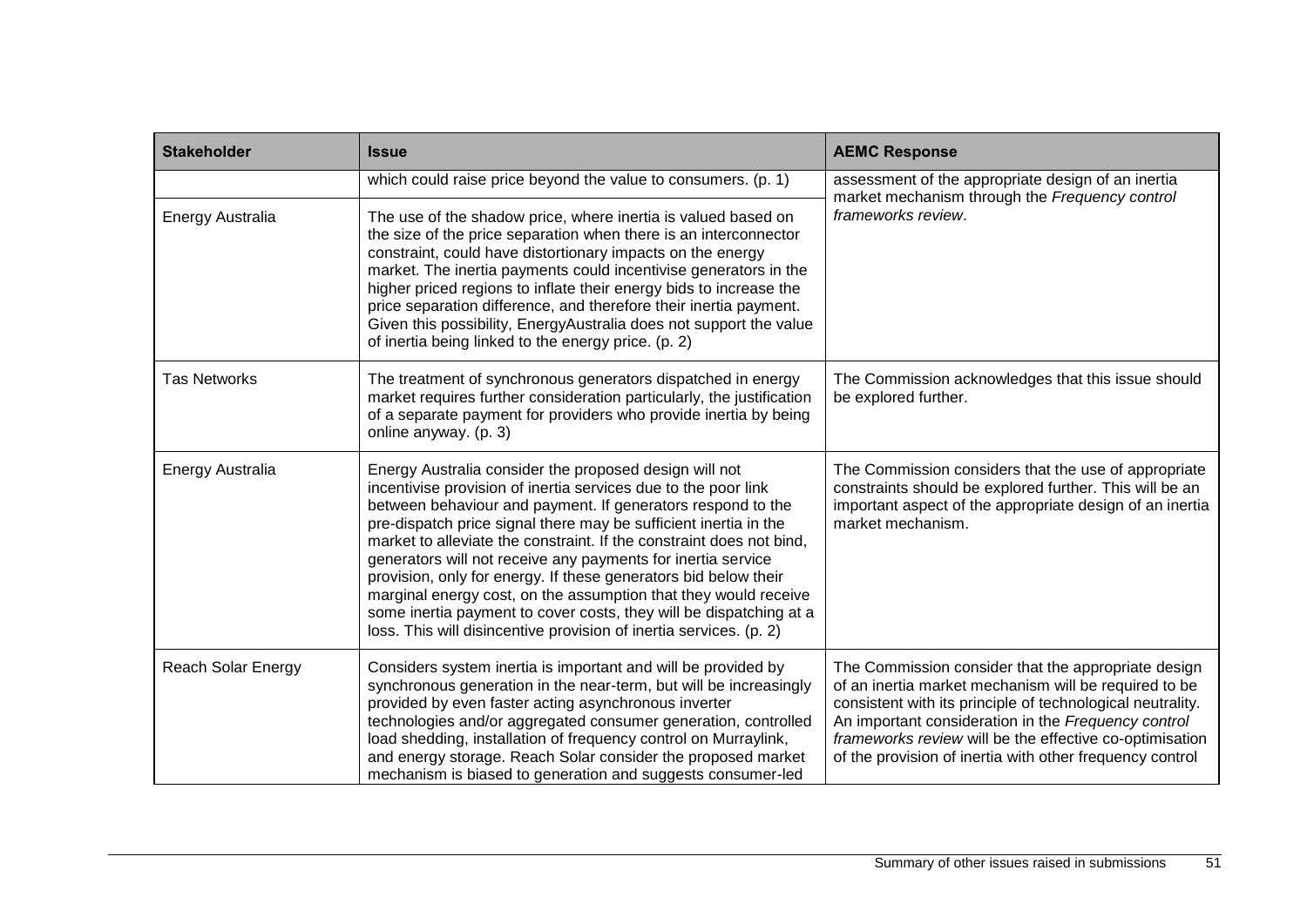| Stakeholder | Issue | AEMC Response |
| --- | --- | --- |
| | which could raise price beyond the value to consumers. (p. 1) | assessment of the appropriate design of an inertia market mechanism through the *Frequency control frameworks review*. |
| Energy Australia | The use of the shadow price, where inertia is valued based on the size of the price separation when there is an interconnector constraint, could have distortionary impacts on the energy market. The inertia payments could incentivise generators in the higher priced regions to inflate their energy bids to increase the price separation difference, and therefore their inertia payment. Given this possibility, EnergyAustralia does not support the value of inertia being linked to the energy price. (p. 2) | |
| Tas Networks | The treatment of synchronous generators dispatched in energy market requires further consideration particularly, the justification of a separate payment for providers who provide inertia by being online anyway. (p. 3) | The Commission acknowledges that this issue should be explored further. |
| Energy Australia | Energy Australia consider the proposed design will not incentivise provision of inertia services due to the poor link between behaviour and payment. If generators respond to the pre-dispatch price signal there may be sufficient inertia in the market to alleviate the constraint. If the constraint does not bind, generators will not receive any payments for inertia service provision, only for energy. If these generators bid below their marginal energy cost, on the assumption that they would receive some inertia payment to cover costs, they will be dispatching at a loss. This will disincentive provision of inertia services. (p. 2) | The Commission considers that the use of appropriate constraints should be explored further. This will be an important aspect of the appropriate design of an inertia market mechanism. |
| Reach Solar Energy | Considers system inertia is important and will be provided by synchronous generation in the near-term, but will be increasingly provided by even faster acting asynchronous inverter technologies and/or aggregated consumer generation, controlled load shedding, installation of frequency control on Murraylink, and energy storage. Reach Solar consider the proposed market mechanism is biased to generation and suggests consumer-led | The Commission consider that the appropriate design of an inertia market mechanism will be required to be consistent with its principle of technological neutrality. An important consideration in the *Frequency control frameworks review* will be the effective co-optimisation of the provision of inertia with other frequency control |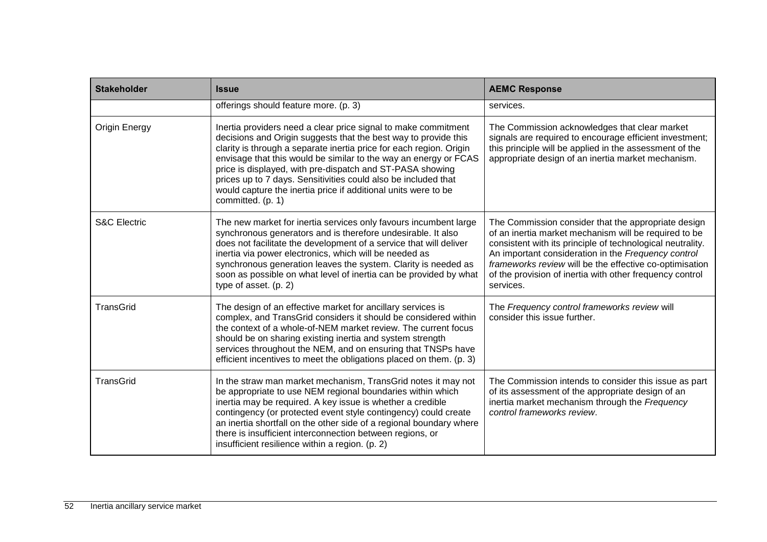| Stakeholder | Issue | AEMC Response |
| --- | --- | --- |
| | offerings should feature more. (p. 3) | services. |
| Origin Energy | Inertia providers need a clear price signal to make commitment decisions and Origin suggests that the best way to provide this clarity is through a separate inertia price for each region. Origin envisage that this would be similar to the way an energy or FCAS price is displayed, with pre-dispatch and ST-PASA showing prices up to 7 days. Sensitivities could also be included that would capture the inertia price if additional units were to be committed. (p. 1) | The Commission acknowledges that clear market signals are required to encourage efficient investment; this principle will be applied in the assessment of the appropriate design of an inertia market mechanism. |
| S&C Electric | The new market for inertia services only favours incumbent large synchronous generators and is therefore undesirable. It also does not facilitate the development of a service that will deliver inertia via power electronics, which will be needed as synchronous generation leaves the system. Clarity is needed as soon as possible on what level of inertia can be provided by what type of asset. (p. 2) | The Commission consider that the appropriate design of an inertia market mechanism will be required to be consistent with its principle of technological neutrality. An important consideration in the *Frequency control frameworks review* will be the effective co-optimisation of the provision of inertia with other frequency control services. |
| TransGrid | The design of an effective market for ancillary services is complex, and TransGrid considers it should be considered within the context of a whole-of-NEM market review. The current focus should be on sharing existing inertia and system strength services throughout the NEM, and on ensuring that TNSPs have efficient incentives to meet the obligations placed on them. (p. 3) | The *Frequency control frameworks review* will consider this issue further. |
| TransGrid | In the straw man market mechanism, TransGrid notes it may not be appropriate to use NEM regional boundaries within which inertia may be required. A key issue is whether a credible contingency (or protected event style contingency) could create an inertia shortfall on the other side of a regional boundary where there is insufficient interconnection between regions, or insufficient resilience within a region. (p. 2) | The Commission intends to consider this issue as part of its assessment of the appropriate design of an inertia market mechanism through the *Frequency control frameworks review*. |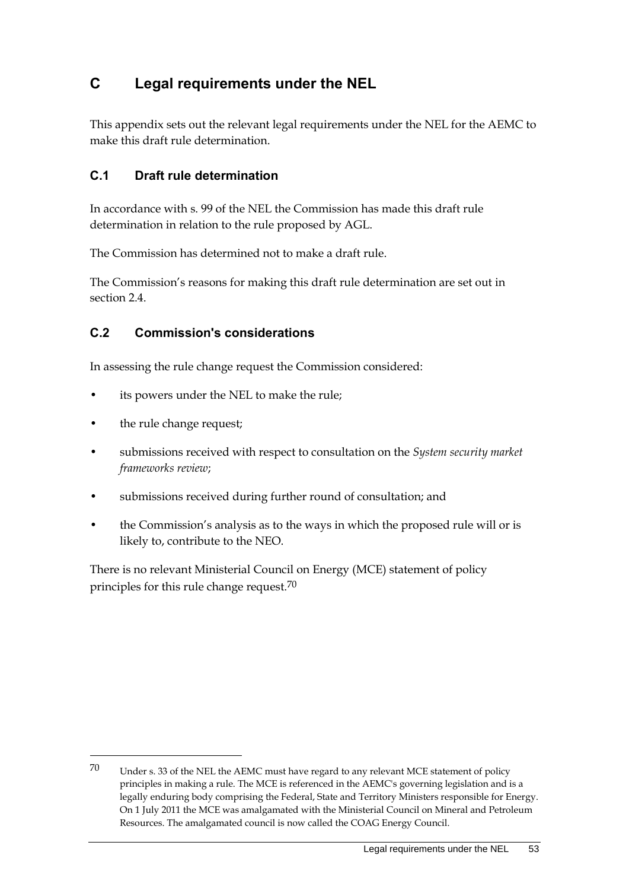# C Legal requirements under the NEL

This appendix sets out the relevant legal requirements under the NEL for the AEMC to make this draft rule determination.

## C.1 Draft rule determination

In accordance with s. 99 of the NEL the Commission has made this draft rule determination in relation to the rule proposed by AGL.

The Commission has determined not to make a draft rule.

The Commission's reasons for making this draft rule determination are set out in section 2.4.

## C.2 Commission's considerations

In assessing the rule change request the Commission considered:

- its powers under the NEL to make the rule;
- the rule change request;
- submissions received with respect to consultation on the *System security market frameworks review*;
- submissions received during further round of consultation; and
- the Commission's analysis as to the ways in which the proposed rule will or is likely to, contribute to the NEO.

There is no relevant Ministerial Council on Energy (MCE) statement of policy principles for this rule change request.[70]

---

[70] Under s. 33 of the NEL the AEMC must have regard to any relevant MCE statement of policy principles in making a rule. The MCE is referenced in the AEMC's governing legislation and is a legally enduring body comprising the Federal, State and Territory Ministers responsible for Energy. On 1 July 2011 the MCE was amalgamated with the Ministerial Council on Mineral and Petroleum Resources. The amalgamated council is now called the COAG Energy Council.